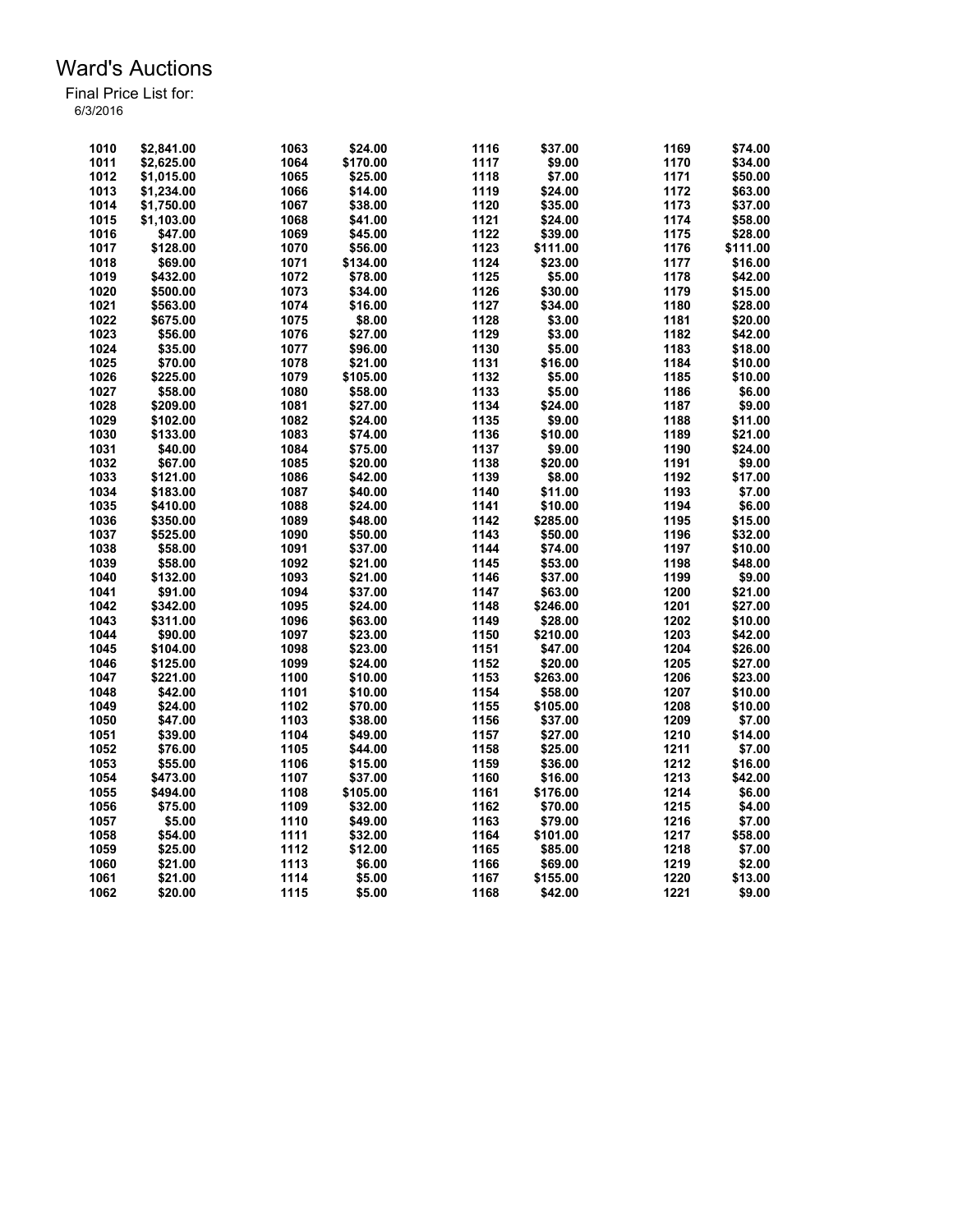# Ward's Auctions

Final Price List for:
6/3/2016

| Lot | Price | Lot | Price | Lot | Price | Lot | Price |
|---|---|---|---|---|---|---|---|
| 1010 | $2,841.00 | 1063 | $24.00 | 1116 | $37.00 | 1169 | $74.00 |
| 1011 | $2,625.00 | 1064 | $170.00 | 1117 | $9.00 | 1170 | $34.00 |
| 1012 | $1,015.00 | 1065 | $25.00 | 1118 | $7.00 | 1171 | $50.00 |
| 1013 | $1,234.00 | 1066 | $14.00 | 1119 | $24.00 | 1172 | $63.00 |
| 1014 | $1,750.00 | 1067 | $38.00 | 1120 | $35.00 | 1173 | $37.00 |
| 1015 | $1,103.00 | 1068 | $41.00 | 1121 | $24.00 | 1174 | $58.00 |
| 1016 | $47.00 | 1069 | $45.00 | 1122 | $39.00 | 1175 | $28.00 |
| 1017 | $128.00 | 1070 | $56.00 | 1123 | $111.00 | 1176 | $111.00 |
| 1018 | $69.00 | 1071 | $134.00 | 1124 | $23.00 | 1177 | $16.00 |
| 1019 | $432.00 | 1072 | $78.00 | 1125 | $5.00 | 1178 | $42.00 |
| 1020 | $500.00 | 1073 | $34.00 | 1126 | $30.00 | 1179 | $15.00 |
| 1021 | $563.00 | 1074 | $16.00 | 1127 | $34.00 | 1180 | $28.00 |
| 1022 | $675.00 | 1075 | $8.00 | 1128 | $3.00 | 1181 | $20.00 |
| 1023 | $56.00 | 1076 | $27.00 | 1129 | $3.00 | 1182 | $42.00 |
| 1024 | $35.00 | 1077 | $96.00 | 1130 | $5.00 | 1183 | $18.00 |
| 1025 | $70.00 | 1078 | $21.00 | 1131 | $16.00 | 1184 | $10.00 |
| 1026 | $225.00 | 1079 | $105.00 | 1132 | $5.00 | 1185 | $10.00 |
| 1027 | $58.00 | 1080 | $58.00 | 1133 | $5.00 | 1186 | $6.00 |
| 1028 | $209.00 | 1081 | $27.00 | 1134 | $24.00 | 1187 | $9.00 |
| 1029 | $102.00 | 1082 | $24.00 | 1135 | $9.00 | 1188 | $11.00 |
| 1030 | $133.00 | 1083 | $74.00 | 1136 | $10.00 | 1189 | $21.00 |
| 1031 | $40.00 | 1084 | $75.00 | 1137 | $9.00 | 1190 | $24.00 |
| 1032 | $67.00 | 1085 | $20.00 | 1138 | $20.00 | 1191 | $9.00 |
| 1033 | $121.00 | 1086 | $42.00 | 1139 | $8.00 | 1192 | $17.00 |
| 1034 | $183.00 | 1087 | $40.00 | 1140 | $11.00 | 1193 | $7.00 |
| 1035 | $410.00 | 1088 | $24.00 | 1141 | $10.00 | 1194 | $6.00 |
| 1036 | $350.00 | 1089 | $48.00 | 1142 | $285.00 | 1195 | $15.00 |
| 1037 | $525.00 | 1090 | $50.00 | 1143 | $50.00 | 1196 | $32.00 |
| 1038 | $58.00 | 1091 | $37.00 | 1144 | $74.00 | 1197 | $10.00 |
| 1039 | $58.00 | 1092 | $21.00 | 1145 | $53.00 | 1198 | $48.00 |
| 1040 | $132.00 | 1093 | $21.00 | 1146 | $37.00 | 1199 | $9.00 |
| 1041 | $91.00 | 1094 | $37.00 | 1147 | $63.00 | 1200 | $21.00 |
| 1042 | $342.00 | 1095 | $24.00 | 1148 | $246.00 | 1201 | $27.00 |
| 1043 | $311.00 | 1096 | $63.00 | 1149 | $28.00 | 1202 | $10.00 |
| 1044 | $90.00 | 1097 | $23.00 | 1150 | $210.00 | 1203 | $42.00 |
| 1045 | $104.00 | 1098 | $23.00 | 1151 | $47.00 | 1204 | $26.00 |
| 1046 | $125.00 | 1099 | $24.00 | 1152 | $20.00 | 1205 | $27.00 |
| 1047 | $221.00 | 1100 | $10.00 | 1153 | $263.00 | 1206 | $23.00 |
| 1048 | $42.00 | 1101 | $10.00 | 1154 | $58.00 | 1207 | $10.00 |
| 1049 | $24.00 | 1102 | $70.00 | 1155 | $105.00 | 1208 | $10.00 |
| 1050 | $47.00 | 1103 | $38.00 | 1156 | $37.00 | 1209 | $7.00 |
| 1051 | $39.00 | 1104 | $49.00 | 1157 | $27.00 | 1210 | $14.00 |
| 1052 | $76.00 | 1105 | $44.00 | 1158 | $25.00 | 1211 | $7.00 |
| 1053 | $55.00 | 1106 | $15.00 | 1159 | $36.00 | 1212 | $16.00 |
| 1054 | $473.00 | 1107 | $37.00 | 1160 | $16.00 | 1213 | $42.00 |
| 1055 | $494.00 | 1108 | $105.00 | 1161 | $176.00 | 1214 | $6.00 |
| 1056 | $75.00 | 1109 | $32.00 | 1162 | $70.00 | 1215 | $4.00 |
| 1057 | $5.00 | 1110 | $49.00 | 1163 | $79.00 | 1216 | $7.00 |
| 1058 | $54.00 | 1111 | $32.00 | 1164 | $101.00 | 1217 | $58.00 |
| 1059 | $25.00 | 1112 | $12.00 | 1165 | $85.00 | 1218 | $7.00 |
| 1060 | $21.00 | 1113 | $6.00 | 1166 | $69.00 | 1219 | $2.00 |
| 1061 | $21.00 | 1114 | $5.00 | 1167 | $155.00 | 1220 | $13.00 |
| 1062 | $20.00 | 1115 | $5.00 | 1168 | $42.00 | 1221 | $9.00 |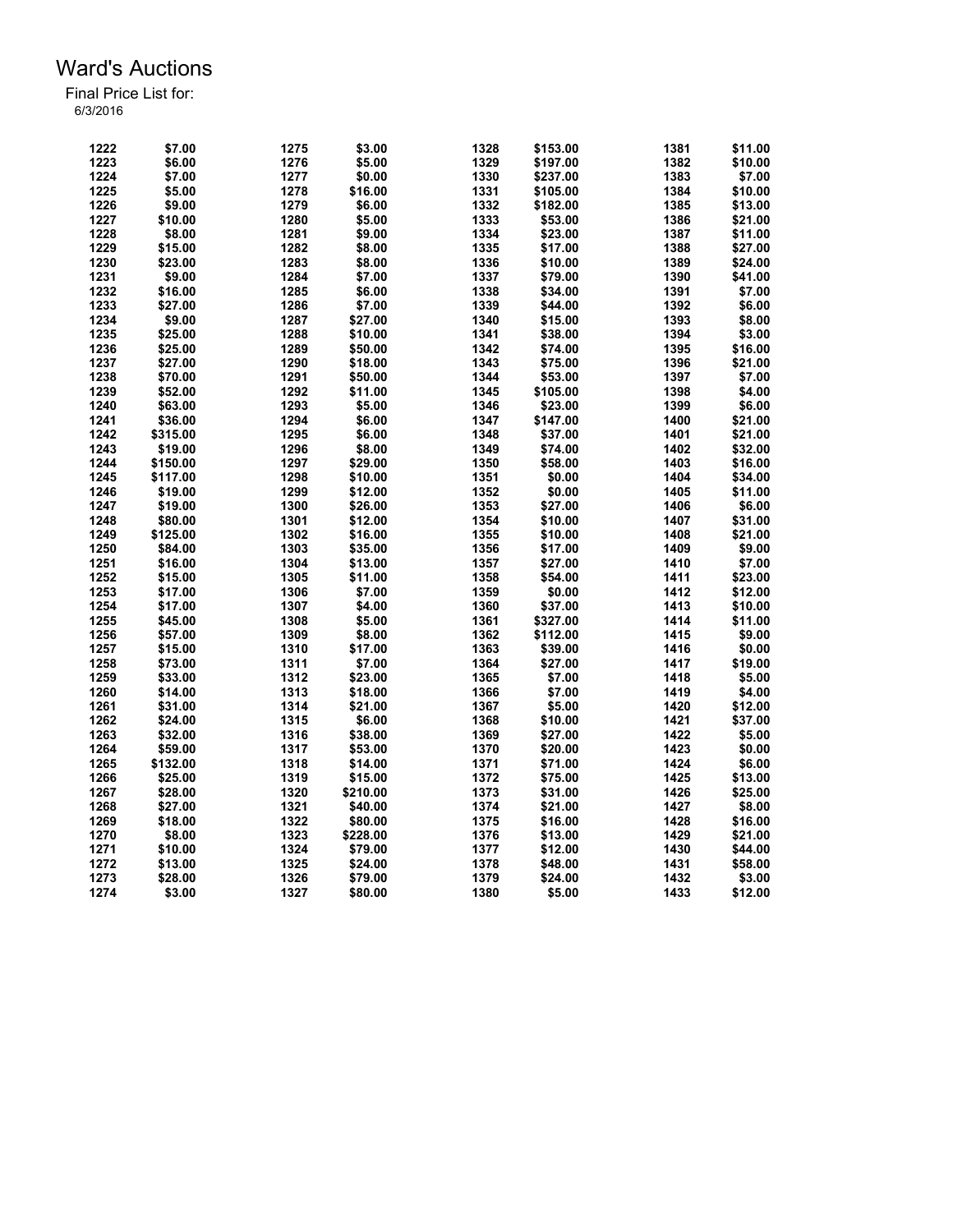# Ward's Auctions

Final Price List for:
6/3/2016

| Lot | Price | Lot | Price | Lot | Price | Lot | Price |
|---|---|---|---|---|---|---|---|
| 1222 | $7.00 | 1275 | $3.00 | 1328 | $153.00 | 1381 | $11.00 |
| 1223 | $6.00 | 1276 | $5.00 | 1329 | $197.00 | 1382 | $10.00 |
| 1224 | $7.00 | 1277 | $0.00 | 1330 | $237.00 | 1383 | $7.00 |
| 1225 | $5.00 | 1278 | $16.00 | 1331 | $105.00 | 1384 | $10.00 |
| 1226 | $9.00 | 1279 | $6.00 | 1332 | $182.00 | 1385 | $13.00 |
| 1227 | $10.00 | 1280 | $5.00 | 1333 | $53.00 | 1386 | $21.00 |
| 1228 | $8.00 | 1281 | $9.00 | 1334 | $23.00 | 1387 | $11.00 |
| 1229 | $15.00 | 1282 | $8.00 | 1335 | $17.00 | 1388 | $27.00 |
| 1230 | $23.00 | 1283 | $8.00 | 1336 | $10.00 | 1389 | $24.00 |
| 1231 | $9.00 | 1284 | $7.00 | 1337 | $79.00 | 1390 | $41.00 |
| 1232 | $16.00 | 1285 | $6.00 | 1338 | $34.00 | 1391 | $7.00 |
| 1233 | $27.00 | 1286 | $7.00 | 1339 | $44.00 | 1392 | $6.00 |
| 1234 | $9.00 | 1287 | $27.00 | 1340 | $15.00 | 1393 | $8.00 |
| 1235 | $25.00 | 1288 | $10.00 | 1341 | $38.00 | 1394 | $3.00 |
| 1236 | $25.00 | 1289 | $50.00 | 1342 | $74.00 | 1395 | $16.00 |
| 1237 | $27.00 | 1290 | $18.00 | 1343 | $75.00 | 1396 | $21.00 |
| 1238 | $70.00 | 1291 | $50.00 | 1344 | $53.00 | 1397 | $7.00 |
| 1239 | $52.00 | 1292 | $11.00 | 1345 | $105.00 | 1398 | $4.00 |
| 1240 | $63.00 | 1293 | $5.00 | 1346 | $23.00 | 1399 | $6.00 |
| 1241 | $36.00 | 1294 | $6.00 | 1347 | $147.00 | 1400 | $21.00 |
| 1242 | $315.00 | 1295 | $6.00 | 1348 | $37.00 | 1401 | $21.00 |
| 1243 | $19.00 | 1296 | $8.00 | 1349 | $74.00 | 1402 | $32.00 |
| 1244 | $150.00 | 1297 | $29.00 | 1350 | $58.00 | 1403 | $16.00 |
| 1245 | $117.00 | 1298 | $10.00 | 1351 | $0.00 | 1404 | $34.00 |
| 1246 | $19.00 | 1299 | $12.00 | 1352 | $0.00 | 1405 | $11.00 |
| 1247 | $19.00 | 1300 | $26.00 | 1353 | $27.00 | 1406 | $6.00 |
| 1248 | $80.00 | 1301 | $12.00 | 1354 | $10.00 | 1407 | $31.00 |
| 1249 | $125.00 | 1302 | $16.00 | 1355 | $10.00 | 1408 | $21.00 |
| 1250 | $84.00 | 1303 | $35.00 | 1356 | $17.00 | 1409 | $9.00 |
| 1251 | $16.00 | 1304 | $13.00 | 1357 | $27.00 | 1410 | $7.00 |
| 1252 | $15.00 | 1305 | $11.00 | 1358 | $54.00 | 1411 | $23.00 |
| 1253 | $17.00 | 1306 | $7.00 | 1359 | $0.00 | 1412 | $12.00 |
| 1254 | $17.00 | 1307 | $4.00 | 1360 | $37.00 | 1413 | $10.00 |
| 1255 | $45.00 | 1308 | $5.00 | 1361 | $327.00 | 1414 | $11.00 |
| 1256 | $57.00 | 1309 | $8.00 | 1362 | $112.00 | 1415 | $9.00 |
| 1257 | $15.00 | 1310 | $17.00 | 1363 | $39.00 | 1416 | $0.00 |
| 1258 | $73.00 | 1311 | $7.00 | 1364 | $27.00 | 1417 | $19.00 |
| 1259 | $33.00 | 1312 | $23.00 | 1365 | $7.00 | 1418 | $5.00 |
| 1260 | $14.00 | 1313 | $18.00 | 1366 | $7.00 | 1419 | $4.00 |
| 1261 | $31.00 | 1314 | $21.00 | 1367 | $5.00 | 1420 | $12.00 |
| 1262 | $24.00 | 1315 | $6.00 | 1368 | $10.00 | 1421 | $37.00 |
| 1263 | $32.00 | 1316 | $38.00 | 1369 | $27.00 | 1422 | $5.00 |
| 1264 | $59.00 | 1317 | $53.00 | 1370 | $20.00 | 1423 | $0.00 |
| 1265 | $132.00 | 1318 | $14.00 | 1371 | $71.00 | 1424 | $6.00 |
| 1266 | $25.00 | 1319 | $15.00 | 1372 | $75.00 | 1425 | $13.00 |
| 1267 | $28.00 | 1320 | $210.00 | 1373 | $31.00 | 1426 | $25.00 |
| 1268 | $27.00 | 1321 | $40.00 | 1374 | $21.00 | 1427 | $8.00 |
| 1269 | $18.00 | 1322 | $80.00 | 1375 | $16.00 | 1428 | $16.00 |
| 1270 | $8.00 | 1323 | $228.00 | 1376 | $13.00 | 1429 | $21.00 |
| 1271 | $10.00 | 1324 | $79.00 | 1377 | $12.00 | 1430 | $44.00 |
| 1272 | $13.00 | 1325 | $24.00 | 1378 | $48.00 | 1431 | $58.00 |
| 1273 | $28.00 | 1326 | $79.00 | 1379 | $24.00 | 1432 | $3.00 |
| 1274 | $3.00 | 1327 | $80.00 | 1380 | $5.00 | 1433 | $12.00 |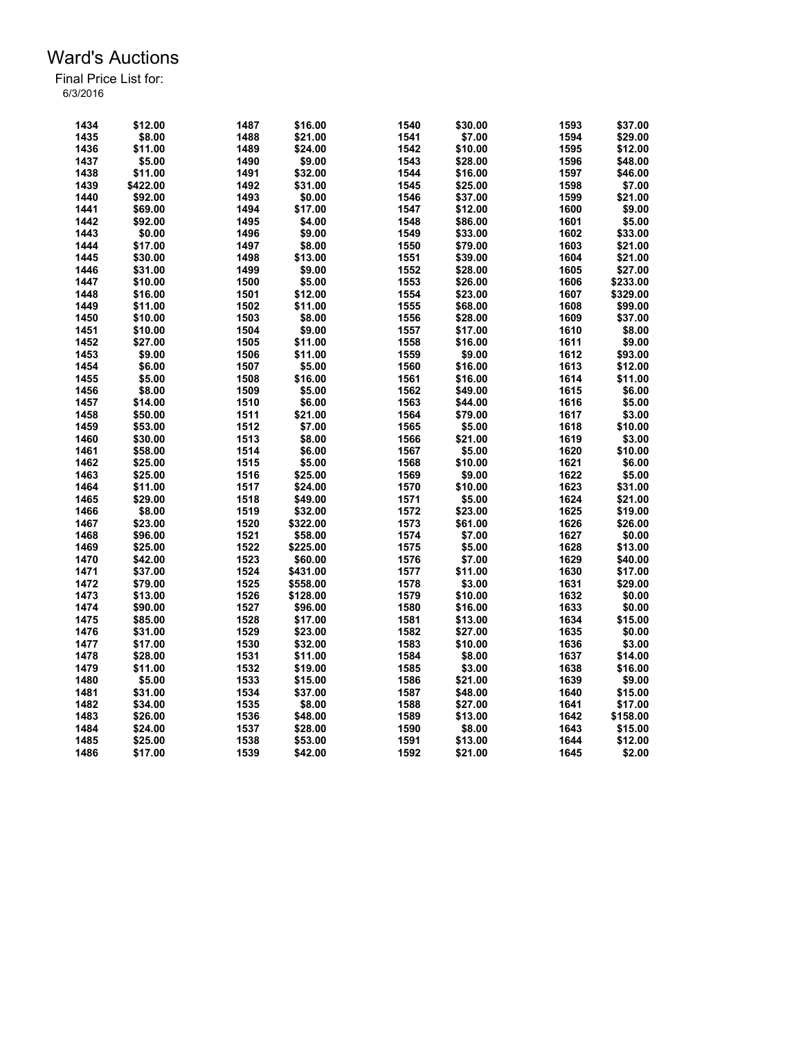# Ward's Auctions

Final Price List for:
6/3/2016

| Lot | Price | Lot | Price | Lot | Price | Lot | Price |
|---|---|---|---|---|---|---|---|
| 1434 | $12.00 | 1487 | $16.00 | 1540 | $30.00 | 1593 | $37.00 |
| 1435 | $8.00 | 1488 | $21.00 | 1541 | $7.00 | 1594 | $29.00 |
| 1436 | $11.00 | 1489 | $24.00 | 1542 | $10.00 | 1595 | $12.00 |
| 1437 | $5.00 | 1490 | $9.00 | 1543 | $28.00 | 1596 | $48.00 |
| 1438 | $11.00 | 1491 | $32.00 | 1544 | $16.00 | 1597 | $46.00 |
| 1439 | $422.00 | 1492 | $31.00 | 1545 | $25.00 | 1598 | $7.00 |
| 1440 | $92.00 | 1493 | $0.00 | 1546 | $37.00 | 1599 | $21.00 |
| 1441 | $69.00 | 1494 | $17.00 | 1547 | $12.00 | 1600 | $9.00 |
| 1442 | $92.00 | 1495 | $4.00 | 1548 | $86.00 | 1601 | $5.00 |
| 1443 | $0.00 | 1496 | $9.00 | 1549 | $33.00 | 1602 | $33.00 |
| 1444 | $17.00 | 1497 | $8.00 | 1550 | $79.00 | 1603 | $21.00 |
| 1445 | $30.00 | 1498 | $13.00 | 1551 | $39.00 | 1604 | $21.00 |
| 1446 | $31.00 | 1499 | $9.00 | 1552 | $28.00 | 1605 | $27.00 |
| 1447 | $10.00 | 1500 | $5.00 | 1553 | $26.00 | 1606 | $233.00 |
| 1448 | $16.00 | 1501 | $12.00 | 1554 | $23.00 | 1607 | $329.00 |
| 1449 | $11.00 | 1502 | $11.00 | 1555 | $68.00 | 1608 | $99.00 |
| 1450 | $10.00 | 1503 | $8.00 | 1556 | $28.00 | 1609 | $37.00 |
| 1451 | $10.00 | 1504 | $9.00 | 1557 | $17.00 | 1610 | $8.00 |
| 1452 | $27.00 | 1505 | $11.00 | 1558 | $16.00 | 1611 | $9.00 |
| 1453 | $9.00 | 1506 | $11.00 | 1559 | $9.00 | 1612 | $93.00 |
| 1454 | $6.00 | 1507 | $5.00 | 1560 | $16.00 | 1613 | $12.00 |
| 1455 | $5.00 | 1508 | $16.00 | 1561 | $16.00 | 1614 | $11.00 |
| 1456 | $8.00 | 1509 | $5.00 | 1562 | $49.00 | 1615 | $6.00 |
| 1457 | $14.00 | 1510 | $6.00 | 1563 | $44.00 | 1616 | $5.00 |
| 1458 | $50.00 | 1511 | $21.00 | 1564 | $79.00 | 1617 | $3.00 |
| 1459 | $53.00 | 1512 | $7.00 | 1565 | $5.00 | 1618 | $10.00 |
| 1460 | $30.00 | 1513 | $8.00 | 1566 | $21.00 | 1619 | $3.00 |
| 1461 | $58.00 | 1514 | $6.00 | 1567 | $5.00 | 1620 | $10.00 |
| 1462 | $25.00 | 1515 | $5.00 | 1568 | $10.00 | 1621 | $6.00 |
| 1463 | $25.00 | 1516 | $25.00 | 1569 | $9.00 | 1622 | $5.00 |
| 1464 | $11.00 | 1517 | $24.00 | 1570 | $10.00 | 1623 | $31.00 |
| 1465 | $29.00 | 1518 | $49.00 | 1571 | $5.00 | 1624 | $21.00 |
| 1466 | $8.00 | 1519 | $32.00 | 1572 | $23.00 | 1625 | $19.00 |
| 1467 | $23.00 | 1520 | $322.00 | 1573 | $61.00 | 1626 | $26.00 |
| 1468 | $96.00 | 1521 | $58.00 | 1574 | $7.00 | 1627 | $0.00 |
| 1469 | $25.00 | 1522 | $225.00 | 1575 | $5.00 | 1628 | $13.00 |
| 1470 | $42.00 | 1523 | $60.00 | 1576 | $7.00 | 1629 | $40.00 |
| 1471 | $37.00 | 1524 | $431.00 | 1577 | $11.00 | 1630 | $17.00 |
| 1472 | $79.00 | 1525 | $558.00 | 1578 | $3.00 | 1631 | $29.00 |
| 1473 | $13.00 | 1526 | $128.00 | 1579 | $10.00 | 1632 | $0.00 |
| 1474 | $90.00 | 1527 | $96.00 | 1580 | $16.00 | 1633 | $0.00 |
| 1475 | $85.00 | 1528 | $17.00 | 1581 | $13.00 | 1634 | $15.00 |
| 1476 | $31.00 | 1529 | $23.00 | 1582 | $27.00 | 1635 | $0.00 |
| 1477 | $17.00 | 1530 | $32.00 | 1583 | $10.00 | 1636 | $3.00 |
| 1478 | $28.00 | 1531 | $11.00 | 1584 | $8.00 | 1637 | $14.00 |
| 1479 | $11.00 | 1532 | $19.00 | 1585 | $3.00 | 1638 | $16.00 |
| 1480 | $5.00 | 1533 | $15.00 | 1586 | $21.00 | 1639 | $9.00 |
| 1481 | $31.00 | 1534 | $37.00 | 1587 | $48.00 | 1640 | $15.00 |
| 1482 | $34.00 | 1535 | $8.00 | 1588 | $27.00 | 1641 | $17.00 |
| 1483 | $26.00 | 1536 | $48.00 | 1589 | $13.00 | 1642 | $158.00 |
| 1484 | $24.00 | 1537 | $28.00 | 1590 | $8.00 | 1643 | $15.00 |
| 1485 | $25.00 | 1538 | $53.00 | 1591 | $13.00 | 1644 | $12.00 |
| 1486 | $17.00 | 1539 | $42.00 | 1592 | $21.00 | 1645 | $2.00 |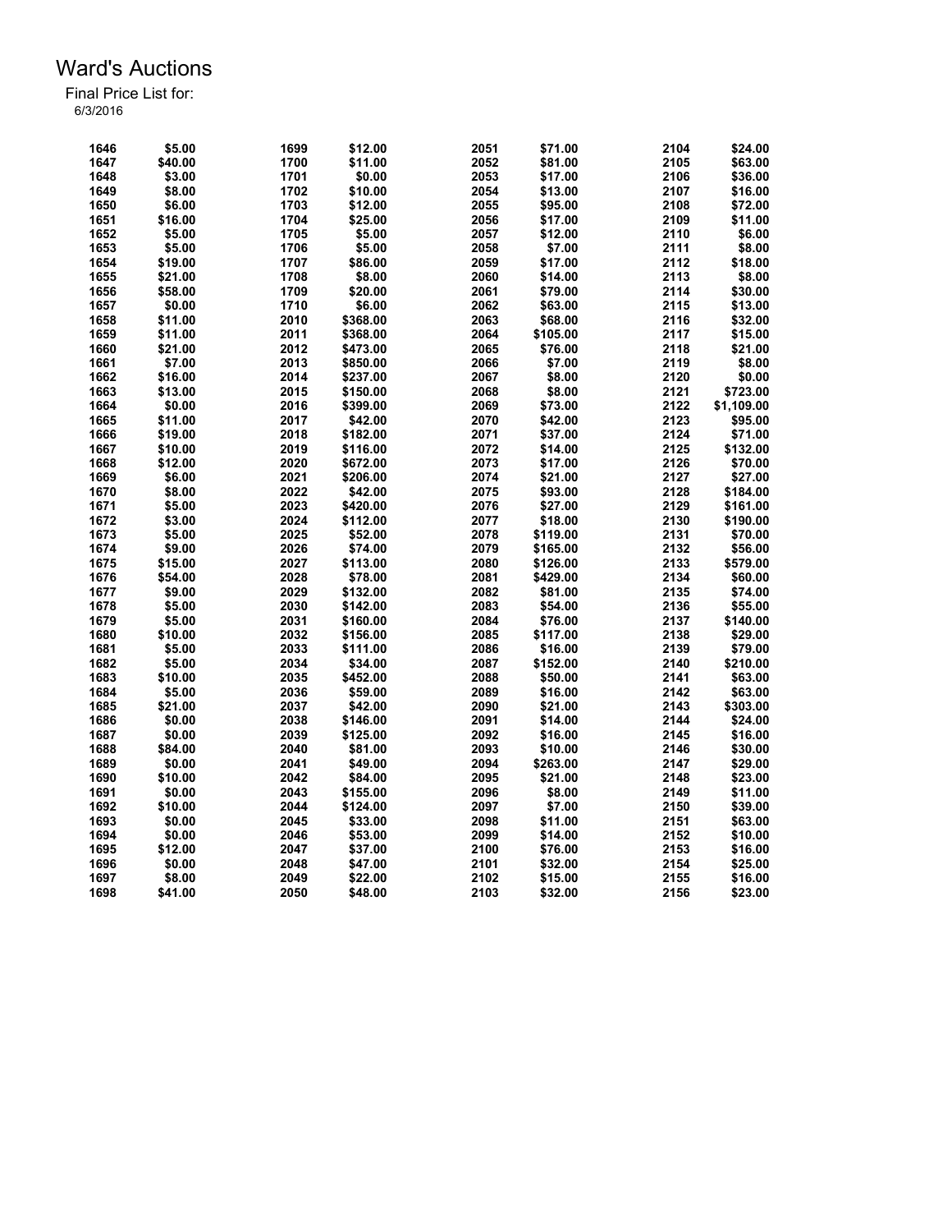# Ward's Auctions

Final Price List for:
6/3/2016

| Lot | Price | Lot | Price | Lot | Price | Lot | Price |
|---|---|---|---|---|---|---|---|
| 1646 | $5.00 | 1699 | $12.00 | 2051 | $71.00 | 2104 | $24.00 |
| 1647 | $40.00 | 1700 | $11.00 | 2052 | $81.00 | 2105 | $63.00 |
| 1648 | $3.00 | 1701 | $0.00 | 2053 | $17.00 | 2106 | $36.00 |
| 1649 | $8.00 | 1702 | $10.00 | 2054 | $13.00 | 2107 | $16.00 |
| 1650 | $6.00 | 1703 | $12.00 | 2055 | $95.00 | 2108 | $72.00 |
| 1651 | $16.00 | 1704 | $25.00 | 2056 | $17.00 | 2109 | $11.00 |
| 1652 | $5.00 | 1705 | $5.00 | 2057 | $12.00 | 2110 | $6.00 |
| 1653 | $5.00 | 1706 | $5.00 | 2058 | $7.00 | 2111 | $8.00 |
| 1654 | $19.00 | 1707 | $86.00 | 2059 | $17.00 | 2112 | $18.00 |
| 1655 | $21.00 | 1708 | $8.00 | 2060 | $14.00 | 2113 | $8.00 |
| 1656 | $58.00 | 1709 | $20.00 | 2061 | $79.00 | 2114 | $30.00 |
| 1657 | $0.00 | 1710 | $6.00 | 2062 | $63.00 | 2115 | $13.00 |
| 1658 | $11.00 | 2010 | $368.00 | 2063 | $68.00 | 2116 | $32.00 |
| 1659 | $11.00 | 2011 | $368.00 | 2064 | $105.00 | 2117 | $15.00 |
| 1660 | $21.00 | 2012 | $473.00 | 2065 | $76.00 | 2118 | $21.00 |
| 1661 | $7.00 | 2013 | $850.00 | 2066 | $7.00 | 2119 | $8.00 |
| 1662 | $16.00 | 2014 | $237.00 | 2067 | $8.00 | 2120 | $0.00 |
| 1663 | $13.00 | 2015 | $150.00 | 2068 | $8.00 | 2121 | $723.00 |
| 1664 | $0.00 | 2016 | $399.00 | 2069 | $73.00 | 2122 | $1,109.00 |
| 1665 | $11.00 | 2017 | $42.00 | 2070 | $42.00 | 2123 | $95.00 |
| 1666 | $19.00 | 2018 | $182.00 | 2071 | $37.00 | 2124 | $71.00 |
| 1667 | $10.00 | 2019 | $116.00 | 2072 | $14.00 | 2125 | $132.00 |
| 1668 | $12.00 | 2020 | $672.00 | 2073 | $17.00 | 2126 | $70.00 |
| 1669 | $6.00 | 2021 | $206.00 | 2074 | $21.00 | 2127 | $27.00 |
| 1670 | $8.00 | 2022 | $42.00 | 2075 | $93.00 | 2128 | $184.00 |
| 1671 | $5.00 | 2023 | $420.00 | 2076 | $27.00 | 2129 | $161.00 |
| 1672 | $3.00 | 2024 | $112.00 | 2077 | $18.00 | 2130 | $190.00 |
| 1673 | $5.00 | 2025 | $52.00 | 2078 | $119.00 | 2131 | $70.00 |
| 1674 | $9.00 | 2026 | $74.00 | 2079 | $165.00 | 2132 | $56.00 |
| 1675 | $15.00 | 2027 | $113.00 | 2080 | $126.00 | 2133 | $579.00 |
| 1676 | $54.00 | 2028 | $78.00 | 2081 | $429.00 | 2134 | $60.00 |
| 1677 | $9.00 | 2029 | $132.00 | 2082 | $81.00 | 2135 | $74.00 |
| 1678 | $5.00 | 2030 | $142.00 | 2083 | $54.00 | 2136 | $55.00 |
| 1679 | $5.00 | 2031 | $160.00 | 2084 | $76.00 | 2137 | $140.00 |
| 1680 | $10.00 | 2032 | $156.00 | 2085 | $117.00 | 2138 | $29.00 |
| 1681 | $5.00 | 2033 | $111.00 | 2086 | $16.00 | 2139 | $79.00 |
| 1682 | $5.00 | 2034 | $34.00 | 2087 | $152.00 | 2140 | $210.00 |
| 1683 | $10.00 | 2035 | $452.00 | 2088 | $50.00 | 2141 | $63.00 |
| 1684 | $5.00 | 2036 | $59.00 | 2089 | $16.00 | 2142 | $63.00 |
| 1685 | $21.00 | 2037 | $42.00 | 2090 | $21.00 | 2143 | $303.00 |
| 1686 | $0.00 | 2038 | $146.00 | 2091 | $14.00 | 2144 | $24.00 |
| 1687 | $0.00 | 2039 | $125.00 | 2092 | $16.00 | 2145 | $16.00 |
| 1688 | $84.00 | 2040 | $81.00 | 2093 | $10.00 | 2146 | $30.00 |
| 1689 | $0.00 | 2041 | $49.00 | 2094 | $263.00 | 2147 | $29.00 |
| 1690 | $10.00 | 2042 | $84.00 | 2095 | $21.00 | 2148 | $23.00 |
| 1691 | $0.00 | 2043 | $155.00 | 2096 | $8.00 | 2149 | $11.00 |
| 1692 | $10.00 | 2044 | $124.00 | 2097 | $7.00 | 2150 | $39.00 |
| 1693 | $0.00 | 2045 | $33.00 | 2098 | $11.00 | 2151 | $63.00 |
| 1694 | $0.00 | 2046 | $53.00 | 2099 | $14.00 | 2152 | $10.00 |
| 1695 | $12.00 | 2047 | $37.00 | 2100 | $76.00 | 2153 | $16.00 |
| 1696 | $0.00 | 2048 | $47.00 | 2101 | $32.00 | 2154 | $25.00 |
| 1697 | $8.00 | 2049 | $22.00 | 2102 | $15.00 | 2155 | $16.00 |
| 1698 | $41.00 | 2050 | $48.00 | 2103 | $32.00 | 2156 | $23.00 |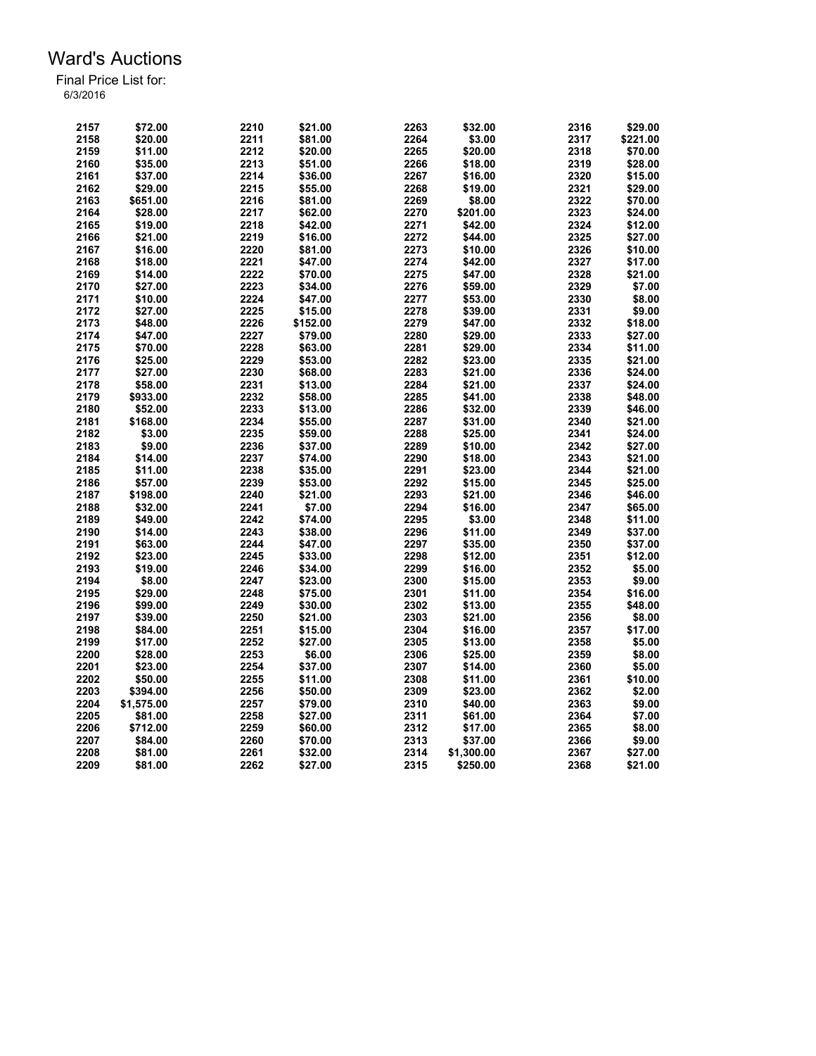# Ward's Auctions

Final Price List for:
6/3/2016

| Lot | Price | Lot | Price | Lot | Price | Lot | Price |
|---|---|---|---|---|---|---|---|
| 2157 | $72.00 | 2210 | $21.00 | 2263 | $32.00 | 2316 | $29.00 |
| 2158 | $20.00 | 2211 | $81.00 | 2264 | $3.00 | 2317 | $221.00 |
| 2159 | $11.00 | 2212 | $20.00 | 2265 | $20.00 | 2318 | $70.00 |
| 2160 | $35.00 | 2213 | $51.00 | 2266 | $18.00 | 2319 | $28.00 |
| 2161 | $37.00 | 2214 | $36.00 | 2267 | $16.00 | 2320 | $15.00 |
| 2162 | $29.00 | 2215 | $55.00 | 2268 | $19.00 | 2321 | $29.00 |
| 2163 | $651.00 | 2216 | $81.00 | 2269 | $8.00 | 2322 | $70.00 |
| 2164 | $28.00 | 2217 | $62.00 | 2270 | $201.00 | 2323 | $24.00 |
| 2165 | $19.00 | 2218 | $42.00 | 2271 | $42.00 | 2324 | $12.00 |
| 2166 | $21.00 | 2219 | $16.00 | 2272 | $44.00 | 2325 | $27.00 |
| 2167 | $16.00 | 2220 | $81.00 | 2273 | $10.00 | 2326 | $10.00 |
| 2168 | $18.00 | 2221 | $47.00 | 2274 | $42.00 | 2327 | $17.00 |
| 2169 | $14.00 | 2222 | $70.00 | 2275 | $47.00 | 2328 | $21.00 |
| 2170 | $27.00 | 2223 | $34.00 | 2276 | $59.00 | 2329 | $7.00 |
| 2171 | $10.00 | 2224 | $47.00 | 2277 | $53.00 | 2330 | $8.00 |
| 2172 | $27.00 | 2225 | $15.00 | 2278 | $39.00 | 2331 | $9.00 |
| 2173 | $48.00 | 2226 | $152.00 | 2279 | $47.00 | 2332 | $18.00 |
| 2174 | $47.00 | 2227 | $79.00 | 2280 | $29.00 | 2333 | $27.00 |
| 2175 | $70.00 | 2228 | $63.00 | 2281 | $29.00 | 2334 | $11.00 |
| 2176 | $25.00 | 2229 | $53.00 | 2282 | $23.00 | 2335 | $21.00 |
| 2177 | $27.00 | 2230 | $68.00 | 2283 | $21.00 | 2336 | $24.00 |
| 2178 | $58.00 | 2231 | $13.00 | 2284 | $21.00 | 2337 | $24.00 |
| 2179 | $933.00 | 2232 | $58.00 | 2285 | $41.00 | 2338 | $48.00 |
| 2180 | $52.00 | 2233 | $13.00 | 2286 | $32.00 | 2339 | $46.00 |
| 2181 | $168.00 | 2234 | $55.00 | 2287 | $31.00 | 2340 | $21.00 |
| 2182 | $3.00 | 2235 | $59.00 | 2288 | $25.00 | 2341 | $24.00 |
| 2183 | $9.00 | 2236 | $37.00 | 2289 | $10.00 | 2342 | $27.00 |
| 2184 | $14.00 | 2237 | $74.00 | 2290 | $18.00 | 2343 | $21.00 |
| 2185 | $11.00 | 2238 | $35.00 | 2291 | $23.00 | 2344 | $21.00 |
| 2186 | $57.00 | 2239 | $53.00 | 2292 | $15.00 | 2345 | $25.00 |
| 2187 | $198.00 | 2240 | $21.00 | 2293 | $21.00 | 2346 | $46.00 |
| 2188 | $32.00 | 2241 | $7.00 | 2294 | $16.00 | 2347 | $65.00 |
| 2189 | $49.00 | 2242 | $74.00 | 2295 | $3.00 | 2348 | $11.00 |
| 2190 | $14.00 | 2243 | $38.00 | 2296 | $11.00 | 2349 | $37.00 |
| 2191 | $63.00 | 2244 | $47.00 | 2297 | $35.00 | 2350 | $37.00 |
| 2192 | $23.00 | 2245 | $33.00 | 2298 | $12.00 | 2351 | $12.00 |
| 2193 | $19.00 | 2246 | $34.00 | 2299 | $16.00 | 2352 | $5.00 |
| 2194 | $8.00 | 2247 | $23.00 | 2300 | $15.00 | 2353 | $9.00 |
| 2195 | $29.00 | 2248 | $75.00 | 2301 | $11.00 | 2354 | $16.00 |
| 2196 | $99.00 | 2249 | $30.00 | 2302 | $13.00 | 2355 | $48.00 |
| 2197 | $39.00 | 2250 | $21.00 | 2303 | $21.00 | 2356 | $8.00 |
| 2198 | $84.00 | 2251 | $15.00 | 2304 | $16.00 | 2357 | $17.00 |
| 2199 | $17.00 | 2252 | $27.00 | 2305 | $13.00 | 2358 | $5.00 |
| 2200 | $28.00 | 2253 | $6.00 | 2306 | $25.00 | 2359 | $8.00 |
| 2201 | $23.00 | 2254 | $37.00 | 2307 | $14.00 | 2360 | $5.00 |
| 2202 | $50.00 | 2255 | $11.00 | 2308 | $11.00 | 2361 | $10.00 |
| 2203 | $394.00 | 2256 | $50.00 | 2309 | $23.00 | 2362 | $2.00 |
| 2204 | $1,575.00 | 2257 | $79.00 | 2310 | $40.00 | 2363 | $9.00 |
| 2205 | $81.00 | 2258 | $27.00 | 2311 | $61.00 | 2364 | $7.00 |
| 2206 | $712.00 | 2259 | $60.00 | 2312 | $17.00 | 2365 | $8.00 |
| 2207 | $84.00 | 2260 | $70.00 | 2313 | $37.00 | 2366 | $9.00 |
| 2208 | $81.00 | 2261 | $32.00 | 2314 | $1,300.00 | 2367 | $27.00 |
| 2209 | $81.00 | 2262 | $27.00 | 2315 | $250.00 | 2368 | $21.00 |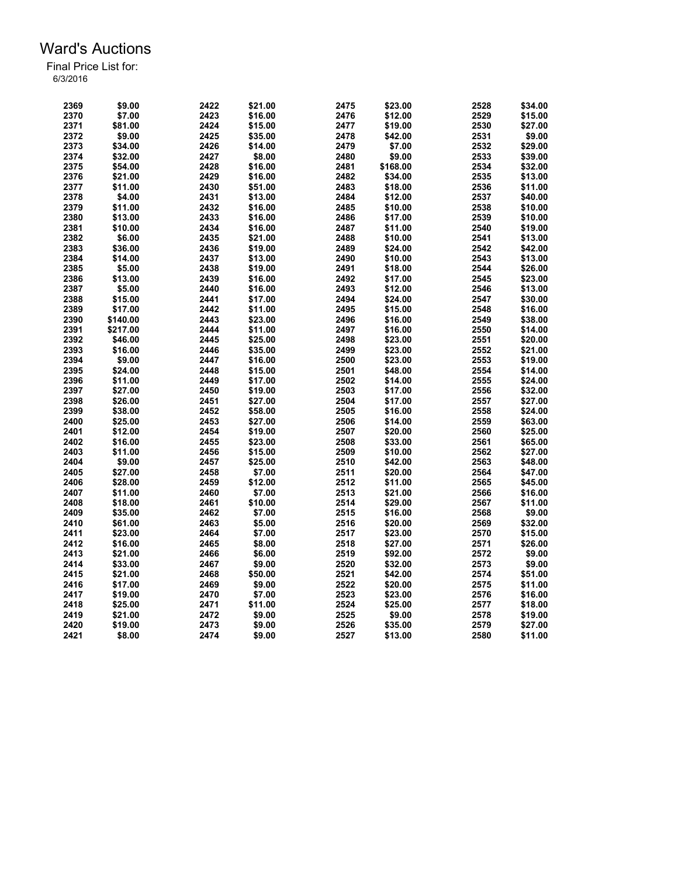# Ward's Auctions

Final Price List for:
6/3/2016

| Lot | Price | Lot | Price | Lot | Price | Lot | Price |
|---|---|---|---|---|---|---|---|
| 2369 | $9.00 | 2422 | $21.00 | 2475 | $23.00 | 2528 | $34.00 |
| 2370 | $7.00 | 2423 | $16.00 | 2476 | $12.00 | 2529 | $15.00 |
| 2371 | $81.00 | 2424 | $15.00 | 2477 | $19.00 | 2530 | $27.00 |
| 2372 | $9.00 | 2425 | $35.00 | 2478 | $42.00 | 2531 | $9.00 |
| 2373 | $34.00 | 2426 | $14.00 | 2479 | $7.00 | 2532 | $29.00 |
| 2374 | $32.00 | 2427 | $8.00 | 2480 | $9.00 | 2533 | $39.00 |
| 2375 | $54.00 | 2428 | $16.00 | 2481 | $168.00 | 2534 | $32.00 |
| 2376 | $21.00 | 2429 | $16.00 | 2482 | $34.00 | 2535 | $13.00 |
| 2377 | $11.00 | 2430 | $51.00 | 2483 | $18.00 | 2536 | $11.00 |
| 2378 | $4.00 | 2431 | $13.00 | 2484 | $12.00 | 2537 | $40.00 |
| 2379 | $11.00 | 2432 | $16.00 | 2485 | $10.00 | 2538 | $10.00 |
| 2380 | $13.00 | 2433 | $16.00 | 2486 | $17.00 | 2539 | $10.00 |
| 2381 | $10.00 | 2434 | $16.00 | 2487 | $11.00 | 2540 | $19.00 |
| 2382 | $6.00 | 2435 | $21.00 | 2488 | $10.00 | 2541 | $13.00 |
| 2383 | $36.00 | 2436 | $19.00 | 2489 | $24.00 | 2542 | $42.00 |
| 2384 | $14.00 | 2437 | $13.00 | 2490 | $10.00 | 2543 | $13.00 |
| 2385 | $5.00 | 2438 | $19.00 | 2491 | $18.00 | 2544 | $26.00 |
| 2386 | $13.00 | 2439 | $16.00 | 2492 | $17.00 | 2545 | $23.00 |
| 2387 | $5.00 | 2440 | $16.00 | 2493 | $12.00 | 2546 | $13.00 |
| 2388 | $15.00 | 2441 | $17.00 | 2494 | $24.00 | 2547 | $30.00 |
| 2389 | $17.00 | 2442 | $11.00 | 2495 | $15.00 | 2548 | $16.00 |
| 2390 | $140.00 | 2443 | $23.00 | 2496 | $16.00 | 2549 | $38.00 |
| 2391 | $217.00 | 2444 | $11.00 | 2497 | $16.00 | 2550 | $14.00 |
| 2392 | $46.00 | 2445 | $25.00 | 2498 | $23.00 | 2551 | $20.00 |
| 2393 | $16.00 | 2446 | $35.00 | 2499 | $23.00 | 2552 | $21.00 |
| 2394 | $9.00 | 2447 | $16.00 | 2500 | $23.00 | 2553 | $19.00 |
| 2395 | $24.00 | 2448 | $15.00 | 2501 | $48.00 | 2554 | $14.00 |
| 2396 | $11.00 | 2449 | $17.00 | 2502 | $14.00 | 2555 | $24.00 |
| 2397 | $27.00 | 2450 | $19.00 | 2503 | $17.00 | 2556 | $32.00 |
| 2398 | $26.00 | 2451 | $27.00 | 2504 | $17.00 | 2557 | $27.00 |
| 2399 | $38.00 | 2452 | $58.00 | 2505 | $16.00 | 2558 | $24.00 |
| 2400 | $25.00 | 2453 | $27.00 | 2506 | $14.00 | 2559 | $63.00 |
| 2401 | $12.00 | 2454 | $19.00 | 2507 | $20.00 | 2560 | $25.00 |
| 2402 | $16.00 | 2455 | $23.00 | 2508 | $33.00 | 2561 | $65.00 |
| 2403 | $11.00 | 2456 | $15.00 | 2509 | $10.00 | 2562 | $27.00 |
| 2404 | $9.00 | 2457 | $25.00 | 2510 | $42.00 | 2563 | $48.00 |
| 2405 | $27.00 | 2458 | $7.00 | 2511 | $20.00 | 2564 | $47.00 |
| 2406 | $28.00 | 2459 | $12.00 | 2512 | $11.00 | 2565 | $45.00 |
| 2407 | $11.00 | 2460 | $7.00 | 2513 | $21.00 | 2566 | $16.00 |
| 2408 | $18.00 | 2461 | $10.00 | 2514 | $29.00 | 2567 | $11.00 |
| 2409 | $35.00 | 2462 | $7.00 | 2515 | $16.00 | 2568 | $9.00 |
| 2410 | $61.00 | 2463 | $5.00 | 2516 | $20.00 | 2569 | $32.00 |
| 2411 | $23.00 | 2464 | $7.00 | 2517 | $23.00 | 2570 | $15.00 |
| 2412 | $16.00 | 2465 | $8.00 | 2518 | $27.00 | 2571 | $26.00 |
| 2413 | $21.00 | 2466 | $6.00 | 2519 | $92.00 | 2572 | $9.00 |
| 2414 | $33.00 | 2467 | $9.00 | 2520 | $32.00 | 2573 | $9.00 |
| 2415 | $21.00 | 2468 | $50.00 | 2521 | $42.00 | 2574 | $51.00 |
| 2416 | $17.00 | 2469 | $9.00 | 2522 | $20.00 | 2575 | $11.00 |
| 2417 | $19.00 | 2470 | $7.00 | 2523 | $23.00 | 2576 | $16.00 |
| 2418 | $25.00 | 2471 | $11.00 | 2524 | $25.00 | 2577 | $18.00 |
| 2419 | $21.00 | 2472 | $9.00 | 2525 | $9.00 | 2578 | $19.00 |
| 2420 | $19.00 | 2473 | $9.00 | 2526 | $35.00 | 2579 | $27.00 |
| 2421 | $8.00 | 2474 | $9.00 | 2527 | $13.00 | 2580 | $11.00 |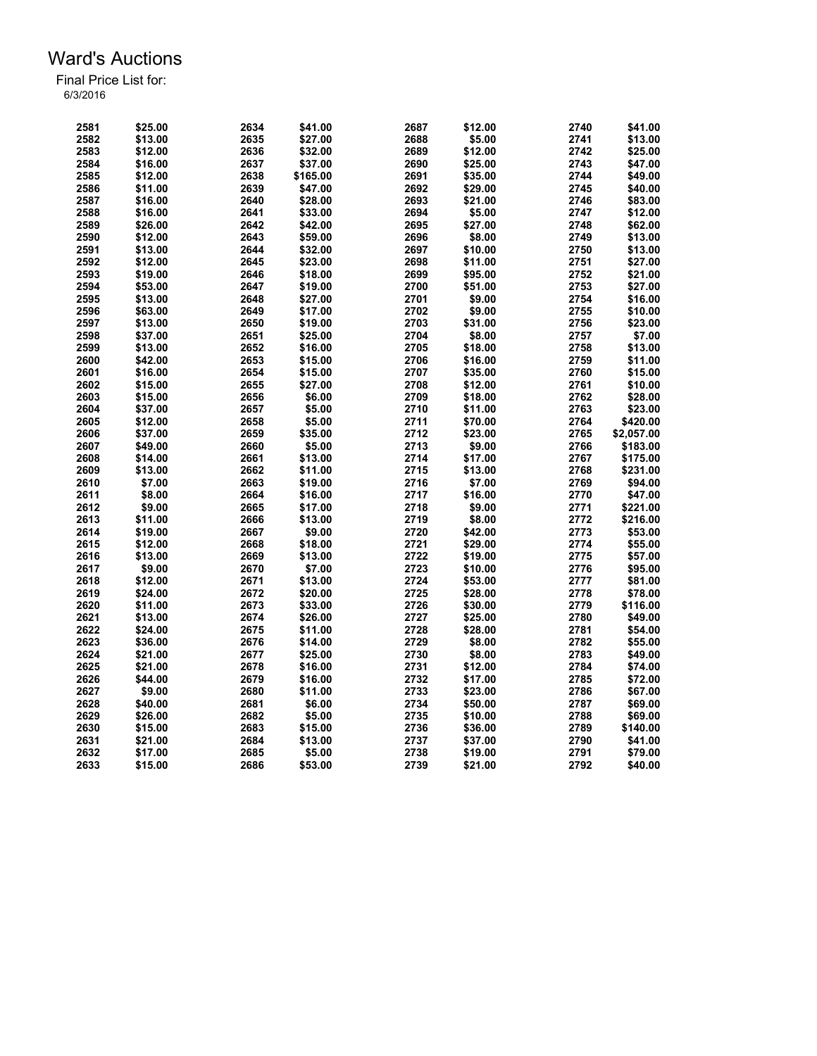# Ward's Auctions

Final Price List for:
6/3/2016

| Lot | Price | Lot | Price | Lot | Price | Lot | Price |
|---|---|---|---|---|---|---|---|
| 2581 | $25.00 | 2634 | $41.00 | 2687 | $12.00 | 2740 | $41.00 |
| 2582 | $13.00 | 2635 | $27.00 | 2688 | $5.00 | 2741 | $13.00 |
| 2583 | $12.00 | 2636 | $32.00 | 2689 | $12.00 | 2742 | $25.00 |
| 2584 | $16.00 | 2637 | $37.00 | 2690 | $25.00 | 2743 | $47.00 |
| 2585 | $12.00 | 2638 | $165.00 | 2691 | $35.00 | 2744 | $49.00 |
| 2586 | $11.00 | 2639 | $47.00 | 2692 | $29.00 | 2745 | $40.00 |
| 2587 | $16.00 | 2640 | $28.00 | 2693 | $21.00 | 2746 | $83.00 |
| 2588 | $16.00 | 2641 | $33.00 | 2694 | $5.00 | 2747 | $12.00 |
| 2589 | $26.00 | 2642 | $42.00 | 2695 | $27.00 | 2748 | $62.00 |
| 2590 | $12.00 | 2643 | $59.00 | 2696 | $8.00 | 2749 | $13.00 |
| 2591 | $13.00 | 2644 | $32.00 | 2697 | $10.00 | 2750 | $13.00 |
| 2592 | $12.00 | 2645 | $23.00 | 2698 | $11.00 | 2751 | $27.00 |
| 2593 | $19.00 | 2646 | $18.00 | 2699 | $95.00 | 2752 | $21.00 |
| 2594 | $53.00 | 2647 | $19.00 | 2700 | $51.00 | 2753 | $27.00 |
| 2595 | $13.00 | 2648 | $27.00 | 2701 | $9.00 | 2754 | $16.00 |
| 2596 | $63.00 | 2649 | $17.00 | 2702 | $9.00 | 2755 | $10.00 |
| 2597 | $13.00 | 2650 | $19.00 | 2703 | $31.00 | 2756 | $23.00 |
| 2598 | $37.00 | 2651 | $25.00 | 2704 | $8.00 | 2757 | $7.00 |
| 2599 | $13.00 | 2652 | $16.00 | 2705 | $18.00 | 2758 | $13.00 |
| 2600 | $42.00 | 2653 | $15.00 | 2706 | $16.00 | 2759 | $11.00 |
| 2601 | $16.00 | 2654 | $15.00 | 2707 | $35.00 | 2760 | $15.00 |
| 2602 | $15.00 | 2655 | $27.00 | 2708 | $12.00 | 2761 | $10.00 |
| 2603 | $15.00 | 2656 | $6.00 | 2709 | $18.00 | 2762 | $28.00 |
| 2604 | $37.00 | 2657 | $5.00 | 2710 | $11.00 | 2763 | $23.00 |
| 2605 | $12.00 | 2658 | $5.00 | 2711 | $70.00 | 2764 | $420.00 |
| 2606 | $37.00 | 2659 | $35.00 | 2712 | $23.00 | 2765 | $2,057.00 |
| 2607 | $49.00 | 2660 | $5.00 | 2713 | $9.00 | 2766 | $183.00 |
| 2608 | $14.00 | 2661 | $13.00 | 2714 | $17.00 | 2767 | $175.00 |
| 2609 | $13.00 | 2662 | $11.00 | 2715 | $13.00 | 2768 | $231.00 |
| 2610 | $7.00 | 2663 | $19.00 | 2716 | $7.00 | 2769 | $94.00 |
| 2611 | $8.00 | 2664 | $16.00 | 2717 | $16.00 | 2770 | $47.00 |
| 2612 | $9.00 | 2665 | $17.00 | 2718 | $9.00 | 2771 | $221.00 |
| 2613 | $11.00 | 2666 | $13.00 | 2719 | $8.00 | 2772 | $216.00 |
| 2614 | $19.00 | 2667 | $9.00 | 2720 | $42.00 | 2773 | $53.00 |
| 2615 | $12.00 | 2668 | $18.00 | 2721 | $29.00 | 2774 | $55.00 |
| 2616 | $13.00 | 2669 | $13.00 | 2722 | $19.00 | 2775 | $57.00 |
| 2617 | $9.00 | 2670 | $7.00 | 2723 | $10.00 | 2776 | $95.00 |
| 2618 | $12.00 | 2671 | $13.00 | 2724 | $53.00 | 2777 | $81.00 |
| 2619 | $24.00 | 2672 | $20.00 | 2725 | $28.00 | 2778 | $78.00 |
| 2620 | $11.00 | 2673 | $33.00 | 2726 | $30.00 | 2779 | $116.00 |
| 2621 | $13.00 | 2674 | $26.00 | 2727 | $25.00 | 2780 | $49.00 |
| 2622 | $24.00 | 2675 | $11.00 | 2728 | $28.00 | 2781 | $54.00 |
| 2623 | $36.00 | 2676 | $14.00 | 2729 | $8.00 | 2782 | $55.00 |
| 2624 | $21.00 | 2677 | $25.00 | 2730 | $8.00 | 2783 | $49.00 |
| 2625 | $21.00 | 2678 | $16.00 | 2731 | $12.00 | 2784 | $74.00 |
| 2626 | $44.00 | 2679 | $16.00 | 2732 | $17.00 | 2785 | $72.00 |
| 2627 | $9.00 | 2680 | $11.00 | 2733 | $23.00 | 2786 | $67.00 |
| 2628 | $40.00 | 2681 | $6.00 | 2734 | $50.00 | 2787 | $69.00 |
| 2629 | $26.00 | 2682 | $5.00 | 2735 | $10.00 | 2788 | $69.00 |
| 2630 | $15.00 | 2683 | $15.00 | 2736 | $36.00 | 2789 | $140.00 |
| 2631 | $21.00 | 2684 | $13.00 | 2737 | $37.00 | 2790 | $41.00 |
| 2632 | $17.00 | 2685 | $5.00 | 2738 | $19.00 | 2791 | $79.00 |
| 2633 | $15.00 | 2686 | $53.00 | 2739 | $21.00 | 2792 | $40.00 |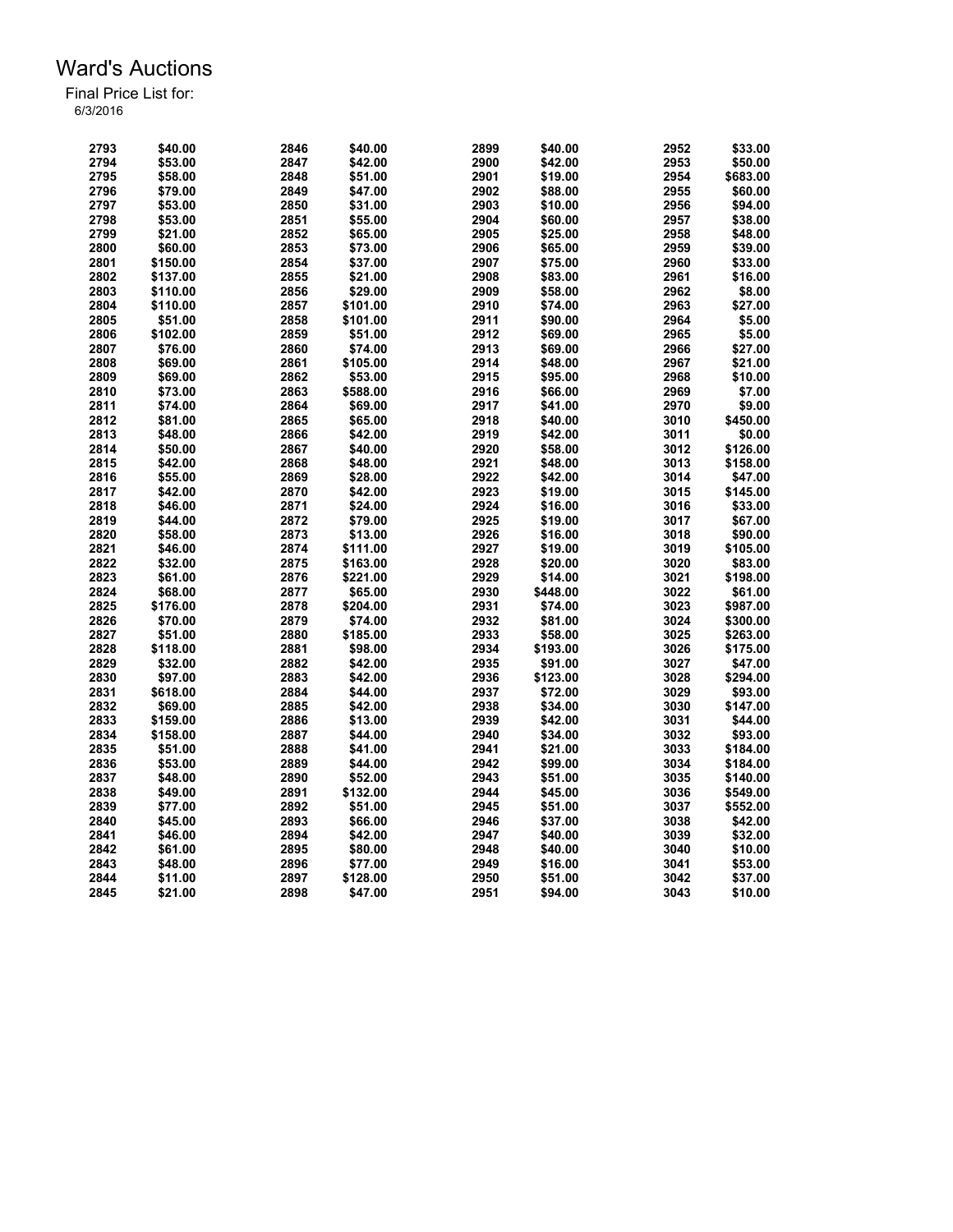# Ward's Auctions

Final Price List for:
6/3/2016

| Lot | Price | Lot | Price | Lot | Price | Lot | Price |
|---|---|---|---|---|---|---|---|
| 2793 | $40.00 | 2846 | $40.00 | 2899 | $40.00 | 2952 | $33.00 |
| 2794 | $53.00 | 2847 | $42.00 | 2900 | $42.00 | 2953 | $50.00 |
| 2795 | $58.00 | 2848 | $51.00 | 2901 | $19.00 | 2954 | $683.00 |
| 2796 | $79.00 | 2849 | $47.00 | 2902 | $88.00 | 2955 | $60.00 |
| 2797 | $53.00 | 2850 | $31.00 | 2903 | $10.00 | 2956 | $94.00 |
| 2798 | $53.00 | 2851 | $55.00 | 2904 | $60.00 | 2957 | $38.00 |
| 2799 | $21.00 | 2852 | $65.00 | 2905 | $25.00 | 2958 | $48.00 |
| 2800 | $60.00 | 2853 | $73.00 | 2906 | $65.00 | 2959 | $39.00 |
| 2801 | $150.00 | 2854 | $37.00 | 2907 | $75.00 | 2960 | $33.00 |
| 2802 | $137.00 | 2855 | $21.00 | 2908 | $83.00 | 2961 | $16.00 |
| 2803 | $110.00 | 2856 | $29.00 | 2909 | $58.00 | 2962 | $8.00 |
| 2804 | $110.00 | 2857 | $101.00 | 2910 | $74.00 | 2963 | $27.00 |
| 2805 | $51.00 | 2858 | $101.00 | 2911 | $90.00 | 2964 | $5.00 |
| 2806 | $102.00 | 2859 | $51.00 | 2912 | $69.00 | 2965 | $5.00 |
| 2807 | $76.00 | 2860 | $74.00 | 2913 | $69.00 | 2966 | $27.00 |
| 2808 | $69.00 | 2861 | $105.00 | 2914 | $48.00 | 2967 | $21.00 |
| 2809 | $69.00 | 2862 | $53.00 | 2915 | $95.00 | 2968 | $10.00 |
| 2810 | $73.00 | 2863 | $588.00 | 2916 | $66.00 | 2969 | $7.00 |
| 2811 | $74.00 | 2864 | $69.00 | 2917 | $41.00 | 2970 | $9.00 |
| 2812 | $81.00 | 2865 | $65.00 | 2918 | $40.00 | 3010 | $450.00 |
| 2813 | $48.00 | 2866 | $42.00 | 2919 | $42.00 | 3011 | $0.00 |
| 2814 | $50.00 | 2867 | $40.00 | 2920 | $58.00 | 3012 | $126.00 |
| 2815 | $42.00 | 2868 | $48.00 | 2921 | $48.00 | 3013 | $158.00 |
| 2816 | $55.00 | 2869 | $28.00 | 2922 | $42.00 | 3014 | $47.00 |
| 2817 | $42.00 | 2870 | $42.00 | 2923 | $19.00 | 3015 | $145.00 |
| 2818 | $46.00 | 2871 | $24.00 | 2924 | $16.00 | 3016 | $33.00 |
| 2819 | $44.00 | 2872 | $79.00 | 2925 | $19.00 | 3017 | $67.00 |
| 2820 | $58.00 | 2873 | $13.00 | 2926 | $16.00 | 3018 | $90.00 |
| 2821 | $46.00 | 2874 | $111.00 | 2927 | $19.00 | 3019 | $105.00 |
| 2822 | $32.00 | 2875 | $163.00 | 2928 | $20.00 | 3020 | $83.00 |
| 2823 | $61.00 | 2876 | $221.00 | 2929 | $14.00 | 3021 | $198.00 |
| 2824 | $68.00 | 2877 | $65.00 | 2930 | $448.00 | 3022 | $61.00 |
| 2825 | $176.00 | 2878 | $204.00 | 2931 | $74.00 | 3023 | $987.00 |
| 2826 | $70.00 | 2879 | $74.00 | 2932 | $81.00 | 3024 | $300.00 |
| 2827 | $51.00 | 2880 | $185.00 | 2933 | $58.00 | 3025 | $263.00 |
| 2828 | $118.00 | 2881 | $98.00 | 2934 | $193.00 | 3026 | $175.00 |
| 2829 | $32.00 | 2882 | $42.00 | 2935 | $91.00 | 3027 | $47.00 |
| 2830 | $97.00 | 2883 | $42.00 | 2936 | $123.00 | 3028 | $294.00 |
| 2831 | $618.00 | 2884 | $44.00 | 2937 | $72.00 | 3029 | $93.00 |
| 2832 | $69.00 | 2885 | $42.00 | 2938 | $34.00 | 3030 | $147.00 |
| 2833 | $159.00 | 2886 | $13.00 | 2939 | $42.00 | 3031 | $44.00 |
| 2834 | $158.00 | 2887 | $44.00 | 2940 | $34.00 | 3032 | $93.00 |
| 2835 | $51.00 | 2888 | $41.00 | 2941 | $21.00 | 3033 | $184.00 |
| 2836 | $53.00 | 2889 | $44.00 | 2942 | $99.00 | 3034 | $184.00 |
| 2837 | $48.00 | 2890 | $52.00 | 2943 | $51.00 | 3035 | $140.00 |
| 2838 | $49.00 | 2891 | $132.00 | 2944 | $45.00 | 3036 | $549.00 |
| 2839 | $77.00 | 2892 | $51.00 | 2945 | $51.00 | 3037 | $552.00 |
| 2840 | $45.00 | 2893 | $66.00 | 2946 | $37.00 | 3038 | $42.00 |
| 2841 | $46.00 | 2894 | $42.00 | 2947 | $40.00 | 3039 | $32.00 |
| 2842 | $61.00 | 2895 | $80.00 | 2948 | $40.00 | 3040 | $10.00 |
| 2843 | $48.00 | 2896 | $77.00 | 2949 | $16.00 | 3041 | $53.00 |
| 2844 | $11.00 | 2897 | $128.00 | 2950 | $51.00 | 3042 | $37.00 |
| 2845 | $21.00 | 2898 | $47.00 | 2951 | $94.00 | 3043 | $10.00 |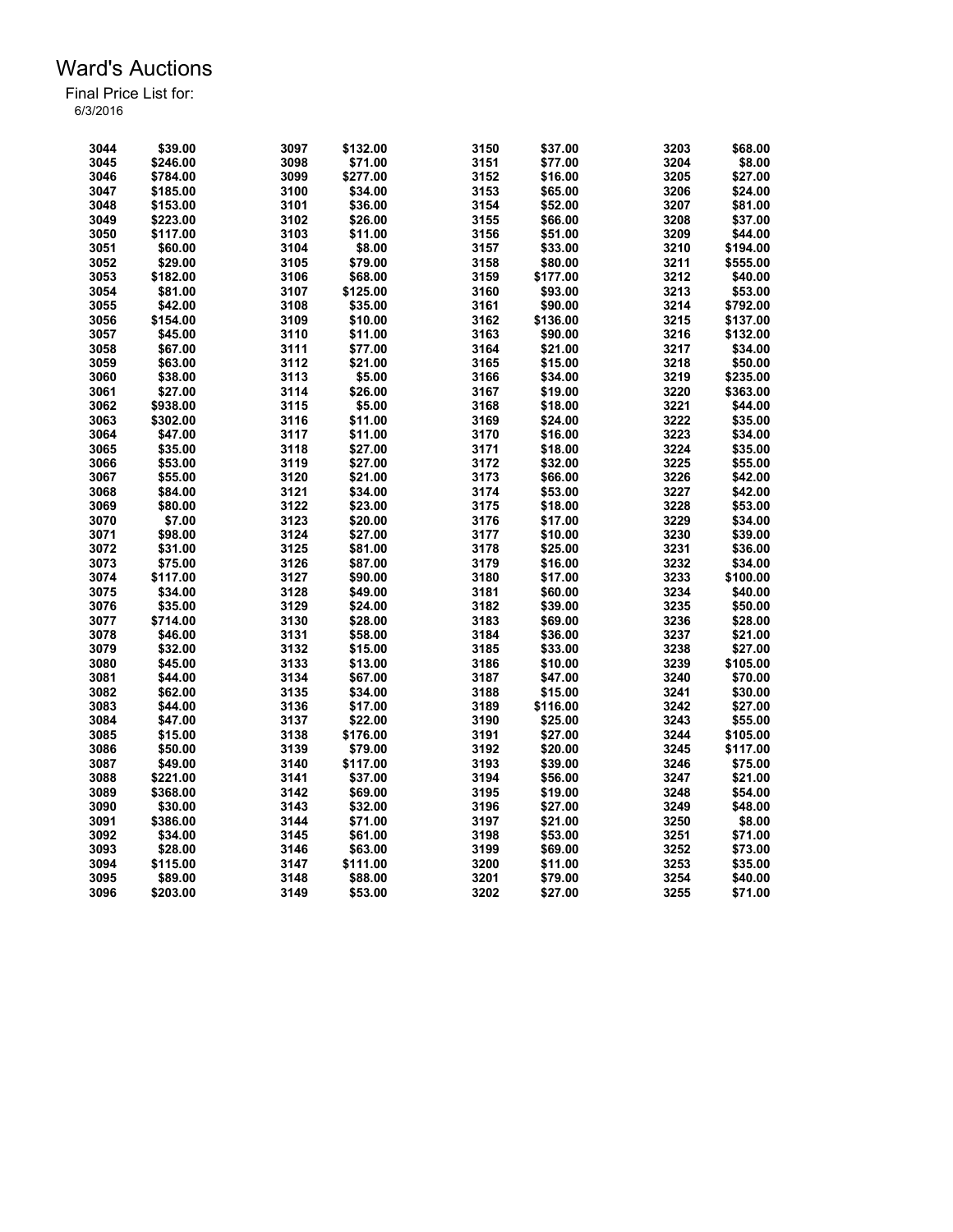# Ward's Auctions

Final Price List for:
6/3/2016

| Lot | Price | Lot | Price | Lot | Price | Lot | Price |
|---|---|---|---|---|---|---|---|
| 3044 | $39.00 | 3097 | $132.00 | 3150 | $37.00 | 3203 | $68.00 |
| 3045 | $246.00 | 3098 | $71.00 | 3151 | $77.00 | 3204 | $8.00 |
| 3046 | $784.00 | 3099 | $277.00 | 3152 | $16.00 | 3205 | $27.00 |
| 3047 | $185.00 | 3100 | $34.00 | 3153 | $65.00 | 3206 | $24.00 |
| 3048 | $153.00 | 3101 | $36.00 | 3154 | $52.00 | 3207 | $81.00 |
| 3049 | $223.00 | 3102 | $26.00 | 3155 | $66.00 | 3208 | $37.00 |
| 3050 | $117.00 | 3103 | $11.00 | 3156 | $51.00 | 3209 | $44.00 |
| 3051 | $60.00 | 3104 | $8.00 | 3157 | $33.00 | 3210 | $194.00 |
| 3052 | $29.00 | 3105 | $79.00 | 3158 | $80.00 | 3211 | $555.00 |
| 3053 | $182.00 | 3106 | $68.00 | 3159 | $177.00 | 3212 | $40.00 |
| 3054 | $81.00 | 3107 | $125.00 | 3160 | $93.00 | 3213 | $53.00 |
| 3055 | $42.00 | 3108 | $35.00 | 3161 | $90.00 | 3214 | $792.00 |
| 3056 | $154.00 | 3109 | $10.00 | 3162 | $136.00 | 3215 | $137.00 |
| 3057 | $45.00 | 3110 | $11.00 | 3163 | $90.00 | 3216 | $132.00 |
| 3058 | $67.00 | 3111 | $77.00 | 3164 | $21.00 | 3217 | $34.00 |
| 3059 | $63.00 | 3112 | $21.00 | 3165 | $15.00 | 3218 | $50.00 |
| 3060 | $38.00 | 3113 | $5.00 | 3166 | $34.00 | 3219 | $235.00 |
| 3061 | $27.00 | 3114 | $26.00 | 3167 | $19.00 | 3220 | $363.00 |
| 3062 | $938.00 | 3115 | $5.00 | 3168 | $18.00 | 3221 | $44.00 |
| 3063 | $302.00 | 3116 | $11.00 | 3169 | $24.00 | 3222 | $35.00 |
| 3064 | $47.00 | 3117 | $11.00 | 3170 | $16.00 | 3223 | $34.00 |
| 3065 | $35.00 | 3118 | $27.00 | 3171 | $18.00 | 3224 | $35.00 |
| 3066 | $53.00 | 3119 | $27.00 | 3172 | $32.00 | 3225 | $55.00 |
| 3067 | $55.00 | 3120 | $21.00 | 3173 | $66.00 | 3226 | $42.00 |
| 3068 | $84.00 | 3121 | $34.00 | 3174 | $53.00 | 3227 | $42.00 |
| 3069 | $80.00 | 3122 | $23.00 | 3175 | $18.00 | 3228 | $53.00 |
| 3070 | $7.00 | 3123 | $20.00 | 3176 | $17.00 | 3229 | $34.00 |
| 3071 | $98.00 | 3124 | $27.00 | 3177 | $10.00 | 3230 | $39.00 |
| 3072 | $31.00 | 3125 | $81.00 | 3178 | $25.00 | 3231 | $36.00 |
| 3073 | $75.00 | 3126 | $87.00 | 3179 | $16.00 | 3232 | $34.00 |
| 3074 | $117.00 | 3127 | $90.00 | 3180 | $17.00 | 3233 | $100.00 |
| 3075 | $34.00 | 3128 | $49.00 | 3181 | $60.00 | 3234 | $40.00 |
| 3076 | $35.00 | 3129 | $24.00 | 3182 | $39.00 | 3235 | $50.00 |
| 3077 | $714.00 | 3130 | $28.00 | 3183 | $69.00 | 3236 | $28.00 |
| 3078 | $46.00 | 3131 | $58.00 | 3184 | $36.00 | 3237 | $21.00 |
| 3079 | $32.00 | 3132 | $15.00 | 3185 | $33.00 | 3238 | $27.00 |
| 3080 | $45.00 | 3133 | $13.00 | 3186 | $10.00 | 3239 | $105.00 |
| 3081 | $44.00 | 3134 | $67.00 | 3187 | $47.00 | 3240 | $70.00 |
| 3082 | $62.00 | 3135 | $34.00 | 3188 | $15.00 | 3241 | $30.00 |
| 3083 | $44.00 | 3136 | $17.00 | 3189 | $116.00 | 3242 | $27.00 |
| 3084 | $47.00 | 3137 | $22.00 | 3190 | $25.00 | 3243 | $55.00 |
| 3085 | $15.00 | 3138 | $176.00 | 3191 | $27.00 | 3244 | $105.00 |
| 3086 | $50.00 | 3139 | $79.00 | 3192 | $20.00 | 3245 | $117.00 |
| 3087 | $49.00 | 3140 | $117.00 | 3193 | $39.00 | 3246 | $75.00 |
| 3088 | $221.00 | 3141 | $37.00 | 3194 | $56.00 | 3247 | $21.00 |
| 3089 | $368.00 | 3142 | $69.00 | 3195 | $19.00 | 3248 | $54.00 |
| 3090 | $30.00 | 3143 | $32.00 | 3196 | $27.00 | 3249 | $48.00 |
| 3091 | $386.00 | 3144 | $71.00 | 3197 | $21.00 | 3250 | $8.00 |
| 3092 | $34.00 | 3145 | $61.00 | 3198 | $53.00 | 3251 | $71.00 |
| 3093 | $28.00 | 3146 | $63.00 | 3199 | $69.00 | 3252 | $73.00 |
| 3094 | $115.00 | 3147 | $111.00 | 3200 | $11.00 | 3253 | $35.00 |
| 3095 | $89.00 | 3148 | $88.00 | 3201 | $79.00 | 3254 | $40.00 |
| 3096 | $203.00 | 3149 | $53.00 | 3202 | $27.00 | 3255 | $71.00 |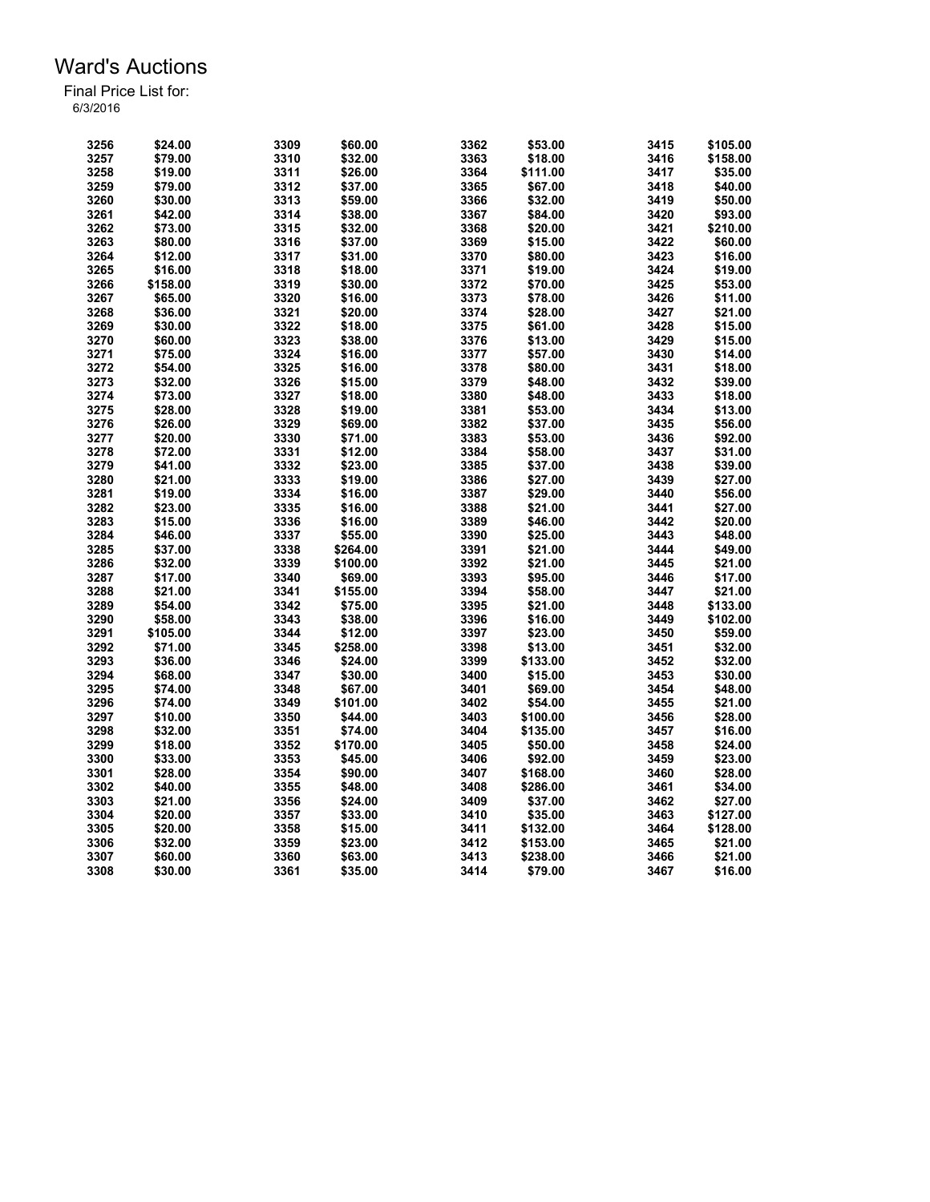# Ward's Auctions

Final Price List for:
6/3/2016

| Lot | Price | Lot | Price | Lot | Price | Lot | Price |
|---|---|---|---|---|---|---|---|
| 3256 | $24.00 | 3309 | $60.00 | 3362 | $53.00 | 3415 | $105.00 |
| 3257 | $79.00 | 3310 | $32.00 | 3363 | $18.00 | 3416 | $158.00 |
| 3258 | $19.00 | 3311 | $26.00 | 3364 | $111.00 | 3417 | $35.00 |
| 3259 | $79.00 | 3312 | $37.00 | 3365 | $67.00 | 3418 | $40.00 |
| 3260 | $30.00 | 3313 | $59.00 | 3366 | $32.00 | 3419 | $50.00 |
| 3261 | $42.00 | 3314 | $38.00 | 3367 | $84.00 | 3420 | $93.00 |
| 3262 | $73.00 | 3315 | $32.00 | 3368 | $20.00 | 3421 | $210.00 |
| 3263 | $80.00 | 3316 | $37.00 | 3369 | $15.00 | 3422 | $60.00 |
| 3264 | $12.00 | 3317 | $31.00 | 3370 | $80.00 | 3423 | $16.00 |
| 3265 | $16.00 | 3318 | $18.00 | 3371 | $19.00 | 3424 | $19.00 |
| 3266 | $158.00 | 3319 | $30.00 | 3372 | $70.00 | 3425 | $53.00 |
| 3267 | $65.00 | 3320 | $16.00 | 3373 | $78.00 | 3426 | $11.00 |
| 3268 | $36.00 | 3321 | $20.00 | 3374 | $28.00 | 3427 | $21.00 |
| 3269 | $30.00 | 3322 | $18.00 | 3375 | $61.00 | 3428 | $15.00 |
| 3270 | $60.00 | 3323 | $38.00 | 3376 | $13.00 | 3429 | $15.00 |
| 3271 | $75.00 | 3324 | $16.00 | 3377 | $57.00 | 3430 | $14.00 |
| 3272 | $54.00 | 3325 | $16.00 | 3378 | $80.00 | 3431 | $18.00 |
| 3273 | $32.00 | 3326 | $15.00 | 3379 | $48.00 | 3432 | $39.00 |
| 3274 | $73.00 | 3327 | $18.00 | 3380 | $48.00 | 3433 | $18.00 |
| 3275 | $28.00 | 3328 | $19.00 | 3381 | $53.00 | 3434 | $13.00 |
| 3276 | $26.00 | 3329 | $69.00 | 3382 | $37.00 | 3435 | $56.00 |
| 3277 | $20.00 | 3330 | $71.00 | 3383 | $53.00 | 3436 | $92.00 |
| 3278 | $72.00 | 3331 | $12.00 | 3384 | $58.00 | 3437 | $31.00 |
| 3279 | $41.00 | 3332 | $23.00 | 3385 | $37.00 | 3438 | $39.00 |
| 3280 | $21.00 | 3333 | $19.00 | 3386 | $27.00 | 3439 | $27.00 |
| 3281 | $19.00 | 3334 | $16.00 | 3387 | $29.00 | 3440 | $56.00 |
| 3282 | $23.00 | 3335 | $16.00 | 3388 | $21.00 | 3441 | $27.00 |
| 3283 | $15.00 | 3336 | $16.00 | 3389 | $46.00 | 3442 | $20.00 |
| 3284 | $46.00 | 3337 | $55.00 | 3390 | $25.00 | 3443 | $48.00 |
| 3285 | $37.00 | 3338 | $264.00 | 3391 | $21.00 | 3444 | $49.00 |
| 3286 | $32.00 | 3339 | $100.00 | 3392 | $21.00 | 3445 | $21.00 |
| 3287 | $17.00 | 3340 | $69.00 | 3393 | $95.00 | 3446 | $17.00 |
| 3288 | $21.00 | 3341 | $155.00 | 3394 | $58.00 | 3447 | $21.00 |
| 3289 | $54.00 | 3342 | $75.00 | 3395 | $21.00 | 3448 | $133.00 |
| 3290 | $58.00 | 3343 | $38.00 | 3396 | $16.00 | 3449 | $102.00 |
| 3291 | $105.00 | 3344 | $12.00 | 3397 | $23.00 | 3450 | $59.00 |
| 3292 | $71.00 | 3345 | $258.00 | 3398 | $13.00 | 3451 | $32.00 |
| 3293 | $36.00 | 3346 | $24.00 | 3399 | $133.00 | 3452 | $32.00 |
| 3294 | $68.00 | 3347 | $30.00 | 3400 | $15.00 | 3453 | $30.00 |
| 3295 | $74.00 | 3348 | $67.00 | 3401 | $69.00 | 3454 | $48.00 |
| 3296 | $74.00 | 3349 | $101.00 | 3402 | $54.00 | 3455 | $21.00 |
| 3297 | $10.00 | 3350 | $44.00 | 3403 | $100.00 | 3456 | $28.00 |
| 3298 | $32.00 | 3351 | $74.00 | 3404 | $135.00 | 3457 | $16.00 |
| 3299 | $18.00 | 3352 | $170.00 | 3405 | $50.00 | 3458 | $24.00 |
| 3300 | $33.00 | 3353 | $45.00 | 3406 | $92.00 | 3459 | $23.00 |
| 3301 | $28.00 | 3354 | $90.00 | 3407 | $168.00 | 3460 | $28.00 |
| 3302 | $40.00 | 3355 | $48.00 | 3408 | $286.00 | 3461 | $34.00 |
| 3303 | $21.00 | 3356 | $24.00 | 3409 | $37.00 | 3462 | $27.00 |
| 3304 | $20.00 | 3357 | $33.00 | 3410 | $35.00 | 3463 | $127.00 |
| 3305 | $20.00 | 3358 | $15.00 | 3411 | $132.00 | 3464 | $128.00 |
| 3306 | $32.00 | 3359 | $23.00 | 3412 | $153.00 | 3465 | $21.00 |
| 3307 | $60.00 | 3360 | $63.00 | 3413 | $238.00 | 3466 | $21.00 |
| 3308 | $30.00 | 3361 | $35.00 | 3414 | $79.00 | 3467 | $16.00 |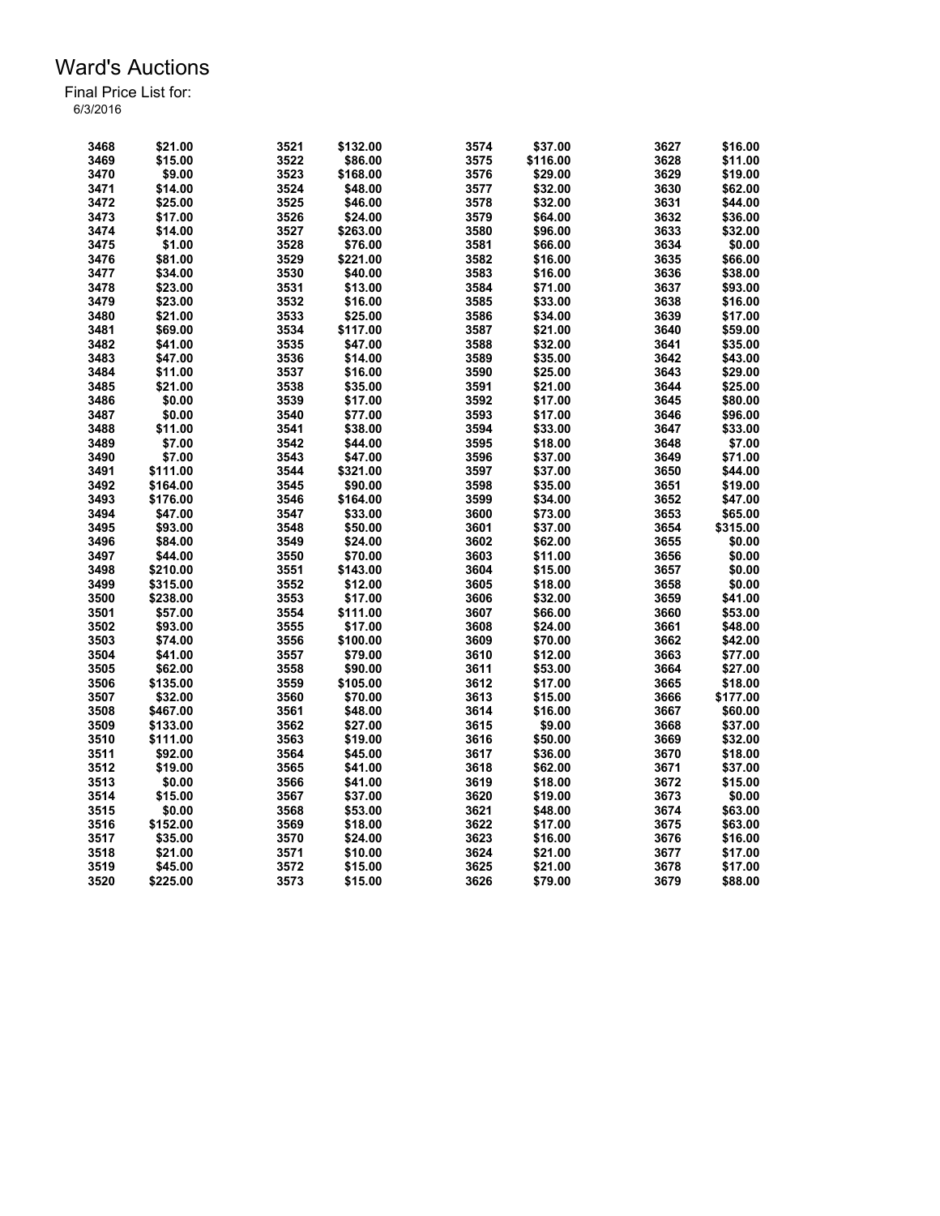# Ward's Auctions

Final Price List for:
6/3/2016

| Lot | Price | Lot | Price | Lot | Price | Lot | Price |
|---|---|---|---|---|---|---|---|
| 3468 | $21.00 | 3521 | $132.00 | 3574 | $37.00 | 3627 | $16.00 |
| 3469 | $15.00 | 3522 | $86.00 | 3575 | $116.00 | 3628 | $11.00 |
| 3470 | $9.00 | 3523 | $168.00 | 3576 | $29.00 | 3629 | $19.00 |
| 3471 | $14.00 | 3524 | $48.00 | 3577 | $32.00 | 3630 | $62.00 |
| 3472 | $25.00 | 3525 | $46.00 | 3578 | $32.00 | 3631 | $44.00 |
| 3473 | $17.00 | 3526 | $24.00 | 3579 | $64.00 | 3632 | $36.00 |
| 3474 | $14.00 | 3527 | $263.00 | 3580 | $96.00 | 3633 | $32.00 |
| 3475 | $1.00 | 3528 | $76.00 | 3581 | $66.00 | 3634 | $0.00 |
| 3476 | $81.00 | 3529 | $221.00 | 3582 | $16.00 | 3635 | $66.00 |
| 3477 | $34.00 | 3530 | $40.00 | 3583 | $16.00 | 3636 | $38.00 |
| 3478 | $23.00 | 3531 | $13.00 | 3584 | $71.00 | 3637 | $93.00 |
| 3479 | $23.00 | 3532 | $16.00 | 3585 | $33.00 | 3638 | $16.00 |
| 3480 | $21.00 | 3533 | $25.00 | 3586 | $34.00 | 3639 | $17.00 |
| 3481 | $69.00 | 3534 | $117.00 | 3587 | $21.00 | 3640 | $59.00 |
| 3482 | $41.00 | 3535 | $47.00 | 3588 | $32.00 | 3641 | $35.00 |
| 3483 | $47.00 | 3536 | $14.00 | 3589 | $35.00 | 3642 | $43.00 |
| 3484 | $11.00 | 3537 | $16.00 | 3590 | $25.00 | 3643 | $29.00 |
| 3485 | $21.00 | 3538 | $35.00 | 3591 | $21.00 | 3644 | $25.00 |
| 3486 | $0.00 | 3539 | $17.00 | 3592 | $17.00 | 3645 | $80.00 |
| 3487 | $0.00 | 3540 | $77.00 | 3593 | $17.00 | 3646 | $96.00 |
| 3488 | $11.00 | 3541 | $38.00 | 3594 | $33.00 | 3647 | $33.00 |
| 3489 | $7.00 | 3542 | $44.00 | 3595 | $18.00 | 3648 | $7.00 |
| 3490 | $7.00 | 3543 | $47.00 | 3596 | $37.00 | 3649 | $71.00 |
| 3491 | $111.00 | 3544 | $321.00 | 3597 | $37.00 | 3650 | $44.00 |
| 3492 | $164.00 | 3545 | $90.00 | 3598 | $35.00 | 3651 | $19.00 |
| 3493 | $176.00 | 3546 | $164.00 | 3599 | $34.00 | 3652 | $47.00 |
| 3494 | $47.00 | 3547 | $33.00 | 3600 | $73.00 | 3653 | $65.00 |
| 3495 | $93.00 | 3548 | $50.00 | 3601 | $37.00 | 3654 | $315.00 |
| 3496 | $84.00 | 3549 | $24.00 | 3602 | $62.00 | 3655 | $0.00 |
| 3497 | $44.00 | 3550 | $70.00 | 3603 | $11.00 | 3656 | $0.00 |
| 3498 | $210.00 | 3551 | $143.00 | 3604 | $15.00 | 3657 | $0.00 |
| 3499 | $315.00 | 3552 | $12.00 | 3605 | $18.00 | 3658 | $0.00 |
| 3500 | $238.00 | 3553 | $17.00 | 3606 | $32.00 | 3659 | $41.00 |
| 3501 | $57.00 | 3554 | $111.00 | 3607 | $66.00 | 3660 | $53.00 |
| 3502 | $93.00 | 3555 | $17.00 | 3608 | $24.00 | 3661 | $48.00 |
| 3503 | $74.00 | 3556 | $100.00 | 3609 | $70.00 | 3662 | $42.00 |
| 3504 | $41.00 | 3557 | $79.00 | 3610 | $12.00 | 3663 | $77.00 |
| 3505 | $62.00 | 3558 | $90.00 | 3611 | $53.00 | 3664 | $27.00 |
| 3506 | $135.00 | 3559 | $105.00 | 3612 | $17.00 | 3665 | $18.00 |
| 3507 | $32.00 | 3560 | $70.00 | 3613 | $15.00 | 3666 | $177.00 |
| 3508 | $467.00 | 3561 | $48.00 | 3614 | $16.00 | 3667 | $60.00 |
| 3509 | $133.00 | 3562 | $27.00 | 3615 | $9.00 | 3668 | $37.00 |
| 3510 | $111.00 | 3563 | $19.00 | 3616 | $50.00 | 3669 | $32.00 |
| 3511 | $92.00 | 3564 | $45.00 | 3617 | $36.00 | 3670 | $18.00 |
| 3512 | $19.00 | 3565 | $41.00 | 3618 | $62.00 | 3671 | $37.00 |
| 3513 | $0.00 | 3566 | $41.00 | 3619 | $18.00 | 3672 | $15.00 |
| 3514 | $15.00 | 3567 | $37.00 | 3620 | $19.00 | 3673 | $0.00 |
| 3515 | $0.00 | 3568 | $53.00 | 3621 | $48.00 | 3674 | $63.00 |
| 3516 | $152.00 | 3569 | $18.00 | 3622 | $17.00 | 3675 | $63.00 |
| 3517 | $35.00 | 3570 | $24.00 | 3623 | $16.00 | 3676 | $16.00 |
| 3518 | $21.00 | 3571 | $10.00 | 3624 | $21.00 | 3677 | $17.00 |
| 3519 | $45.00 | 3572 | $15.00 | 3625 | $21.00 | 3678 | $17.00 |
| 3520 | $225.00 | 3573 | $15.00 | 3626 | $79.00 | 3679 | $88.00 |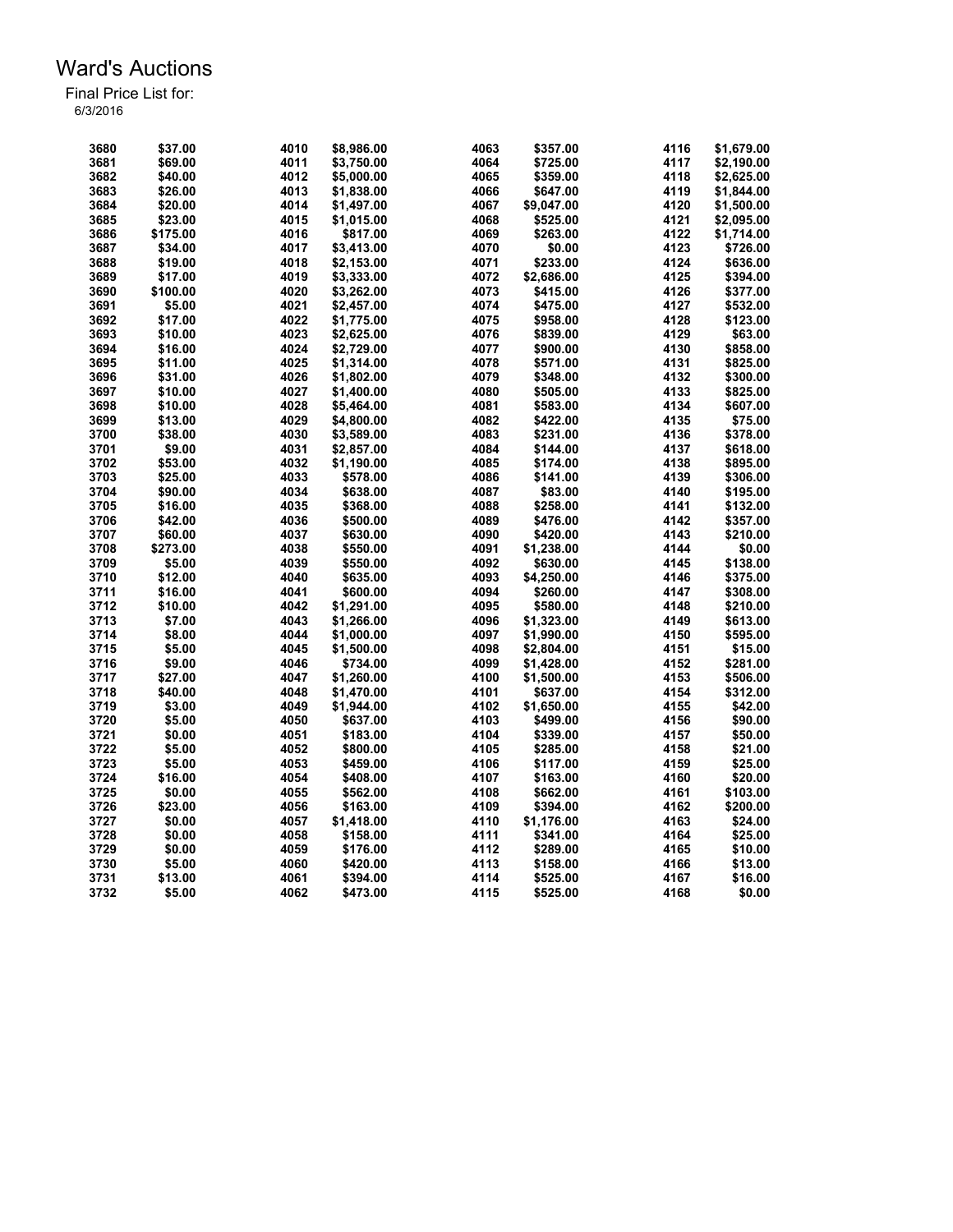# Ward's Auctions

Final Price List for:
6/3/2016

| Lot | Price | Lot | Price | Lot | Price | Lot | Price |
|---|---|---|---|---|---|---|---|
| 3680 | $37.00 | 4010 | $8,986.00 | 4063 | $357.00 | 4116 | $1,679.00 |
| 3681 | $69.00 | 4011 | $3,750.00 | 4064 | $725.00 | 4117 | $2,190.00 |
| 3682 | $40.00 | 4012 | $5,000.00 | 4065 | $359.00 | 4118 | $2,625.00 |
| 3683 | $26.00 | 4013 | $1,838.00 | 4066 | $647.00 | 4119 | $1,844.00 |
| 3684 | $20.00 | 4014 | $1,497.00 | 4067 | $9,047.00 | 4120 | $1,500.00 |
| 3685 | $23.00 | 4015 | $1,015.00 | 4068 | $525.00 | 4121 | $2,095.00 |
| 3686 | $175.00 | 4016 | $817.00 | 4069 | $263.00 | 4122 | $1,714.00 |
| 3687 | $34.00 | 4017 | $3,413.00 | 4070 | $0.00 | 4123 | $726.00 |
| 3688 | $19.00 | 4018 | $2,153.00 | 4071 | $233.00 | 4124 | $636.00 |
| 3689 | $17.00 | 4019 | $3,333.00 | 4072 | $2,686.00 | 4125 | $394.00 |
| 3690 | $100.00 | 4020 | $3,262.00 | 4073 | $415.00 | 4126 | $377.00 |
| 3691 | $5.00 | 4021 | $2,457.00 | 4074 | $475.00 | 4127 | $532.00 |
| 3692 | $17.00 | 4022 | $1,775.00 | 4075 | $958.00 | 4128 | $123.00 |
| 3693 | $10.00 | 4023 | $2,625.00 | 4076 | $839.00 | 4129 | $63.00 |
| 3694 | $16.00 | 4024 | $2,729.00 | 4077 | $900.00 | 4130 | $858.00 |
| 3695 | $11.00 | 4025 | $1,314.00 | 4078 | $571.00 | 4131 | $825.00 |
| 3696 | $31.00 | 4026 | $1,802.00 | 4079 | $348.00 | 4132 | $300.00 |
| 3697 | $10.00 | 4027 | $1,400.00 | 4080 | $505.00 | 4133 | $825.00 |
| 3698 | $10.00 | 4028 | $5,464.00 | 4081 | $583.00 | 4134 | $607.00 |
| 3699 | $13.00 | 4029 | $4,800.00 | 4082 | $422.00 | 4135 | $75.00 |
| 3700 | $38.00 | 4030 | $3,589.00 | 4083 | $231.00 | 4136 | $378.00 |
| 3701 | $9.00 | 4031 | $2,857.00 | 4084 | $144.00 | 4137 | $618.00 |
| 3702 | $53.00 | 4032 | $1,190.00 | 4085 | $174.00 | 4138 | $895.00 |
| 3703 | $25.00 | 4033 | $578.00 | 4086 | $141.00 | 4139 | $306.00 |
| 3704 | $90.00 | 4034 | $638.00 | 4087 | $83.00 | 4140 | $195.00 |
| 3705 | $16.00 | 4035 | $368.00 | 4088 | $258.00 | 4141 | $132.00 |
| 3706 | $42.00 | 4036 | $500.00 | 4089 | $476.00 | 4142 | $357.00 |
| 3707 | $60.00 | 4037 | $630.00 | 4090 | $420.00 | 4143 | $210.00 |
| 3708 | $273.00 | 4038 | $550.00 | 4091 | $1,238.00 | 4144 | $0.00 |
| 3709 | $5.00 | 4039 | $550.00 | 4092 | $630.00 | 4145 | $138.00 |
| 3710 | $12.00 | 4040 | $635.00 | 4093 | $4,250.00 | 4146 | $375.00 |
| 3711 | $16.00 | 4041 | $600.00 | 4094 | $260.00 | 4147 | $308.00 |
| 3712 | $10.00 | 4042 | $1,291.00 | 4095 | $580.00 | 4148 | $210.00 |
| 3713 | $7.00 | 4043 | $1,266.00 | 4096 | $1,323.00 | 4149 | $613.00 |
| 3714 | $8.00 | 4044 | $1,000.00 | 4097 | $1,990.00 | 4150 | $595.00 |
| 3715 | $5.00 | 4045 | $1,500.00 | 4098 | $2,804.00 | 4151 | $15.00 |
| 3716 | $9.00 | 4046 | $734.00 | 4099 | $1,428.00 | 4152 | $281.00 |
| 3717 | $27.00 | 4047 | $1,260.00 | 4100 | $1,500.00 | 4153 | $506.00 |
| 3718 | $40.00 | 4048 | $1,470.00 | 4101 | $637.00 | 4154 | $312.00 |
| 3719 | $3.00 | 4049 | $1,944.00 | 4102 | $1,650.00 | 4155 | $42.00 |
| 3720 | $5.00 | 4050 | $637.00 | 4103 | $499.00 | 4156 | $90.00 |
| 3721 | $0.00 | 4051 | $183.00 | 4104 | $339.00 | 4157 | $50.00 |
| 3722 | $5.00 | 4052 | $800.00 | 4105 | $285.00 | 4158 | $21.00 |
| 3723 | $5.00 | 4053 | $459.00 | 4106 | $117.00 | 4159 | $25.00 |
| 3724 | $16.00 | 4054 | $408.00 | 4107 | $163.00 | 4160 | $20.00 |
| 3725 | $0.00 | 4055 | $562.00 | 4108 | $662.00 | 4161 | $103.00 |
| 3726 | $23.00 | 4056 | $163.00 | 4109 | $394.00 | 4162 | $200.00 |
| 3727 | $0.00 | 4057 | $1,418.00 | 4110 | $1,176.00 | 4163 | $24.00 |
| 3728 | $0.00 | 4058 | $158.00 | 4111 | $341.00 | 4164 | $25.00 |
| 3729 | $0.00 | 4059 | $176.00 | 4112 | $289.00 | 4165 | $10.00 |
| 3730 | $5.00 | 4060 | $420.00 | 4113 | $158.00 | 4166 | $13.00 |
| 3731 | $13.00 | 4061 | $394.00 | 4114 | $525.00 | 4167 | $16.00 |
| 3732 | $5.00 | 4062 | $473.00 | 4115 | $525.00 | 4168 | $0.00 |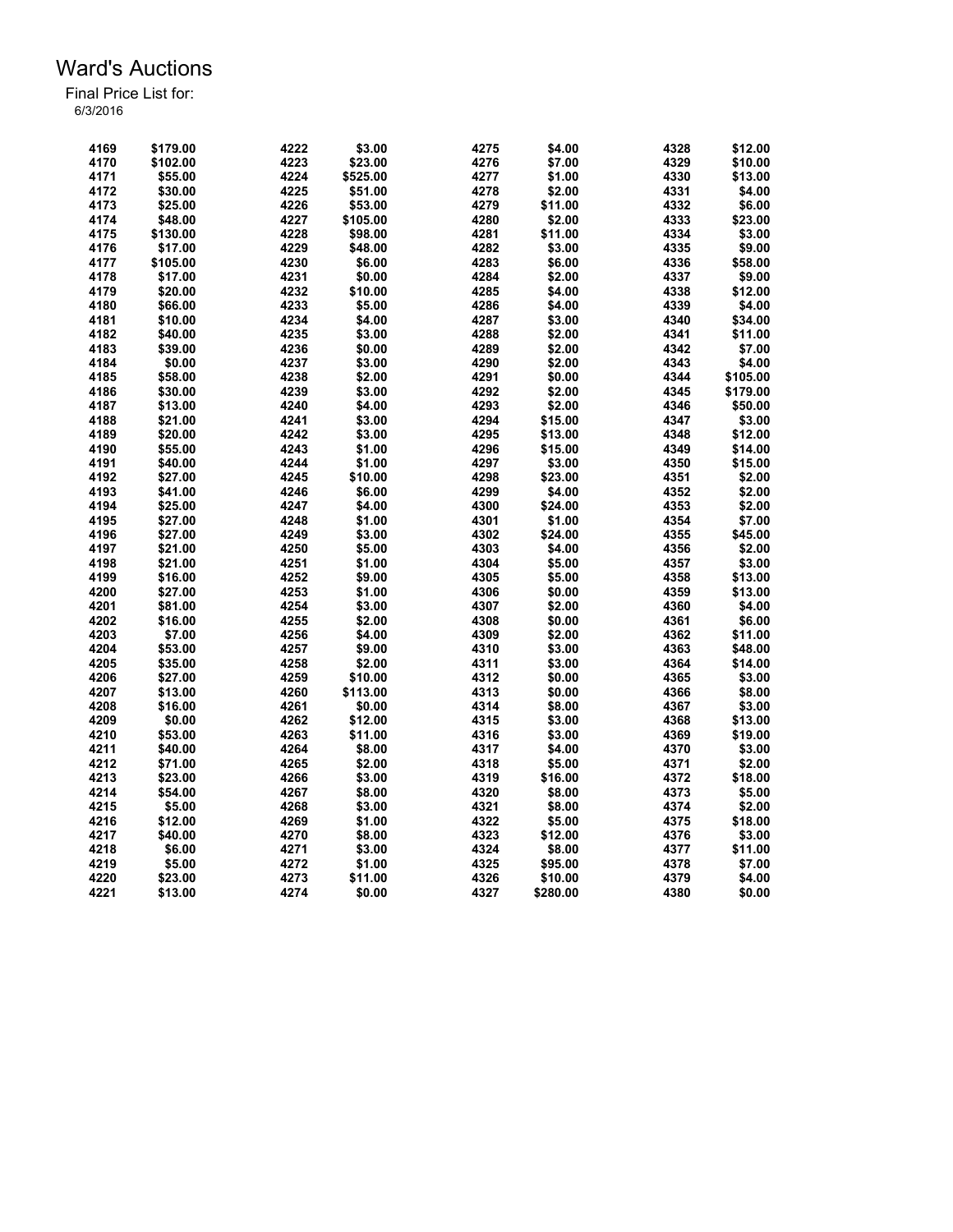# Ward's Auctions

Final Price List for:
6/3/2016

| Lot | Price | Lot | Price | Lot | Price | Lot | Price |
|---|---|---|---|---|---|---|---|
| 4169 | $179.00 | 4222 | $3.00 | 4275 | $4.00 | 4328 | $12.00 |
| 4170 | $102.00 | 4223 | $23.00 | 4276 | $7.00 | 4329 | $10.00 |
| 4171 | $55.00 | 4224 | $525.00 | 4277 | $1.00 | 4330 | $13.00 |
| 4172 | $30.00 | 4225 | $51.00 | 4278 | $2.00 | 4331 | $4.00 |
| 4173 | $25.00 | 4226 | $53.00 | 4279 | $11.00 | 4332 | $6.00 |
| 4174 | $48.00 | 4227 | $105.00 | 4280 | $2.00 | 4333 | $23.00 |
| 4175 | $130.00 | 4228 | $98.00 | 4281 | $11.00 | 4334 | $3.00 |
| 4176 | $17.00 | 4229 | $48.00 | 4282 | $3.00 | 4335 | $9.00 |
| 4177 | $105.00 | 4230 | $6.00 | 4283 | $6.00 | 4336 | $58.00 |
| 4178 | $17.00 | 4231 | $0.00 | 4284 | $2.00 | 4337 | $9.00 |
| 4179 | $20.00 | 4232 | $10.00 | 4285 | $4.00 | 4338 | $12.00 |
| 4180 | $66.00 | 4233 | $5.00 | 4286 | $4.00 | 4339 | $4.00 |
| 4181 | $10.00 | 4234 | $4.00 | 4287 | $3.00 | 4340 | $34.00 |
| 4182 | $40.00 | 4235 | $3.00 | 4288 | $2.00 | 4341 | $11.00 |
| 4183 | $39.00 | 4236 | $0.00 | 4289 | $2.00 | 4342 | $7.00 |
| 4184 | $0.00 | 4237 | $3.00 | 4290 | $2.00 | 4343 | $4.00 |
| 4185 | $58.00 | 4238 | $2.00 | 4291 | $0.00 | 4344 | $105.00 |
| 4186 | $30.00 | 4239 | $3.00 | 4292 | $2.00 | 4345 | $179.00 |
| 4187 | $13.00 | 4240 | $4.00 | 4293 | $2.00 | 4346 | $50.00 |
| 4188 | $21.00 | 4241 | $3.00 | 4294 | $15.00 | 4347 | $3.00 |
| 4189 | $20.00 | 4242 | $3.00 | 4295 | $13.00 | 4348 | $12.00 |
| 4190 | $55.00 | 4243 | $1.00 | 4296 | $15.00 | 4349 | $14.00 |
| 4191 | $40.00 | 4244 | $1.00 | 4297 | $3.00 | 4350 | $15.00 |
| 4192 | $27.00 | 4245 | $10.00 | 4298 | $23.00 | 4351 | $2.00 |
| 4193 | $41.00 | 4246 | $6.00 | 4299 | $4.00 | 4352 | $2.00 |
| 4194 | $25.00 | 4247 | $4.00 | 4300 | $24.00 | 4353 | $2.00 |
| 4195 | $27.00 | 4248 | $1.00 | 4301 | $1.00 | 4354 | $7.00 |
| 4196 | $27.00 | 4249 | $3.00 | 4302 | $24.00 | 4355 | $45.00 |
| 4197 | $21.00 | 4250 | $5.00 | 4303 | $4.00 | 4356 | $2.00 |
| 4198 | $21.00 | 4251 | $1.00 | 4304 | $5.00 | 4357 | $3.00 |
| 4199 | $16.00 | 4252 | $9.00 | 4305 | $5.00 | 4358 | $13.00 |
| 4200 | $27.00 | 4253 | $1.00 | 4306 | $0.00 | 4359 | $13.00 |
| 4201 | $81.00 | 4254 | $3.00 | 4307 | $2.00 | 4360 | $4.00 |
| 4202 | $16.00 | 4255 | $2.00 | 4308 | $0.00 | 4361 | $6.00 |
| 4203 | $7.00 | 4256 | $4.00 | 4309 | $2.00 | 4362 | $11.00 |
| 4204 | $53.00 | 4257 | $9.00 | 4310 | $3.00 | 4363 | $48.00 |
| 4205 | $35.00 | 4258 | $2.00 | 4311 | $3.00 | 4364 | $14.00 |
| 4206 | $27.00 | 4259 | $10.00 | 4312 | $0.00 | 4365 | $3.00 |
| 4207 | $13.00 | 4260 | $113.00 | 4313 | $0.00 | 4366 | $8.00 |
| 4208 | $16.00 | 4261 | $0.00 | 4314 | $8.00 | 4367 | $3.00 |
| 4209 | $0.00 | 4262 | $12.00 | 4315 | $3.00 | 4368 | $13.00 |
| 4210 | $53.00 | 4263 | $11.00 | 4316 | $3.00 | 4369 | $19.00 |
| 4211 | $40.00 | 4264 | $8.00 | 4317 | $4.00 | 4370 | $3.00 |
| 4212 | $71.00 | 4265 | $2.00 | 4318 | $5.00 | 4371 | $2.00 |
| 4213 | $23.00 | 4266 | $3.00 | 4319 | $16.00 | 4372 | $18.00 |
| 4214 | $54.00 | 4267 | $8.00 | 4320 | $8.00 | 4373 | $5.00 |
| 4215 | $5.00 | 4268 | $3.00 | 4321 | $8.00 | 4374 | $2.00 |
| 4216 | $12.00 | 4269 | $1.00 | 4322 | $5.00 | 4375 | $18.00 |
| 4217 | $40.00 | 4270 | $8.00 | 4323 | $12.00 | 4376 | $3.00 |
| 4218 | $6.00 | 4271 | $3.00 | 4324 | $8.00 | 4377 | $11.00 |
| 4219 | $5.00 | 4272 | $1.00 | 4325 | $95.00 | 4378 | $7.00 |
| 4220 | $23.00 | 4273 | $11.00 | 4326 | $10.00 | 4379 | $4.00 |
| 4221 | $13.00 | 4274 | $0.00 | 4327 | $280.00 | 4380 | $0.00 |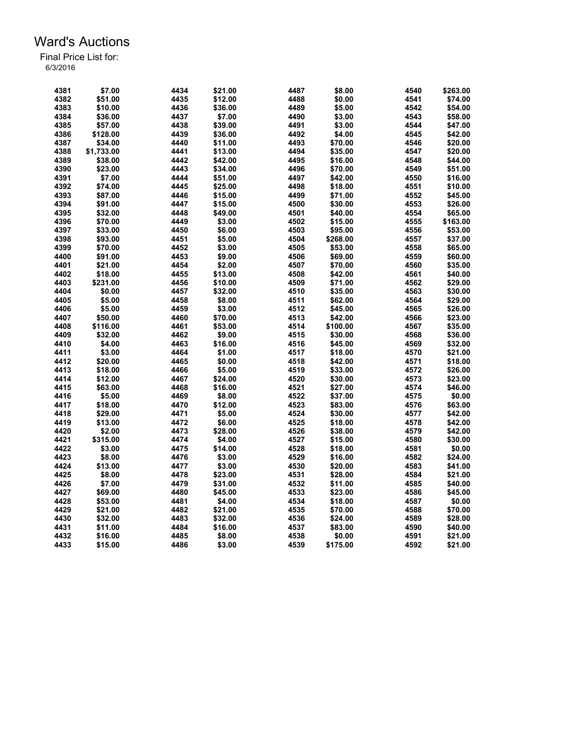# Ward's Auctions

Final Price List for:
6/3/2016

| Lot | Price | Lot | Price | Lot | Price | Lot | Price |
|---|---|---|---|---|---|---|---|
| 4381 | $7.00 | 4434 | $21.00 | 4487 | $8.00 | 4540 | $263.00 |
| 4382 | $51.00 | 4435 | $12.00 | 4488 | $0.00 | 4541 | $74.00 |
| 4383 | $10.00 | 4436 | $36.00 | 4489 | $5.00 | 4542 | $54.00 |
| 4384 | $36.00 | 4437 | $7.00 | 4490 | $3.00 | 4543 | $58.00 |
| 4385 | $57.00 | 4438 | $39.00 | 4491 | $3.00 | 4544 | $47.00 |
| 4386 | $128.00 | 4439 | $36.00 | 4492 | $4.00 | 4545 | $42.00 |
| 4387 | $34.00 | 4440 | $11.00 | 4493 | $70.00 | 4546 | $20.00 |
| 4388 | $1,733.00 | 4441 | $13.00 | 4494 | $35.00 | 4547 | $20.00 |
| 4389 | $38.00 | 4442 | $42.00 | 4495 | $16.00 | 4548 | $44.00 |
| 4390 | $23.00 | 4443 | $34.00 | 4496 | $70.00 | 4549 | $51.00 |
| 4391 | $7.00 | 4444 | $51.00 | 4497 | $42.00 | 4550 | $16.00 |
| 4392 | $74.00 | 4445 | $25.00 | 4498 | $18.00 | 4551 | $10.00 |
| 4393 | $87.00 | 4446 | $15.00 | 4499 | $71.00 | 4552 | $45.00 |
| 4394 | $91.00 | 4447 | $15.00 | 4500 | $30.00 | 4553 | $26.00 |
| 4395 | $32.00 | 4448 | $49.00 | 4501 | $40.00 | 4554 | $65.00 |
| 4396 | $70.00 | 4449 | $3.00 | 4502 | $15.00 | 4555 | $163.00 |
| 4397 | $33.00 | 4450 | $6.00 | 4503 | $95.00 | 4556 | $53.00 |
| 4398 | $93.00 | 4451 | $5.00 | 4504 | $268.00 | 4557 | $37.00 |
| 4399 | $70.00 | 4452 | $3.00 | 4505 | $53.00 | 4558 | $65.00 |
| 4400 | $91.00 | 4453 | $9.00 | 4506 | $69.00 | 4559 | $60.00 |
| 4401 | $21.00 | 4454 | $2.00 | 4507 | $70.00 | 4560 | $35.00 |
| 4402 | $18.00 | 4455 | $13.00 | 4508 | $42.00 | 4561 | $40.00 |
| 4403 | $231.00 | 4456 | $10.00 | 4509 | $71.00 | 4562 | $29.00 |
| 4404 | $0.00 | 4457 | $32.00 | 4510 | $35.00 | 4563 | $30.00 |
| 4405 | $5.00 | 4458 | $8.00 | 4511 | $62.00 | 4564 | $29.00 |
| 4406 | $5.00 | 4459 | $3.00 | 4512 | $45.00 | 4565 | $26.00 |
| 4407 | $50.00 | 4460 | $70.00 | 4513 | $42.00 | 4566 | $23.00 |
| 4408 | $116.00 | 4461 | $53.00 | 4514 | $100.00 | 4567 | $35.00 |
| 4409 | $32.00 | 4462 | $9.00 | 4515 | $30.00 | 4568 | $36.00 |
| 4410 | $4.00 | 4463 | $16.00 | 4516 | $45.00 | 4569 | $32.00 |
| 4411 | $3.00 | 4464 | $1.00 | 4517 | $18.00 | 4570 | $21.00 |
| 4412 | $20.00 | 4465 | $0.00 | 4518 | $42.00 | 4571 | $18.00 |
| 4413 | $18.00 | 4466 | $5.00 | 4519 | $33.00 | 4572 | $26.00 |
| 4414 | $12.00 | 4467 | $24.00 | 4520 | $30.00 | 4573 | $23.00 |
| 4415 | $63.00 | 4468 | $16.00 | 4521 | $27.00 | 4574 | $46.00 |
| 4416 | $5.00 | 4469 | $8.00 | 4522 | $37.00 | 4575 | $0.00 |
| 4417 | $18.00 | 4470 | $12.00 | 4523 | $83.00 | 4576 | $63.00 |
| 4418 | $29.00 | 4471 | $5.00 | 4524 | $30.00 | 4577 | $42.00 |
| 4419 | $13.00 | 4472 | $6.00 | 4525 | $18.00 | 4578 | $42.00 |
| 4420 | $2.00 | 4473 | $28.00 | 4526 | $38.00 | 4579 | $42.00 |
| 4421 | $315.00 | 4474 | $4.00 | 4527 | $15.00 | 4580 | $30.00 |
| 4422 | $3.00 | 4475 | $14.00 | 4528 | $18.00 | 4581 | $0.00 |
| 4423 | $8.00 | 4476 | $3.00 | 4529 | $16.00 | 4582 | $24.00 |
| 4424 | $13.00 | 4477 | $3.00 | 4530 | $20.00 | 4583 | $41.00 |
| 4425 | $8.00 | 4478 | $23.00 | 4531 | $28.00 | 4584 | $21.00 |
| 4426 | $7.00 | 4479 | $31.00 | 4532 | $11.00 | 4585 | $40.00 |
| 4427 | $69.00 | 4480 | $45.00 | 4533 | $23.00 | 4586 | $45.00 |
| 4428 | $53.00 | 4481 | $4.00 | 4534 | $18.00 | 4587 | $0.00 |
| 4429 | $21.00 | 4482 | $21.00 | 4535 | $70.00 | 4588 | $70.00 |
| 4430 | $32.00 | 4483 | $32.00 | 4536 | $24.00 | 4589 | $28.00 |
| 4431 | $11.00 | 4484 | $16.00 | 4537 | $83.00 | 4590 | $40.00 |
| 4432 | $16.00 | 4485 | $8.00 | 4538 | $0.00 | 4591 | $21.00 |
| 4433 | $15.00 | 4486 | $3.00 | 4539 | $175.00 | 4592 | $21.00 |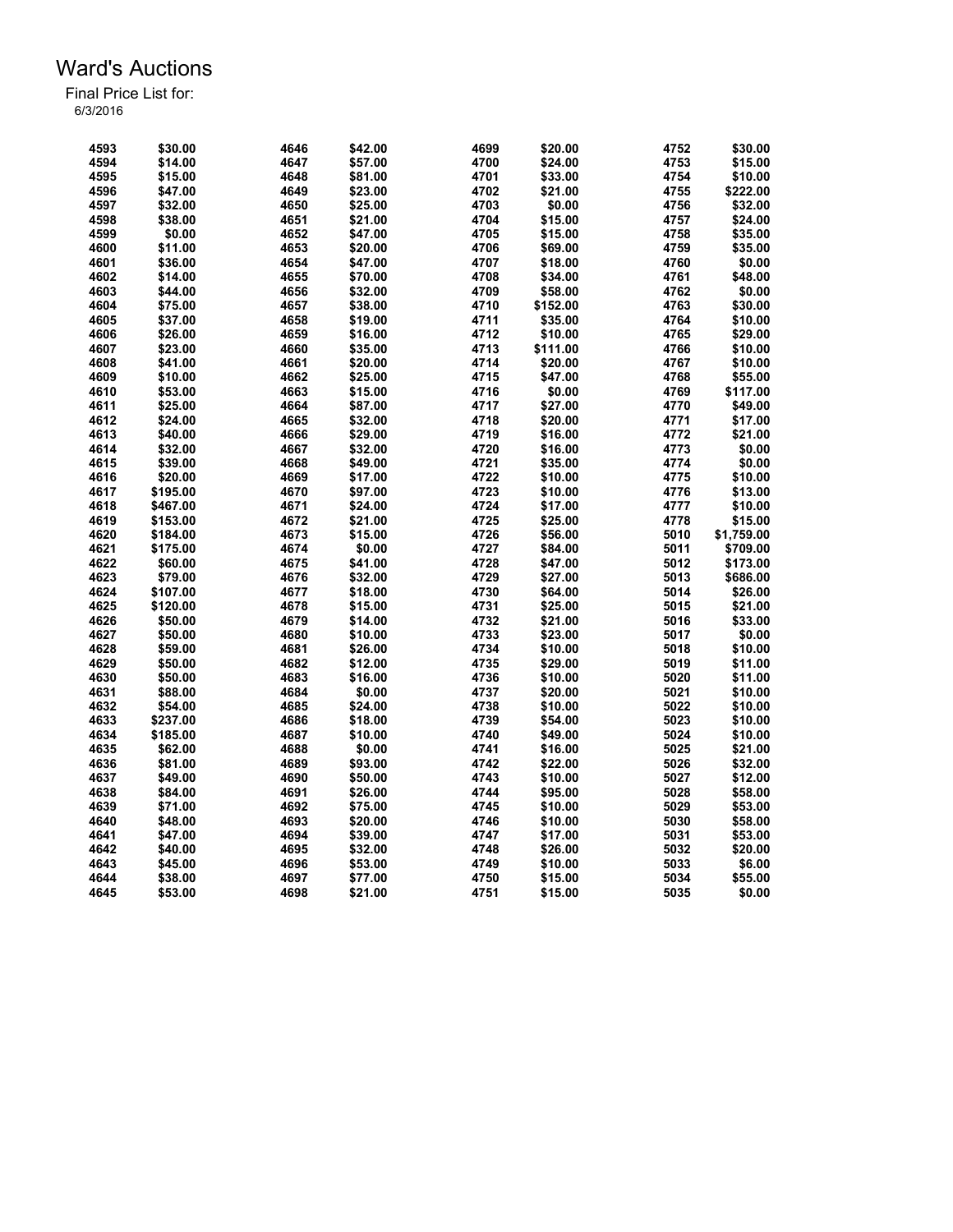# Ward's Auctions

Final Price List for:
6/3/2016

| Lot | Price | Lot | Price | Lot | Price | Lot | Price |
|---|---|---|---|---|---|---|---|
| 4593 | $30.00 | 4646 | $42.00 | 4699 | $20.00 | 4752 | $30.00 |
| 4594 | $14.00 | 4647 | $57.00 | 4700 | $24.00 | 4753 | $15.00 |
| 4595 | $15.00 | 4648 | $81.00 | 4701 | $33.00 | 4754 | $10.00 |
| 4596 | $47.00 | 4649 | $23.00 | 4702 | $21.00 | 4755 | $222.00 |
| 4597 | $32.00 | 4650 | $25.00 | 4703 | $0.00 | 4756 | $32.00 |
| 4598 | $38.00 | 4651 | $21.00 | 4704 | $15.00 | 4757 | $24.00 |
| 4599 | $0.00 | 4652 | $47.00 | 4705 | $15.00 | 4758 | $35.00 |
| 4600 | $11.00 | 4653 | $20.00 | 4706 | $69.00 | 4759 | $35.00 |
| 4601 | $36.00 | 4654 | $47.00 | 4707 | $18.00 | 4760 | $0.00 |
| 4602 | $14.00 | 4655 | $70.00 | 4708 | $34.00 | 4761 | $48.00 |
| 4603 | $44.00 | 4656 | $32.00 | 4709 | $58.00 | 4762 | $0.00 |
| 4604 | $75.00 | 4657 | $38.00 | 4710 | $152.00 | 4763 | $30.00 |
| 4605 | $37.00 | 4658 | $19.00 | 4711 | $35.00 | 4764 | $10.00 |
| 4606 | $26.00 | 4659 | $16.00 | 4712 | $10.00 | 4765 | $29.00 |
| 4607 | $23.00 | 4660 | $35.00 | 4713 | $111.00 | 4766 | $10.00 |
| 4608 | $41.00 | 4661 | $20.00 | 4714 | $20.00 | 4767 | $10.00 |
| 4609 | $10.00 | 4662 | $25.00 | 4715 | $47.00 | 4768 | $55.00 |
| 4610 | $53.00 | 4663 | $15.00 | 4716 | $0.00 | 4769 | $117.00 |
| 4611 | $25.00 | 4664 | $87.00 | 4717 | $27.00 | 4770 | $49.00 |
| 4612 | $24.00 | 4665 | $32.00 | 4718 | $20.00 | 4771 | $17.00 |
| 4613 | $40.00 | 4666 | $29.00 | 4719 | $16.00 | 4772 | $21.00 |
| 4614 | $32.00 | 4667 | $32.00 | 4720 | $16.00 | 4773 | $0.00 |
| 4615 | $39.00 | 4668 | $49.00 | 4721 | $35.00 | 4774 | $0.00 |
| 4616 | $20.00 | 4669 | $17.00 | 4722 | $10.00 | 4775 | $10.00 |
| 4617 | $195.00 | 4670 | $97.00 | 4723 | $10.00 | 4776 | $13.00 |
| 4618 | $467.00 | 4671 | $24.00 | 4724 | $17.00 | 4777 | $10.00 |
| 4619 | $153.00 | 4672 | $21.00 | 4725 | $25.00 | 4778 | $15.00 |
| 4620 | $184.00 | 4673 | $15.00 | 4726 | $56.00 | 5010 | $1,759.00 |
| 4621 | $175.00 | 4674 | $0.00 | 4727 | $84.00 | 5011 | $709.00 |
| 4622 | $60.00 | 4675 | $41.00 | 4728 | $47.00 | 5012 | $173.00 |
| 4623 | $79.00 | 4676 | $32.00 | 4729 | $27.00 | 5013 | $686.00 |
| 4624 | $107.00 | 4677 | $18.00 | 4730 | $64.00 | 5014 | $26.00 |
| 4625 | $120.00 | 4678 | $15.00 | 4731 | $25.00 | 5015 | $21.00 |
| 4626 | $50.00 | 4679 | $14.00 | 4732 | $21.00 | 5016 | $33.00 |
| 4627 | $50.00 | 4680 | $10.00 | 4733 | $23.00 | 5017 | $0.00 |
| 4628 | $59.00 | 4681 | $26.00 | 4734 | $10.00 | 5018 | $10.00 |
| 4629 | $50.00 | 4682 | $12.00 | 4735 | $29.00 | 5019 | $11.00 |
| 4630 | $50.00 | 4683 | $16.00 | 4736 | $10.00 | 5020 | $11.00 |
| 4631 | $88.00 | 4684 | $0.00 | 4737 | $20.00 | 5021 | $10.00 |
| 4632 | $54.00 | 4685 | $24.00 | 4738 | $10.00 | 5022 | $10.00 |
| 4633 | $237.00 | 4686 | $18.00 | 4739 | $54.00 | 5023 | $10.00 |
| 4634 | $185.00 | 4687 | $10.00 | 4740 | $49.00 | 5024 | $10.00 |
| 4635 | $62.00 | 4688 | $0.00 | 4741 | $16.00 | 5025 | $21.00 |
| 4636 | $81.00 | 4689 | $93.00 | 4742 | $22.00 | 5026 | $32.00 |
| 4637 | $49.00 | 4690 | $50.00 | 4743 | $10.00 | 5027 | $12.00 |
| 4638 | $84.00 | 4691 | $26.00 | 4744 | $95.00 | 5028 | $58.00 |
| 4639 | $71.00 | 4692 | $75.00 | 4745 | $10.00 | 5029 | $53.00 |
| 4640 | $48.00 | 4693 | $20.00 | 4746 | $10.00 | 5030 | $58.00 |
| 4641 | $47.00 | 4694 | $39.00 | 4747 | $17.00 | 5031 | $53.00 |
| 4642 | $40.00 | 4695 | $32.00 | 4748 | $26.00 | 5032 | $20.00 |
| 4643 | $45.00 | 4696 | $53.00 | 4749 | $10.00 | 5033 | $6.00 |
| 4644 | $38.00 | 4697 | $77.00 | 4750 | $15.00 | 5034 | $55.00 |
| 4645 | $53.00 | 4698 | $21.00 | 4751 | $15.00 | 5035 | $0.00 |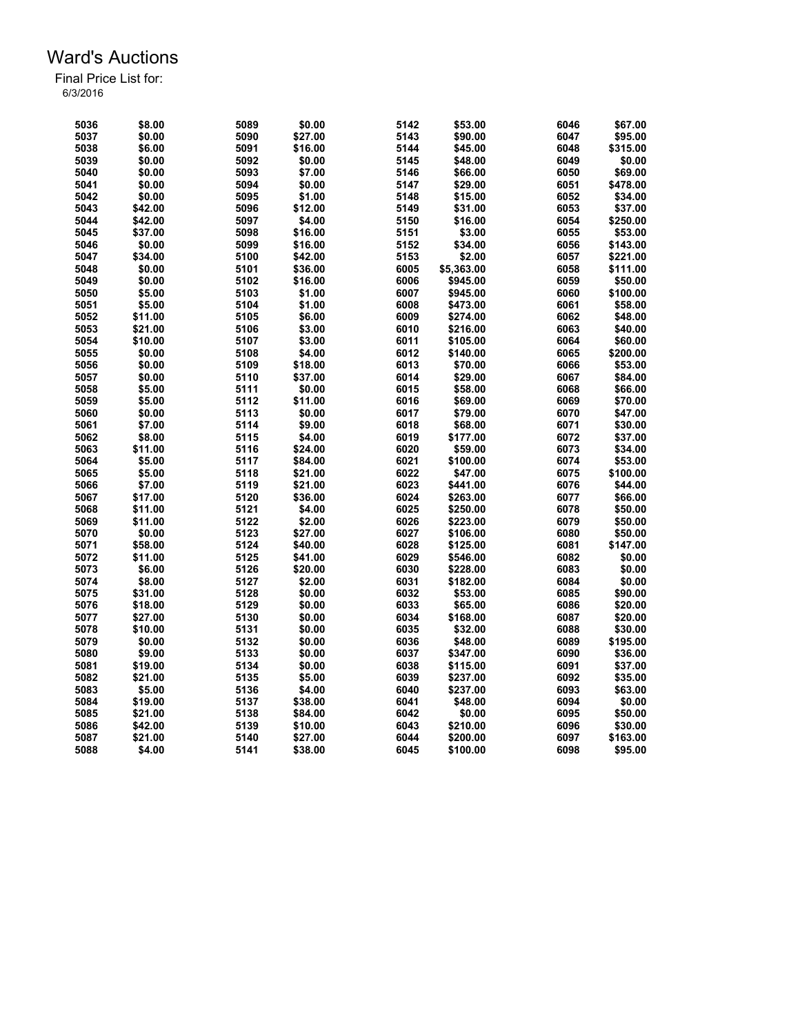# Ward's Auctions

Final Price List for:
6/3/2016

| Lot | Price | Lot | Price | Lot | Price | Lot | Price |
|---|---|---|---|---|---|---|---|
| 5036 | $8.00 | 5089 | $0.00 | 5142 | $53.00 | 6046 | $67.00 |
| 5037 | $0.00 | 5090 | $27.00 | 5143 | $90.00 | 6047 | $95.00 |
| 5038 | $6.00 | 5091 | $16.00 | 5144 | $45.00 | 6048 | $315.00 |
| 5039 | $0.00 | 5092 | $0.00 | 5145 | $48.00 | 6049 | $0.00 |
| 5040 | $0.00 | 5093 | $7.00 | 5146 | $66.00 | 6050 | $69.00 |
| 5041 | $0.00 | 5094 | $0.00 | 5147 | $29.00 | 6051 | $478.00 |
| 5042 | $0.00 | 5095 | $1.00 | 5148 | $15.00 | 6052 | $34.00 |
| 5043 | $42.00 | 5096 | $12.00 | 5149 | $31.00 | 6053 | $37.00 |
| 5044 | $42.00 | 5097 | $4.00 | 5150 | $16.00 | 6054 | $250.00 |
| 5045 | $37.00 | 5098 | $16.00 | 5151 | $3.00 | 6055 | $53.00 |
| 5046 | $0.00 | 5099 | $16.00 | 5152 | $34.00 | 6056 | $143.00 |
| 5047 | $34.00 | 5100 | $42.00 | 5153 | $2.00 | 6057 | $221.00 |
| 5048 | $0.00 | 5101 | $36.00 | 6005 | $5,363.00 | 6058 | $111.00 |
| 5049 | $0.00 | 5102 | $16.00 | 6006 | $945.00 | 6059 | $50.00 |
| 5050 | $5.00 | 5103 | $1.00 | 6007 | $945.00 | 6060 | $100.00 |
| 5051 | $5.00 | 5104 | $1.00 | 6008 | $473.00 | 6061 | $58.00 |
| 5052 | $11.00 | 5105 | $6.00 | 6009 | $274.00 | 6062 | $48.00 |
| 5053 | $21.00 | 5106 | $3.00 | 6010 | $216.00 | 6063 | $40.00 |
| 5054 | $10.00 | 5107 | $3.00 | 6011 | $105.00 | 6064 | $60.00 |
| 5055 | $0.00 | 5108 | $4.00 | 6012 | $140.00 | 6065 | $200.00 |
| 5056 | $0.00 | 5109 | $18.00 | 6013 | $70.00 | 6066 | $53.00 |
| 5057 | $0.00 | 5110 | $37.00 | 6014 | $29.00 | 6067 | $84.00 |
| 5058 | $5.00 | 5111 | $0.00 | 6015 | $58.00 | 6068 | $66.00 |
| 5059 | $5.00 | 5112 | $11.00 | 6016 | $69.00 | 6069 | $70.00 |
| 5060 | $0.00 | 5113 | $0.00 | 6017 | $79.00 | 6070 | $47.00 |
| 5061 | $7.00 | 5114 | $9.00 | 6018 | $68.00 | 6071 | $30.00 |
| 5062 | $8.00 | 5115 | $4.00 | 6019 | $177.00 | 6072 | $37.00 |
| 5063 | $11.00 | 5116 | $24.00 | 6020 | $59.00 | 6073 | $34.00 |
| 5064 | $5.00 | 5117 | $84.00 | 6021 | $100.00 | 6074 | $53.00 |
| 5065 | $5.00 | 5118 | $21.00 | 6022 | $47.00 | 6075 | $100.00 |
| 5066 | $7.00 | 5119 | $21.00 | 6023 | $441.00 | 6076 | $44.00 |
| 5067 | $17.00 | 5120 | $36.00 | 6024 | $263.00 | 6077 | $66.00 |
| 5068 | $11.00 | 5121 | $4.00 | 6025 | $250.00 | 6078 | $50.00 |
| 5069 | $11.00 | 5122 | $2.00 | 6026 | $223.00 | 6079 | $50.00 |
| 5070 | $0.00 | 5123 | $27.00 | 6027 | $106.00 | 6080 | $50.00 |
| 5071 | $58.00 | 5124 | $40.00 | 6028 | $125.00 | 6081 | $147.00 |
| 5072 | $11.00 | 5125 | $41.00 | 6029 | $546.00 | 6082 | $0.00 |
| 5073 | $6.00 | 5126 | $20.00 | 6030 | $228.00 | 6083 | $0.00 |
| 5074 | $8.00 | 5127 | $2.00 | 6031 | $182.00 | 6084 | $0.00 |
| 5075 | $31.00 | 5128 | $0.00 | 6032 | $53.00 | 6085 | $90.00 |
| 5076 | $18.00 | 5129 | $0.00 | 6033 | $65.00 | 6086 | $20.00 |
| 5077 | $27.00 | 5130 | $0.00 | 6034 | $168.00 | 6087 | $20.00 |
| 5078 | $10.00 | 5131 | $0.00 | 6035 | $32.00 | 6088 | $30.00 |
| 5079 | $0.00 | 5132 | $0.00 | 6036 | $48.00 | 6089 | $195.00 |
| 5080 | $9.00 | 5133 | $0.00 | 6037 | $347.00 | 6090 | $36.00 |
| 5081 | $19.00 | 5134 | $0.00 | 6038 | $115.00 | 6091 | $37.00 |
| 5082 | $21.00 | 5135 | $5.00 | 6039 | $237.00 | 6092 | $35.00 |
| 5083 | $5.00 | 5136 | $4.00 | 6040 | $237.00 | 6093 | $63.00 |
| 5084 | $19.00 | 5137 | $38.00 | 6041 | $48.00 | 6094 | $0.00 |
| 5085 | $21.00 | 5138 | $84.00 | 6042 | $0.00 | 6095 | $50.00 |
| 5086 | $42.00 | 5139 | $10.00 | 6043 | $210.00 | 6096 | $30.00 |
| 5087 | $21.00 | 5140 | $27.00 | 6044 | $200.00 | 6097 | $163.00 |
| 5088 | $4.00 | 5141 | $38.00 | 6045 | $100.00 | 6098 | $95.00 |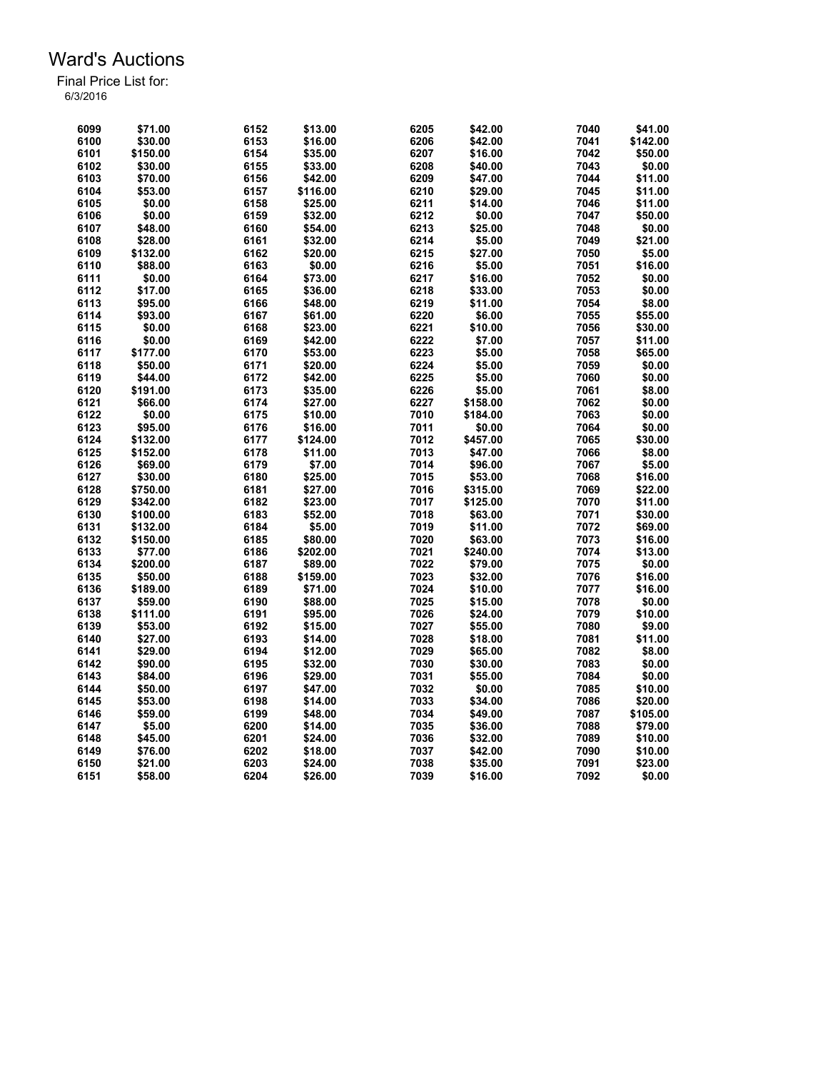# Ward's Auctions

Final Price List for:
6/3/2016

| Lot | Price | Lot | Price | Lot | Price | Lot | Price |
|---|---|---|---|---|---|---|---|
| 6099 | $71.00 | 6152 | $13.00 | 6205 | $42.00 | 7040 | $41.00 |
| 6100 | $30.00 | 6153 | $16.00 | 6206 | $42.00 | 7041 | $142.00 |
| 6101 | $150.00 | 6154 | $35.00 | 6207 | $16.00 | 7042 | $50.00 |
| 6102 | $30.00 | 6155 | $33.00 | 6208 | $40.00 | 7043 | $0.00 |
| 6103 | $70.00 | 6156 | $42.00 | 6209 | $47.00 | 7044 | $11.00 |
| 6104 | $53.00 | 6157 | $116.00 | 6210 | $29.00 | 7045 | $11.00 |
| 6105 | $0.00 | 6158 | $25.00 | 6211 | $14.00 | 7046 | $11.00 |
| 6106 | $0.00 | 6159 | $32.00 | 6212 | $0.00 | 7047 | $50.00 |
| 6107 | $48.00 | 6160 | $54.00 | 6213 | $25.00 | 7048 | $0.00 |
| 6108 | $28.00 | 6161 | $32.00 | 6214 | $5.00 | 7049 | $21.00 |
| 6109 | $132.00 | 6162 | $20.00 | 6215 | $27.00 | 7050 | $5.00 |
| 6110 | $88.00 | 6163 | $0.00 | 6216 | $5.00 | 7051 | $16.00 |
| 6111 | $0.00 | 6164 | $73.00 | 6217 | $16.00 | 7052 | $0.00 |
| 6112 | $17.00 | 6165 | $36.00 | 6218 | $33.00 | 7053 | $0.00 |
| 6113 | $95.00 | 6166 | $48.00 | 6219 | $11.00 | 7054 | $8.00 |
| 6114 | $93.00 | 6167 | $61.00 | 6220 | $6.00 | 7055 | $55.00 |
| 6115 | $0.00 | 6168 | $23.00 | 6221 | $10.00 | 7056 | $30.00 |
| 6116 | $0.00 | 6169 | $42.00 | 6222 | $7.00 | 7057 | $11.00 |
| 6117 | $177.00 | 6170 | $53.00 | 6223 | $5.00 | 7058 | $65.00 |
| 6118 | $50.00 | 6171 | $20.00 | 6224 | $5.00 | 7059 | $0.00 |
| 6119 | $44.00 | 6172 | $42.00 | 6225 | $5.00 | 7060 | $0.00 |
| 6120 | $191.00 | 6173 | $35.00 | 6226 | $5.00 | 7061 | $8.00 |
| 6121 | $66.00 | 6174 | $27.00 | 6227 | $158.00 | 7062 | $0.00 |
| 6122 | $0.00 | 6175 | $10.00 | 7010 | $184.00 | 7063 | $0.00 |
| 6123 | $95.00 | 6176 | $16.00 | 7011 | $0.00 | 7064 | $0.00 |
| 6124 | $132.00 | 6177 | $124.00 | 7012 | $457.00 | 7065 | $30.00 |
| 6125 | $152.00 | 6178 | $11.00 | 7013 | $47.00 | 7066 | $8.00 |
| 6126 | $69.00 | 6179 | $7.00 | 7014 | $96.00 | 7067 | $5.00 |
| 6127 | $30.00 | 6180 | $25.00 | 7015 | $53.00 | 7068 | $16.00 |
| 6128 | $750.00 | 6181 | $27.00 | 7016 | $315.00 | 7069 | $22.00 |
| 6129 | $342.00 | 6182 | $23.00 | 7017 | $125.00 | 7070 | $11.00 |
| 6130 | $100.00 | 6183 | $52.00 | 7018 | $63.00 | 7071 | $30.00 |
| 6131 | $132.00 | 6184 | $5.00 | 7019 | $11.00 | 7072 | $69.00 |
| 6132 | $150.00 | 6185 | $80.00 | 7020 | $63.00 | 7073 | $16.00 |
| 6133 | $77.00 | 6186 | $202.00 | 7021 | $240.00 | 7074 | $13.00 |
| 6134 | $200.00 | 6187 | $89.00 | 7022 | $79.00 | 7075 | $0.00 |
| 6135 | $50.00 | 6188 | $159.00 | 7023 | $32.00 | 7076 | $16.00 |
| 6136 | $189.00 | 6189 | $71.00 | 7024 | $10.00 | 7077 | $16.00 |
| 6137 | $59.00 | 6190 | $88.00 | 7025 | $15.00 | 7078 | $0.00 |
| 6138 | $111.00 | 6191 | $95.00 | 7026 | $24.00 | 7079 | $10.00 |
| 6139 | $53.00 | 6192 | $15.00 | 7027 | $55.00 | 7080 | $9.00 |
| 6140 | $27.00 | 6193 | $14.00 | 7028 | $18.00 | 7081 | $11.00 |
| 6141 | $29.00 | 6194 | $12.00 | 7029 | $65.00 | 7082 | $8.00 |
| 6142 | $90.00 | 6195 | $32.00 | 7030 | $30.00 | 7083 | $0.00 |
| 6143 | $84.00 | 6196 | $29.00 | 7031 | $55.00 | 7084 | $0.00 |
| 6144 | $50.00 | 6197 | $47.00 | 7032 | $0.00 | 7085 | $10.00 |
| 6145 | $53.00 | 6198 | $14.00 | 7033 | $34.00 | 7086 | $20.00 |
| 6146 | $59.00 | 6199 | $48.00 | 7034 | $49.00 | 7087 | $105.00 |
| 6147 | $5.00 | 6200 | $14.00 | 7035 | $36.00 | 7088 | $79.00 |
| 6148 | $45.00 | 6201 | $24.00 | 7036 | $32.00 | 7089 | $10.00 |
| 6149 | $76.00 | 6202 | $18.00 | 7037 | $42.00 | 7090 | $10.00 |
| 6150 | $21.00 | 6203 | $24.00 | 7038 | $35.00 | 7091 | $23.00 |
| 6151 | $58.00 | 6204 | $26.00 | 7039 | $16.00 | 7092 | $0.00 |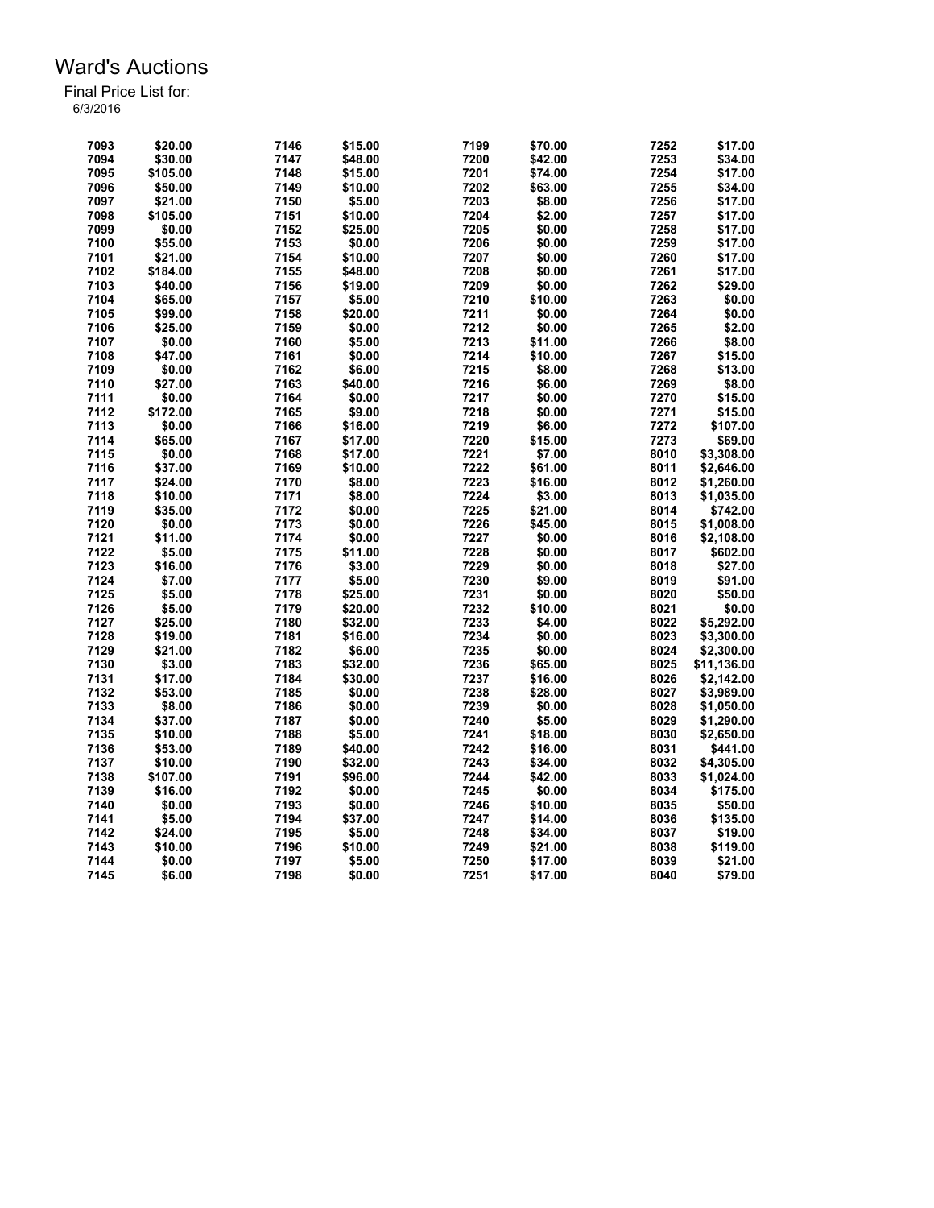# Ward's Auctions

Final Price List for:
6/3/2016

| Lot | Price | Lot | Price | Lot | Price | Lot | Price |
|---|---|---|---|---|---|---|---|
| 7093 | $20.00 | 7146 | $15.00 | 7199 | $70.00 | 7252 | $17.00 |
| 7094 | $30.00 | 7147 | $48.00 | 7200 | $42.00 | 7253 | $34.00 |
| 7095 | $105.00 | 7148 | $15.00 | 7201 | $74.00 | 7254 | $17.00 |
| 7096 | $50.00 | 7149 | $10.00 | 7202 | $63.00 | 7255 | $34.00 |
| 7097 | $21.00 | 7150 | $5.00 | 7203 | $8.00 | 7256 | $17.00 |
| 7098 | $105.00 | 7151 | $10.00 | 7204 | $2.00 | 7257 | $17.00 |
| 7099 | $0.00 | 7152 | $25.00 | 7205 | $0.00 | 7258 | $17.00 |
| 7100 | $55.00 | 7153 | $0.00 | 7206 | $0.00 | 7259 | $17.00 |
| 7101 | $21.00 | 7154 | $10.00 | 7207 | $0.00 | 7260 | $17.00 |
| 7102 | $184.00 | 7155 | $48.00 | 7208 | $0.00 | 7261 | $17.00 |
| 7103 | $40.00 | 7156 | $19.00 | 7209 | $0.00 | 7262 | $29.00 |
| 7104 | $65.00 | 7157 | $5.00 | 7210 | $10.00 | 7263 | $0.00 |
| 7105 | $99.00 | 7158 | $20.00 | 7211 | $0.00 | 7264 | $0.00 |
| 7106 | $25.00 | 7159 | $0.00 | 7212 | $0.00 | 7265 | $2.00 |
| 7107 | $0.00 | 7160 | $5.00 | 7213 | $11.00 | 7266 | $8.00 |
| 7108 | $47.00 | 7161 | $0.00 | 7214 | $10.00 | 7267 | $15.00 |
| 7109 | $0.00 | 7162 | $6.00 | 7215 | $8.00 | 7268 | $13.00 |
| 7110 | $27.00 | 7163 | $40.00 | 7216 | $6.00 | 7269 | $8.00 |
| 7111 | $0.00 | 7164 | $0.00 | 7217 | $0.00 | 7270 | $15.00 |
| 7112 | $172.00 | 7165 | $9.00 | 7218 | $0.00 | 7271 | $15.00 |
| 7113 | $0.00 | 7166 | $16.00 | 7219 | $6.00 | 7272 | $107.00 |
| 7114 | $65.00 | 7167 | $17.00 | 7220 | $15.00 | 7273 | $69.00 |
| 7115 | $0.00 | 7168 | $17.00 | 7221 | $7.00 | 8010 | $3,308.00 |
| 7116 | $37.00 | 7169 | $10.00 | 7222 | $61.00 | 8011 | $2,646.00 |
| 7117 | $24.00 | 7170 | $8.00 | 7223 | $16.00 | 8012 | $1,260.00 |
| 7118 | $10.00 | 7171 | $8.00 | 7224 | $3.00 | 8013 | $1,035.00 |
| 7119 | $35.00 | 7172 | $0.00 | 7225 | $21.00 | 8014 | $742.00 |
| 7120 | $0.00 | 7173 | $0.00 | 7226 | $45.00 | 8015 | $1,008.00 |
| 7121 | $11.00 | 7174 | $0.00 | 7227 | $0.00 | 8016 | $2,108.00 |
| 7122 | $5.00 | 7175 | $11.00 | 7228 | $0.00 | 8017 | $602.00 |
| 7123 | $16.00 | 7176 | $3.00 | 7229 | $0.00 | 8018 | $27.00 |
| 7124 | $7.00 | 7177 | $5.00 | 7230 | $9.00 | 8019 | $91.00 |
| 7125 | $5.00 | 7178 | $25.00 | 7231 | $0.00 | 8020 | $50.00 |
| 7126 | $5.00 | 7179 | $20.00 | 7232 | $10.00 | 8021 | $0.00 |
| 7127 | $25.00 | 7180 | $32.00 | 7233 | $4.00 | 8022 | $5,292.00 |
| 7128 | $19.00 | 7181 | $16.00 | 7234 | $0.00 | 8023 | $3,300.00 |
| 7129 | $21.00 | 7182 | $6.00 | 7235 | $0.00 | 8024 | $2,300.00 |
| 7130 | $3.00 | 7183 | $32.00 | 7236 | $65.00 | 8025 | $11,136.00 |
| 7131 | $17.00 | 7184 | $30.00 | 7237 | $16.00 | 8026 | $2,142.00 |
| 7132 | $53.00 | 7185 | $0.00 | 7238 | $28.00 | 8027 | $3,989.00 |
| 7133 | $8.00 | 7186 | $0.00 | 7239 | $0.00 | 8028 | $1,050.00 |
| 7134 | $37.00 | 7187 | $0.00 | 7240 | $5.00 | 8029 | $1,290.00 |
| 7135 | $10.00 | 7188 | $5.00 | 7241 | $18.00 | 8030 | $2,650.00 |
| 7136 | $53.00 | 7189 | $40.00 | 7242 | $16.00 | 8031 | $441.00 |
| 7137 | $10.00 | 7190 | $32.00 | 7243 | $34.00 | 8032 | $4,305.00 |
| 7138 | $107.00 | 7191 | $96.00 | 7244 | $42.00 | 8033 | $1,024.00 |
| 7139 | $16.00 | 7192 | $0.00 | 7245 | $0.00 | 8034 | $175.00 |
| 7140 | $0.00 | 7193 | $0.00 | 7246 | $10.00 | 8035 | $50.00 |
| 7141 | $5.00 | 7194 | $37.00 | 7247 | $14.00 | 8036 | $135.00 |
| 7142 | $24.00 | 7195 | $5.00 | 7248 | $34.00 | 8037 | $19.00 |
| 7143 | $10.00 | 7196 | $10.00 | 7249 | $21.00 | 8038 | $119.00 |
| 7144 | $0.00 | 7197 | $5.00 | 7250 | $17.00 | 8039 | $21.00 |
| 7145 | $6.00 | 7198 | $0.00 | 7251 | $17.00 | 8040 | $79.00 |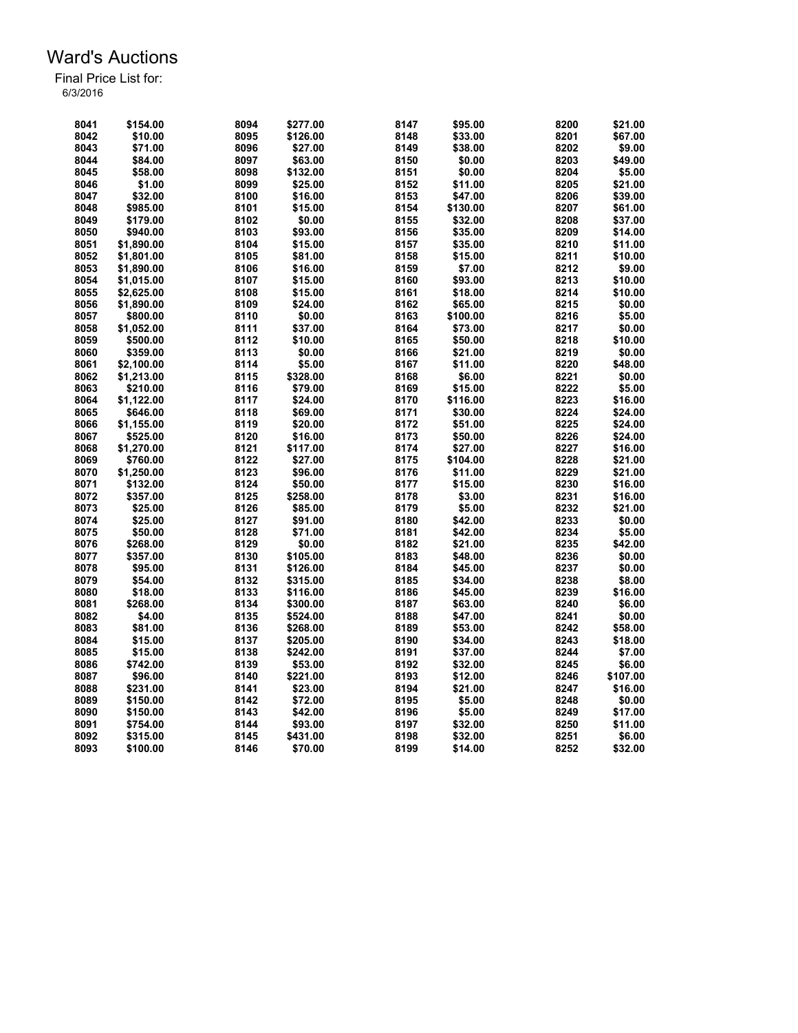# Ward's Auctions

Final Price List for:
6/3/2016

| Lot | Price | Lot | Price | Lot | Price | Lot | Price |
|---|---|---|---|---|---|---|---|
| 8041 | $154.00 | 8094 | $277.00 | 8147 | $95.00 | 8200 | $21.00 |
| 8042 | $10.00 | 8095 | $126.00 | 8148 | $33.00 | 8201 | $67.00 |
| 8043 | $71.00 | 8096 | $27.00 | 8149 | $38.00 | 8202 | $9.00 |
| 8044 | $84.00 | 8097 | $63.00 | 8150 | $0.00 | 8203 | $49.00 |
| 8045 | $58.00 | 8098 | $132.00 | 8151 | $0.00 | 8204 | $5.00 |
| 8046 | $1.00 | 8099 | $25.00 | 8152 | $11.00 | 8205 | $21.00 |
| 8047 | $32.00 | 8100 | $16.00 | 8153 | $47.00 | 8206 | $39.00 |
| 8048 | $985.00 | 8101 | $15.00 | 8154 | $130.00 | 8207 | $61.00 |
| 8049 | $179.00 | 8102 | $0.00 | 8155 | $32.00 | 8208 | $37.00 |
| 8050 | $940.00 | 8103 | $93.00 | 8156 | $35.00 | 8209 | $14.00 |
| 8051 | $1,890.00 | 8104 | $15.00 | 8157 | $35.00 | 8210 | $11.00 |
| 8052 | $1,801.00 | 8105 | $81.00 | 8158 | $15.00 | 8211 | $10.00 |
| 8053 | $1,890.00 | 8106 | $16.00 | 8159 | $7.00 | 8212 | $9.00 |
| 8054 | $1,015.00 | 8107 | $15.00 | 8160 | $93.00 | 8213 | $10.00 |
| 8055 | $2,625.00 | 8108 | $15.00 | 8161 | $18.00 | 8214 | $10.00 |
| 8056 | $1,890.00 | 8109 | $24.00 | 8162 | $65.00 | 8215 | $0.00 |
| 8057 | $800.00 | 8110 | $0.00 | 8163 | $100.00 | 8216 | $5.00 |
| 8058 | $1,052.00 | 8111 | $37.00 | 8164 | $73.00 | 8217 | $0.00 |
| 8059 | $500.00 | 8112 | $10.00 | 8165 | $50.00 | 8218 | $10.00 |
| 8060 | $359.00 | 8113 | $0.00 | 8166 | $21.00 | 8219 | $0.00 |
| 8061 | $2,100.00 | 8114 | $5.00 | 8167 | $11.00 | 8220 | $48.00 |
| 8062 | $1,213.00 | 8115 | $328.00 | 8168 | $6.00 | 8221 | $0.00 |
| 8063 | $210.00 | 8116 | $79.00 | 8169 | $15.00 | 8222 | $5.00 |
| 8064 | $1,122.00 | 8117 | $24.00 | 8170 | $116.00 | 8223 | $16.00 |
| 8065 | $646.00 | 8118 | $69.00 | 8171 | $30.00 | 8224 | $24.00 |
| 8066 | $1,155.00 | 8119 | $20.00 | 8172 | $51.00 | 8225 | $24.00 |
| 8067 | $525.00 | 8120 | $16.00 | 8173 | $50.00 | 8226 | $24.00 |
| 8068 | $1,270.00 | 8121 | $117.00 | 8174 | $27.00 | 8227 | $16.00 |
| 8069 | $760.00 | 8122 | $27.00 | 8175 | $104.00 | 8228 | $21.00 |
| 8070 | $1,250.00 | 8123 | $96.00 | 8176 | $11.00 | 8229 | $21.00 |
| 8071 | $132.00 | 8124 | $50.00 | 8177 | $15.00 | 8230 | $16.00 |
| 8072 | $357.00 | 8125 | $258.00 | 8178 | $3.00 | 8231 | $16.00 |
| 8073 | $25.00 | 8126 | $85.00 | 8179 | $5.00 | 8232 | $21.00 |
| 8074 | $25.00 | 8127 | $91.00 | 8180 | $42.00 | 8233 | $0.00 |
| 8075 | $50.00 | 8128 | $71.00 | 8181 | $42.00 | 8234 | $5.00 |
| 8076 | $268.00 | 8129 | $0.00 | 8182 | $21.00 | 8235 | $42.00 |
| 8077 | $357.00 | 8130 | $105.00 | 8183 | $48.00 | 8236 | $0.00 |
| 8078 | $95.00 | 8131 | $126.00 | 8184 | $45.00 | 8237 | $0.00 |
| 8079 | $54.00 | 8132 | $315.00 | 8185 | $34.00 | 8238 | $8.00 |
| 8080 | $18.00 | 8133 | $116.00 | 8186 | $45.00 | 8239 | $16.00 |
| 8081 | $268.00 | 8134 | $300.00 | 8187 | $63.00 | 8240 | $6.00 |
| 8082 | $4.00 | 8135 | $524.00 | 8188 | $47.00 | 8241 | $0.00 |
| 8083 | $81.00 | 8136 | $268.00 | 8189 | $53.00 | 8242 | $58.00 |
| 8084 | $15.00 | 8137 | $205.00 | 8190 | $34.00 | 8243 | $18.00 |
| 8085 | $15.00 | 8138 | $242.00 | 8191 | $37.00 | 8244 | $7.00 |
| 8086 | $742.00 | 8139 | $53.00 | 8192 | $32.00 | 8245 | $6.00 |
| 8087 | $96.00 | 8140 | $221.00 | 8193 | $12.00 | 8246 | $107.00 |
| 8088 | $231.00 | 8141 | $23.00 | 8194 | $21.00 | 8247 | $16.00 |
| 8089 | $150.00 | 8142 | $72.00 | 8195 | $5.00 | 8248 | $0.00 |
| 8090 | $150.00 | 8143 | $42.00 | 8196 | $5.00 | 8249 | $17.00 |
| 8091 | $754.00 | 8144 | $93.00 | 8197 | $32.00 | 8250 | $11.00 |
| 8092 | $315.00 | 8145 | $431.00 | 8198 | $32.00 | 8251 | $6.00 |
| 8093 | $100.00 | 8146 | $70.00 | 8199 | $14.00 | 8252 | $32.00 |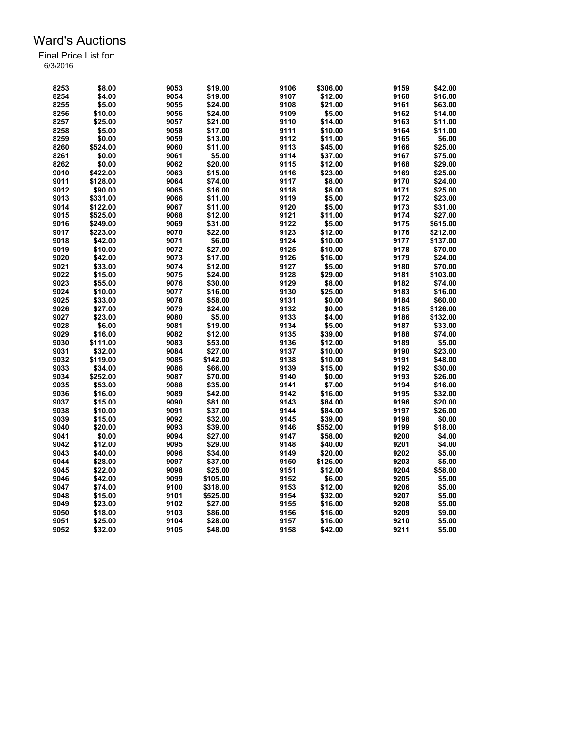# Ward's Auctions

Final Price List for:
6/3/2016

| Lot | Price | Lot | Price | Lot | Price | Lot | Price |
|---|---|---|---|---|---|---|---|
| 8253 | $8.00 | 9053 | $19.00 | 9106 | $306.00 | 9159 | $42.00 |
| 8254 | $4.00 | 9054 | $19.00 | 9107 | $12.00 | 9160 | $16.00 |
| 8255 | $5.00 | 9055 | $24.00 | 9108 | $21.00 | 9161 | $63.00 |
| 8256 | $10.00 | 9056 | $24.00 | 9109 | $5.00 | 9162 | $14.00 |
| 8257 | $25.00 | 9057 | $21.00 | 9110 | $14.00 | 9163 | $11.00 |
| 8258 | $5.00 | 9058 | $17.00 | 9111 | $10.00 | 9164 | $11.00 |
| 8259 | $0.00 | 9059 | $13.00 | 9112 | $11.00 | 9165 | $6.00 |
| 8260 | $524.00 | 9060 | $11.00 | 9113 | $45.00 | 9166 | $25.00 |
| 8261 | $0.00 | 9061 | $5.00 | 9114 | $37.00 | 9167 | $75.00 |
| 8262 | $0.00 | 9062 | $20.00 | 9115 | $12.00 | 9168 | $29.00 |
| 9010 | $422.00 | 9063 | $15.00 | 9116 | $23.00 | 9169 | $25.00 |
| 9011 | $128.00 | 9064 | $74.00 | 9117 | $8.00 | 9170 | $24.00 |
| 9012 | $90.00 | 9065 | $16.00 | 9118 | $8.00 | 9171 | $25.00 |
| 9013 | $331.00 | 9066 | $11.00 | 9119 | $5.00 | 9172 | $23.00 |
| 9014 | $122.00 | 9067 | $11.00 | 9120 | $5.00 | 9173 | $31.00 |
| 9015 | $525.00 | 9068 | $12.00 | 9121 | $11.00 | 9174 | $27.00 |
| 9016 | $249.00 | 9069 | $31.00 | 9122 | $5.00 | 9175 | $615.00 |
| 9017 | $223.00 | 9070 | $22.00 | 9123 | $12.00 | 9176 | $212.00 |
| 9018 | $42.00 | 9071 | $6.00 | 9124 | $10.00 | 9177 | $137.00 |
| 9019 | $10.00 | 9072 | $27.00 | 9125 | $10.00 | 9178 | $70.00 |
| 9020 | $42.00 | 9073 | $17.00 | 9126 | $16.00 | 9179 | $24.00 |
| 9021 | $33.00 | 9074 | $12.00 | 9127 | $5.00 | 9180 | $70.00 |
| 9022 | $15.00 | 9075 | $24.00 | 9128 | $29.00 | 9181 | $103.00 |
| 9023 | $55.00 | 9076 | $30.00 | 9129 | $8.00 | 9182 | $74.00 |
| 9024 | $10.00 | 9077 | $16.00 | 9130 | $25.00 | 9183 | $16.00 |
| 9025 | $33.00 | 9078 | $58.00 | 9131 | $0.00 | 9184 | $60.00 |
| 9026 | $27.00 | 9079 | $24.00 | 9132 | $0.00 | 9185 | $126.00 |
| 9027 | $23.00 | 9080 | $5.00 | 9133 | $4.00 | 9186 | $132.00 |
| 9028 | $6.00 | 9081 | $19.00 | 9134 | $5.00 | 9187 | $33.00 |
| 9029 | $16.00 | 9082 | $12.00 | 9135 | $39.00 | 9188 | $74.00 |
| 9030 | $111.00 | 9083 | $53.00 | 9136 | $12.00 | 9189 | $5.00 |
| 9031 | $32.00 | 9084 | $27.00 | 9137 | $10.00 | 9190 | $23.00 |
| 9032 | $119.00 | 9085 | $142.00 | 9138 | $10.00 | 9191 | $48.00 |
| 9033 | $34.00 | 9086 | $66.00 | 9139 | $15.00 | 9192 | $30.00 |
| 9034 | $252.00 | 9087 | $70.00 | 9140 | $0.00 | 9193 | $26.00 |
| 9035 | $53.00 | 9088 | $35.00 | 9141 | $7.00 | 9194 | $16.00 |
| 9036 | $16.00 | 9089 | $42.00 | 9142 | $16.00 | 9195 | $32.00 |
| 9037 | $15.00 | 9090 | $81.00 | 9143 | $84.00 | 9196 | $20.00 |
| 9038 | $10.00 | 9091 | $37.00 | 9144 | $84.00 | 9197 | $26.00 |
| 9039 | $15.00 | 9092 | $32.00 | 9145 | $39.00 | 9198 | $0.00 |
| 9040 | $20.00 | 9093 | $39.00 | 9146 | $552.00 | 9199 | $18.00 |
| 9041 | $0.00 | 9094 | $27.00 | 9147 | $58.00 | 9200 | $4.00 |
| 9042 | $12.00 | 9095 | $29.00 | 9148 | $40.00 | 9201 | $4.00 |
| 9043 | $40.00 | 9096 | $34.00 | 9149 | $20.00 | 9202 | $5.00 |
| 9044 | $28.00 | 9097 | $37.00 | 9150 | $126.00 | 9203 | $5.00 |
| 9045 | $22.00 | 9098 | $25.00 | 9151 | $12.00 | 9204 | $58.00 |
| 9046 | $42.00 | 9099 | $105.00 | 9152 | $6.00 | 9205 | $5.00 |
| 9047 | $74.00 | 9100 | $318.00 | 9153 | $12.00 | 9206 | $5.00 |
| 9048 | $15.00 | 9101 | $525.00 | 9154 | $32.00 | 9207 | $5.00 |
| 9049 | $23.00 | 9102 | $27.00 | 9155 | $16.00 | 9208 | $5.00 |
| 9050 | $18.00 | 9103 | $86.00 | 9156 | $16.00 | 9209 | $9.00 |
| 9051 | $25.00 | 9104 | $28.00 | 9157 | $16.00 | 9210 | $5.00 |
| 9052 | $32.00 | 9105 | $48.00 | 9158 | $42.00 | 9211 | $5.00 |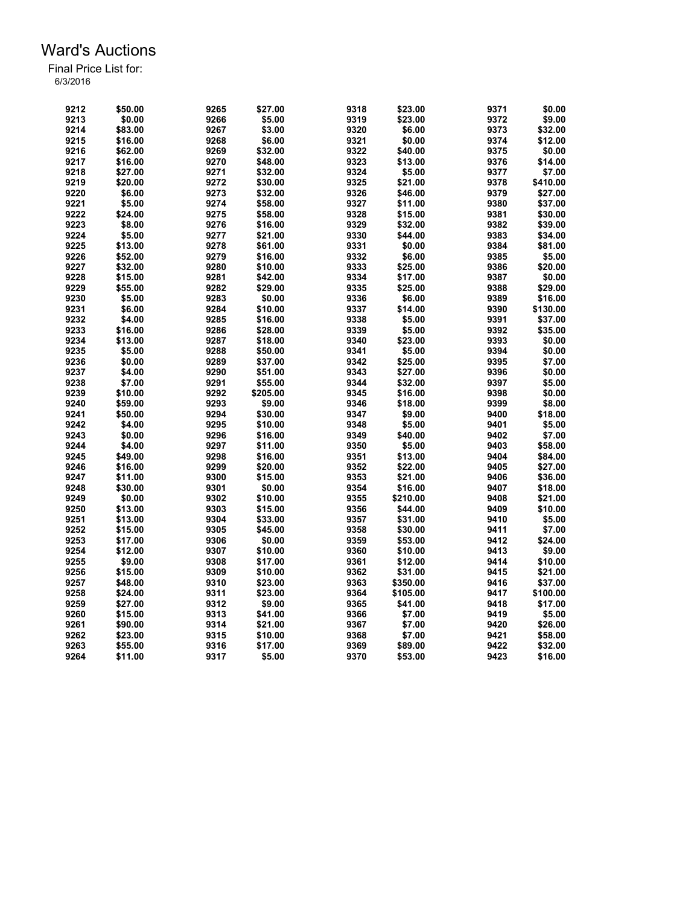# Ward's Auctions

Final Price List for:
6/3/2016

| Lot | Price | Lot | Price | Lot | Price | Lot | Price |
|---|---|---|---|---|---|---|---|
| 9212 | $50.00 | 9265 | $27.00 | 9318 | $23.00 | 9371 | $0.00 |
| 9213 | $0.00 | 9266 | $5.00 | 9319 | $23.00 | 9372 | $9.00 |
| 9214 | $83.00 | 9267 | $3.00 | 9320 | $6.00 | 9373 | $32.00 |
| 9215 | $16.00 | 9268 | $6.00 | 9321 | $0.00 | 9374 | $12.00 |
| 9216 | $62.00 | 9269 | $32.00 | 9322 | $40.00 | 9375 | $0.00 |
| 9217 | $16.00 | 9270 | $48.00 | 9323 | $13.00 | 9376 | $14.00 |
| 9218 | $27.00 | 9271 | $32.00 | 9324 | $5.00 | 9377 | $7.00 |
| 9219 | $20.00 | 9272 | $30.00 | 9325 | $21.00 | 9378 | $410.00 |
| 9220 | $6.00 | 9273 | $32.00 | 9326 | $46.00 | 9379 | $27.00 |
| 9221 | $5.00 | 9274 | $58.00 | 9327 | $11.00 | 9380 | $37.00 |
| 9222 | $24.00 | 9275 | $58.00 | 9328 | $15.00 | 9381 | $30.00 |
| 9223 | $8.00 | 9276 | $16.00 | 9329 | $32.00 | 9382 | $39.00 |
| 9224 | $5.00 | 9277 | $21.00 | 9330 | $44.00 | 9383 | $34.00 |
| 9225 | $13.00 | 9278 | $61.00 | 9331 | $0.00 | 9384 | $81.00 |
| 9226 | $52.00 | 9279 | $16.00 | 9332 | $6.00 | 9385 | $5.00 |
| 9227 | $32.00 | 9280 | $10.00 | 9333 | $25.00 | 9386 | $20.00 |
| 9228 | $15.00 | 9281 | $42.00 | 9334 | $17.00 | 9387 | $0.00 |
| 9229 | $55.00 | 9282 | $29.00 | 9335 | $25.00 | 9388 | $29.00 |
| 9230 | $5.00 | 9283 | $0.00 | 9336 | $6.00 | 9389 | $16.00 |
| 9231 | $6.00 | 9284 | $10.00 | 9337 | $14.00 | 9390 | $130.00 |
| 9232 | $4.00 | 9285 | $16.00 | 9338 | $5.00 | 9391 | $37.00 |
| 9233 | $16.00 | 9286 | $28.00 | 9339 | $5.00 | 9392 | $35.00 |
| 9234 | $13.00 | 9287 | $18.00 | 9340 | $23.00 | 9393 | $0.00 |
| 9235 | $5.00 | 9288 | $50.00 | 9341 | $5.00 | 9394 | $0.00 |
| 9236 | $0.00 | 9289 | $37.00 | 9342 | $25.00 | 9395 | $7.00 |
| 9237 | $4.00 | 9290 | $51.00 | 9343 | $27.00 | 9396 | $0.00 |
| 9238 | $7.00 | 9291 | $55.00 | 9344 | $32.00 | 9397 | $5.00 |
| 9239 | $10.00 | 9292 | $205.00 | 9345 | $16.00 | 9398 | $0.00 |
| 9240 | $59.00 | 9293 | $9.00 | 9346 | $18.00 | 9399 | $8.00 |
| 9241 | $50.00 | 9294 | $30.00 | 9347 | $9.00 | 9400 | $18.00 |
| 9242 | $4.00 | 9295 | $10.00 | 9348 | $5.00 | 9401 | $5.00 |
| 9243 | $0.00 | 9296 | $16.00 | 9349 | $40.00 | 9402 | $7.00 |
| 9244 | $4.00 | 9297 | $11.00 | 9350 | $5.00 | 9403 | $58.00 |
| 9245 | $49.00 | 9298 | $16.00 | 9351 | $13.00 | 9404 | $84.00 |
| 9246 | $16.00 | 9299 | $20.00 | 9352 | $22.00 | 9405 | $27.00 |
| 9247 | $11.00 | 9300 | $15.00 | 9353 | $21.00 | 9406 | $36.00 |
| 9248 | $30.00 | 9301 | $0.00 | 9354 | $16.00 | 9407 | $18.00 |
| 9249 | $0.00 | 9302 | $10.00 | 9355 | $210.00 | 9408 | $21.00 |
| 9250 | $13.00 | 9303 | $15.00 | 9356 | $44.00 | 9409 | $10.00 |
| 9251 | $13.00 | 9304 | $33.00 | 9357 | $31.00 | 9410 | $5.00 |
| 9252 | $15.00 | 9305 | $45.00 | 9358 | $30.00 | 9411 | $7.00 |
| 9253 | $17.00 | 9306 | $0.00 | 9359 | $53.00 | 9412 | $24.00 |
| 9254 | $12.00 | 9307 | $10.00 | 9360 | $10.00 | 9413 | $9.00 |
| 9255 | $9.00 | 9308 | $17.00 | 9361 | $12.00 | 9414 | $10.00 |
| 9256 | $15.00 | 9309 | $10.00 | 9362 | $31.00 | 9415 | $21.00 |
| 9257 | $48.00 | 9310 | $23.00 | 9363 | $350.00 | 9416 | $37.00 |
| 9258 | $24.00 | 9311 | $23.00 | 9364 | $105.00 | 9417 | $100.00 |
| 9259 | $27.00 | 9312 | $9.00 | 9365 | $41.00 | 9418 | $17.00 |
| 9260 | $15.00 | 9313 | $41.00 | 9366 | $7.00 | 9419 | $5.00 |
| 9261 | $90.00 | 9314 | $21.00 | 9367 | $7.00 | 9420 | $26.00 |
| 9262 | $23.00 | 9315 | $10.00 | 9368 | $7.00 | 9421 | $58.00 |
| 9263 | $55.00 | 9316 | $17.00 | 9369 | $89.00 | 9422 | $32.00 |
| 9264 | $11.00 | 9317 | $5.00 | 9370 | $53.00 | 9423 | $16.00 |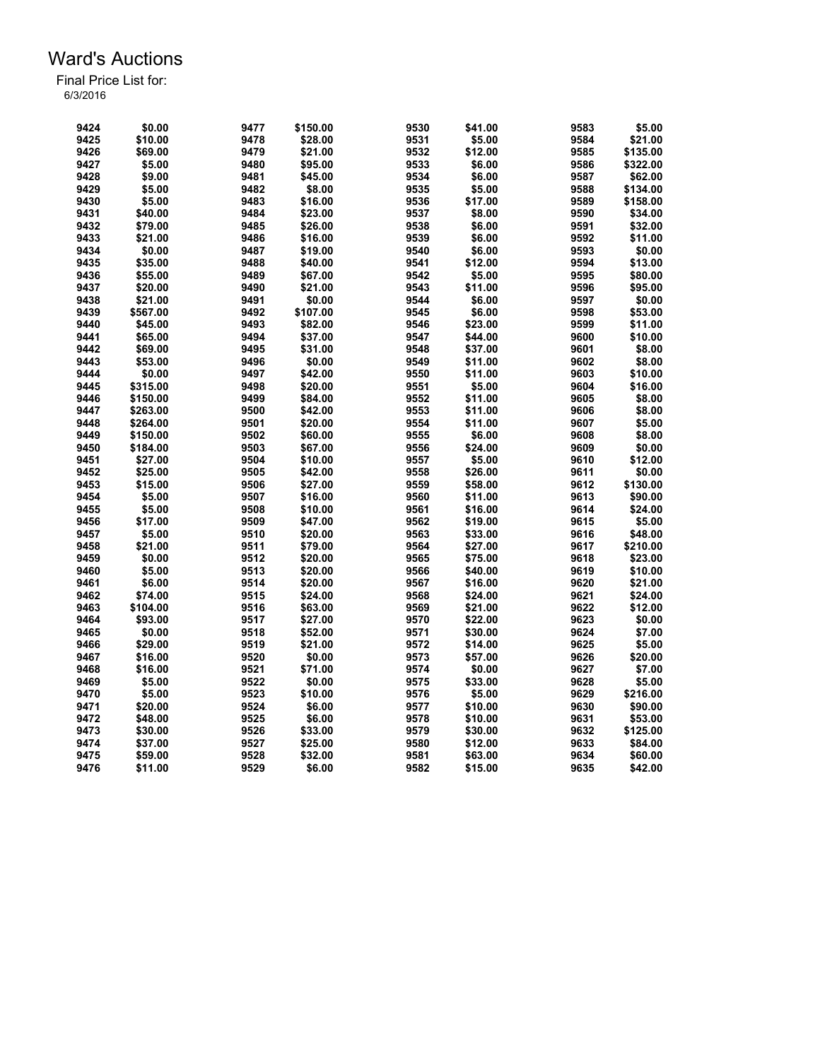# Ward's Auctions

Final Price List for:
6/3/2016

| Lot | Price | Lot | Price | Lot | Price | Lot | Price |
|---|---|---|---|---|---|---|---|
| 9424 | $0.00 | 9477 | $150.00 | 9530 | $41.00 | 9583 | $5.00 |
| 9425 | $10.00 | 9478 | $28.00 | 9531 | $5.00 | 9584 | $21.00 |
| 9426 | $69.00 | 9479 | $21.00 | 9532 | $12.00 | 9585 | $135.00 |
| 9427 | $5.00 | 9480 | $95.00 | 9533 | $6.00 | 9586 | $322.00 |
| 9428 | $9.00 | 9481 | $45.00 | 9534 | $6.00 | 9587 | $62.00 |
| 9429 | $5.00 | 9482 | $8.00 | 9535 | $5.00 | 9588 | $134.00 |
| 9430 | $5.00 | 9483 | $16.00 | 9536 | $17.00 | 9589 | $158.00 |
| 9431 | $40.00 | 9484 | $23.00 | 9537 | $8.00 | 9590 | $34.00 |
| 9432 | $79.00 | 9485 | $26.00 | 9538 | $6.00 | 9591 | $32.00 |
| 9433 | $21.00 | 9486 | $16.00 | 9539 | $6.00 | 9592 | $11.00 |
| 9434 | $0.00 | 9487 | $19.00 | 9540 | $6.00 | 9593 | $0.00 |
| 9435 | $35.00 | 9488 | $40.00 | 9541 | $12.00 | 9594 | $13.00 |
| 9436 | $55.00 | 9489 | $67.00 | 9542 | $5.00 | 9595 | $80.00 |
| 9437 | $20.00 | 9490 | $21.00 | 9543 | $11.00 | 9596 | $95.00 |
| 9438 | $21.00 | 9491 | $0.00 | 9544 | $6.00 | 9597 | $0.00 |
| 9439 | $567.00 | 9492 | $107.00 | 9545 | $6.00 | 9598 | $53.00 |
| 9440 | $45.00 | 9493 | $82.00 | 9546 | $23.00 | 9599 | $11.00 |
| 9441 | $65.00 | 9494 | $37.00 | 9547 | $44.00 | 9600 | $10.00 |
| 9442 | $69.00 | 9495 | $31.00 | 9548 | $37.00 | 9601 | $8.00 |
| 9443 | $53.00 | 9496 | $0.00 | 9549 | $11.00 | 9602 | $8.00 |
| 9444 | $0.00 | 9497 | $42.00 | 9550 | $11.00 | 9603 | $10.00 |
| 9445 | $315.00 | 9498 | $20.00 | 9551 | $5.00 | 9604 | $16.00 |
| 9446 | $150.00 | 9499 | $84.00 | 9552 | $11.00 | 9605 | $8.00 |
| 9447 | $263.00 | 9500 | $42.00 | 9553 | $11.00 | 9606 | $8.00 |
| 9448 | $264.00 | 9501 | $20.00 | 9554 | $11.00 | 9607 | $5.00 |
| 9449 | $150.00 | 9502 | $60.00 | 9555 | $6.00 | 9608 | $8.00 |
| 9450 | $184.00 | 9503 | $67.00 | 9556 | $24.00 | 9609 | $0.00 |
| 9451 | $27.00 | 9504 | $10.00 | 9557 | $5.00 | 9610 | $12.00 |
| 9452 | $25.00 | 9505 | $42.00 | 9558 | $26.00 | 9611 | $0.00 |
| 9453 | $15.00 | 9506 | $27.00 | 9559 | $58.00 | 9612 | $130.00 |
| 9454 | $5.00 | 9507 | $16.00 | 9560 | $11.00 | 9613 | $90.00 |
| 9455 | $5.00 | 9508 | $10.00 | 9561 | $16.00 | 9614 | $24.00 |
| 9456 | $17.00 | 9509 | $47.00 | 9562 | $19.00 | 9615 | $5.00 |
| 9457 | $5.00 | 9510 | $20.00 | 9563 | $33.00 | 9616 | $48.00 |
| 9458 | $21.00 | 9511 | $79.00 | 9564 | $27.00 | 9617 | $210.00 |
| 9459 | $0.00 | 9512 | $20.00 | 9565 | $75.00 | 9618 | $23.00 |
| 9460 | $5.00 | 9513 | $20.00 | 9566 | $40.00 | 9619 | $10.00 |
| 9461 | $6.00 | 9514 | $20.00 | 9567 | $16.00 | 9620 | $21.00 |
| 9462 | $74.00 | 9515 | $24.00 | 9568 | $24.00 | 9621 | $24.00 |
| 9463 | $104.00 | 9516 | $63.00 | 9569 | $21.00 | 9622 | $12.00 |
| 9464 | $93.00 | 9517 | $27.00 | 9570 | $22.00 | 9623 | $0.00 |
| 9465 | $0.00 | 9518 | $52.00 | 9571 | $30.00 | 9624 | $7.00 |
| 9466 | $29.00 | 9519 | $21.00 | 9572 | $14.00 | 9625 | $5.00 |
| 9467 | $16.00 | 9520 | $0.00 | 9573 | $57.00 | 9626 | $20.00 |
| 9468 | $16.00 | 9521 | $71.00 | 9574 | $0.00 | 9627 | $7.00 |
| 9469 | $5.00 | 9522 | $0.00 | 9575 | $33.00 | 9628 | $5.00 |
| 9470 | $5.00 | 9523 | $10.00 | 9576 | $5.00 | 9629 | $216.00 |
| 9471 | $20.00 | 9524 | $6.00 | 9577 | $10.00 | 9630 | $90.00 |
| 9472 | $48.00 | 9525 | $6.00 | 9578 | $10.00 | 9631 | $53.00 |
| 9473 | $30.00 | 9526 | $33.00 | 9579 | $30.00 | 9632 | $125.00 |
| 9474 | $37.00 | 9527 | $25.00 | 9580 | $12.00 | 9633 | $84.00 |
| 9475 | $59.00 | 9528 | $32.00 | 9581 | $63.00 | 9634 | $60.00 |
| 9476 | $11.00 | 9529 | $6.00 | 9582 | $15.00 | 9635 | $42.00 |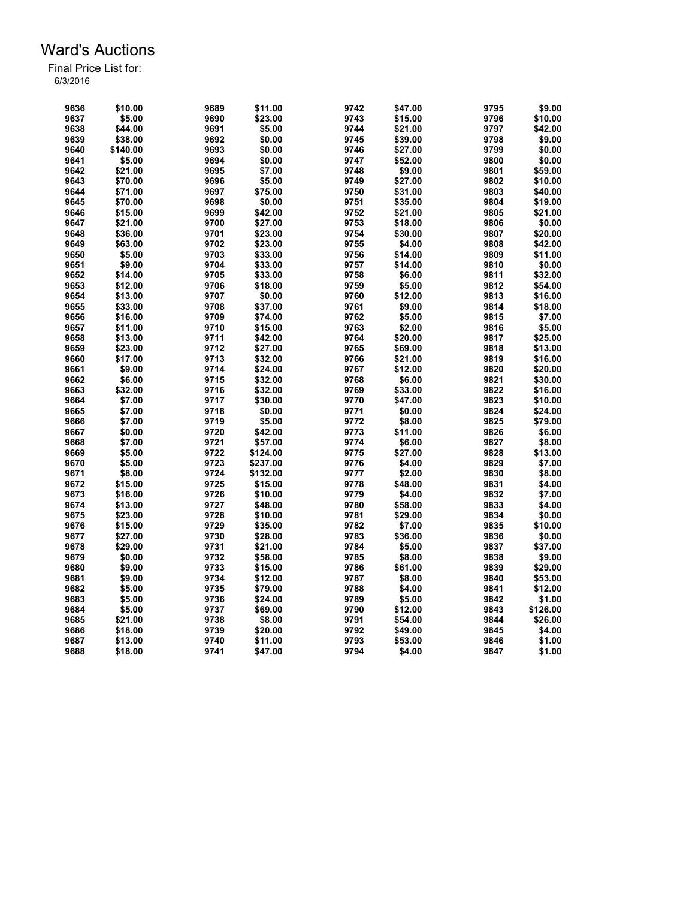# Ward's Auctions

Final Price List for:
6/3/2016

| Lot | Price | Lot | Price | Lot | Price | Lot | Price |
|---|---|---|---|---|---|---|---|
| 9636 | $10.00 | 9689 | $11.00 | 9742 | $47.00 | 9795 | $9.00 |
| 9637 | $5.00 | 9690 | $23.00 | 9743 | $15.00 | 9796 | $10.00 |
| 9638 | $44.00 | 9691 | $5.00 | 9744 | $21.00 | 9797 | $42.00 |
| 9639 | $38.00 | 9692 | $0.00 | 9745 | $39.00 | 9798 | $9.00 |
| 9640 | $140.00 | 9693 | $0.00 | 9746 | $27.00 | 9799 | $0.00 |
| 9641 | $5.00 | 9694 | $0.00 | 9747 | $52.00 | 9800 | $0.00 |
| 9642 | $21.00 | 9695 | $7.00 | 9748 | $9.00 | 9801 | $59.00 |
| 9643 | $70.00 | 9696 | $5.00 | 9749 | $27.00 | 9802 | $10.00 |
| 9644 | $71.00 | 9697 | $75.00 | 9750 | $31.00 | 9803 | $40.00 |
| 9645 | $70.00 | 9698 | $0.00 | 9751 | $35.00 | 9804 | $19.00 |
| 9646 | $15.00 | 9699 | $42.00 | 9752 | $21.00 | 9805 | $21.00 |
| 9647 | $21.00 | 9700 | $27.00 | 9753 | $18.00 | 9806 | $0.00 |
| 9648 | $36.00 | 9701 | $23.00 | 9754 | $30.00 | 9807 | $20.00 |
| 9649 | $63.00 | 9702 | $23.00 | 9755 | $4.00 | 9808 | $42.00 |
| 9650 | $5.00 | 9703 | $33.00 | 9756 | $14.00 | 9809 | $11.00 |
| 9651 | $9.00 | 9704 | $33.00 | 9757 | $14.00 | 9810 | $0.00 |
| 9652 | $14.00 | 9705 | $33.00 | 9758 | $6.00 | 9811 | $32.00 |
| 9653 | $12.00 | 9706 | $18.00 | 9759 | $5.00 | 9812 | $54.00 |
| 9654 | $13.00 | 9707 | $0.00 | 9760 | $12.00 | 9813 | $16.00 |
| 9655 | $33.00 | 9708 | $37.00 | 9761 | $9.00 | 9814 | $18.00 |
| 9656 | $16.00 | 9709 | $74.00 | 9762 | $5.00 | 9815 | $7.00 |
| 9657 | $11.00 | 9710 | $15.00 | 9763 | $2.00 | 9816 | $5.00 |
| 9658 | $13.00 | 9711 | $42.00 | 9764 | $20.00 | 9817 | $25.00 |
| 9659 | $23.00 | 9712 | $27.00 | 9765 | $69.00 | 9818 | $13.00 |
| 9660 | $17.00 | 9713 | $32.00 | 9766 | $21.00 | 9819 | $16.00 |
| 9661 | $9.00 | 9714 | $24.00 | 9767 | $12.00 | 9820 | $20.00 |
| 9662 | $6.00 | 9715 | $32.00 | 9768 | $6.00 | 9821 | $30.00 |
| 9663 | $32.00 | 9716 | $32.00 | 9769 | $33.00 | 9822 | $16.00 |
| 9664 | $7.00 | 9717 | $30.00 | 9770 | $47.00 | 9823 | $10.00 |
| 9665 | $7.00 | 9718 | $0.00 | 9771 | $0.00 | 9824 | $24.00 |
| 9666 | $7.00 | 9719 | $5.00 | 9772 | $8.00 | 9825 | $79.00 |
| 9667 | $0.00 | 9720 | $42.00 | 9773 | $11.00 | 9826 | $6.00 |
| 9668 | $7.00 | 9721 | $57.00 | 9774 | $6.00 | 9827 | $8.00 |
| 9669 | $5.00 | 9722 | $124.00 | 9775 | $27.00 | 9828 | $13.00 |
| 9670 | $5.00 | 9723 | $237.00 | 9776 | $4.00 | 9829 | $7.00 |
| 9671 | $8.00 | 9724 | $132.00 | 9777 | $2.00 | 9830 | $8.00 |
| 9672 | $15.00 | 9725 | $15.00 | 9778 | $48.00 | 9831 | $4.00 |
| 9673 | $16.00 | 9726 | $10.00 | 9779 | $4.00 | 9832 | $7.00 |
| 9674 | $13.00 | 9727 | $48.00 | 9780 | $58.00 | 9833 | $4.00 |
| 9675 | $23.00 | 9728 | $10.00 | 9781 | $29.00 | 9834 | $0.00 |
| 9676 | $15.00 | 9729 | $35.00 | 9782 | $7.00 | 9835 | $10.00 |
| 9677 | $27.00 | 9730 | $28.00 | 9783 | $36.00 | 9836 | $0.00 |
| 9678 | $29.00 | 9731 | $21.00 | 9784 | $5.00 | 9837 | $37.00 |
| 9679 | $0.00 | 9732 | $58.00 | 9785 | $8.00 | 9838 | $9.00 |
| 9680 | $9.00 | 9733 | $15.00 | 9786 | $61.00 | 9839 | $29.00 |
| 9681 | $9.00 | 9734 | $12.00 | 9787 | $8.00 | 9840 | $53.00 |
| 9682 | $5.00 | 9735 | $79.00 | 9788 | $4.00 | 9841 | $12.00 |
| 9683 | $5.00 | 9736 | $24.00 | 9789 | $5.00 | 9842 | $1.00 |
| 9684 | $5.00 | 9737 | $69.00 | 9790 | $12.00 | 9843 | $126.00 |
| 9685 | $21.00 | 9738 | $8.00 | 9791 | $54.00 | 9844 | $26.00 |
| 9686 | $18.00 | 9739 | $20.00 | 9792 | $49.00 | 9845 | $4.00 |
| 9687 | $13.00 | 9740 | $11.00 | 9793 | $53.00 | 9846 | $1.00 |
| 9688 | $18.00 | 9741 | $47.00 | 9794 | $4.00 | 9847 | $1.00 |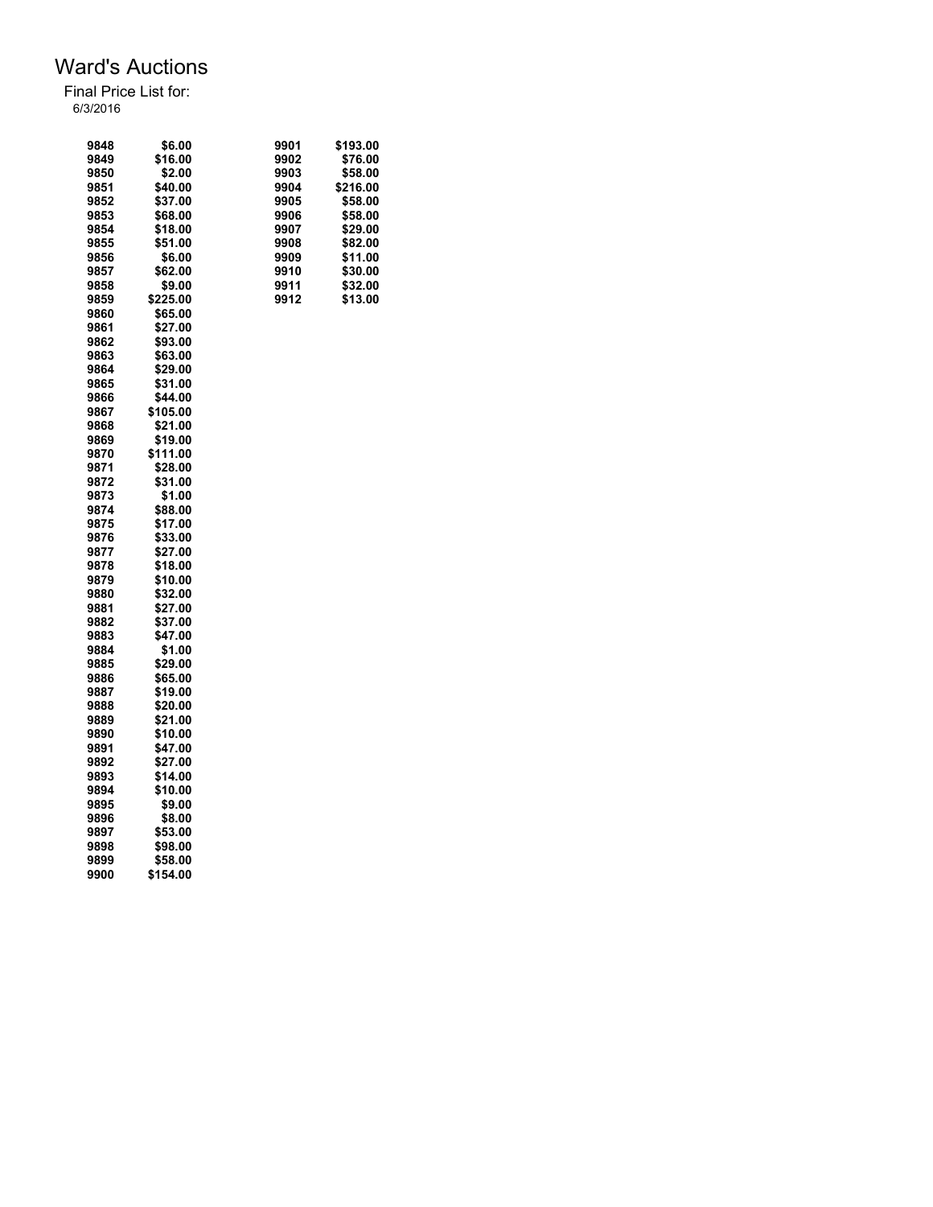# Ward's Auctions

Final Price List for:
6/3/2016

| | |
|---|---|
| 9848 | $6.00 |
| 9849 | $16.00 |
| 9850 | $2.00 |
| 9851 | $40.00 |
| 9852 | $37.00 |
| 9853 | $68.00 |
| 9854 | $18.00 |
| 9855 | $51.00 |
| 9856 | $6.00 |
| 9857 | $62.00 |
| 9858 | $9.00 |
| 9859 | $225.00 |
| 9860 | $65.00 |
| 9861 | $27.00 |
| 9862 | $93.00 |
| 9863 | $63.00 |
| 9864 | $29.00 |
| 9865 | $31.00 |
| 9866 | $44.00 |
| 9867 | $105.00 |
| 9868 | $21.00 |
| 9869 | $19.00 |
| 9870 | $111.00 |
| 9871 | $28.00 |
| 9872 | $31.00 |
| 9873 | $1.00 |
| 9874 | $88.00 |
| 9875 | $17.00 |
| 9876 | $33.00 |
| 9877 | $27.00 |
| 9878 | $18.00 |
| 9879 | $10.00 |
| 9880 | $32.00 |
| 9881 | $27.00 |
| 9882 | $37.00 |
| 9883 | $47.00 |
| 9884 | $1.00 |
| 9885 | $29.00 |
| 9886 | $65.00 |
| 9887 | $19.00 |
| 9888 | $20.00 |
| 9889 | $21.00 |
| 9890 | $10.00 |
| 9891 | $47.00 |
| 9892 | $27.00 |
| 9893 | $14.00 |
| 9894 | $10.00 |
| 9895 | $9.00 |
| 9896 | $8.00 |
| 9897 | $53.00 |
| 9898 | $98.00 |
| 9899 | $58.00 |
| 9900 | $154.00 |
| 9901 | $193.00 |
| 9902 | $76.00 |
| 9903 | $58.00 |
| 9904 | $216.00 |
| 9905 | $58.00 |
| 9906 | $58.00 |
| 9907 | $29.00 |
| 9908 | $82.00 |
| 9909 | $11.00 |
| 9910 | $30.00 |
| 9911 | $32.00 |
| 9912 | $13.00 |